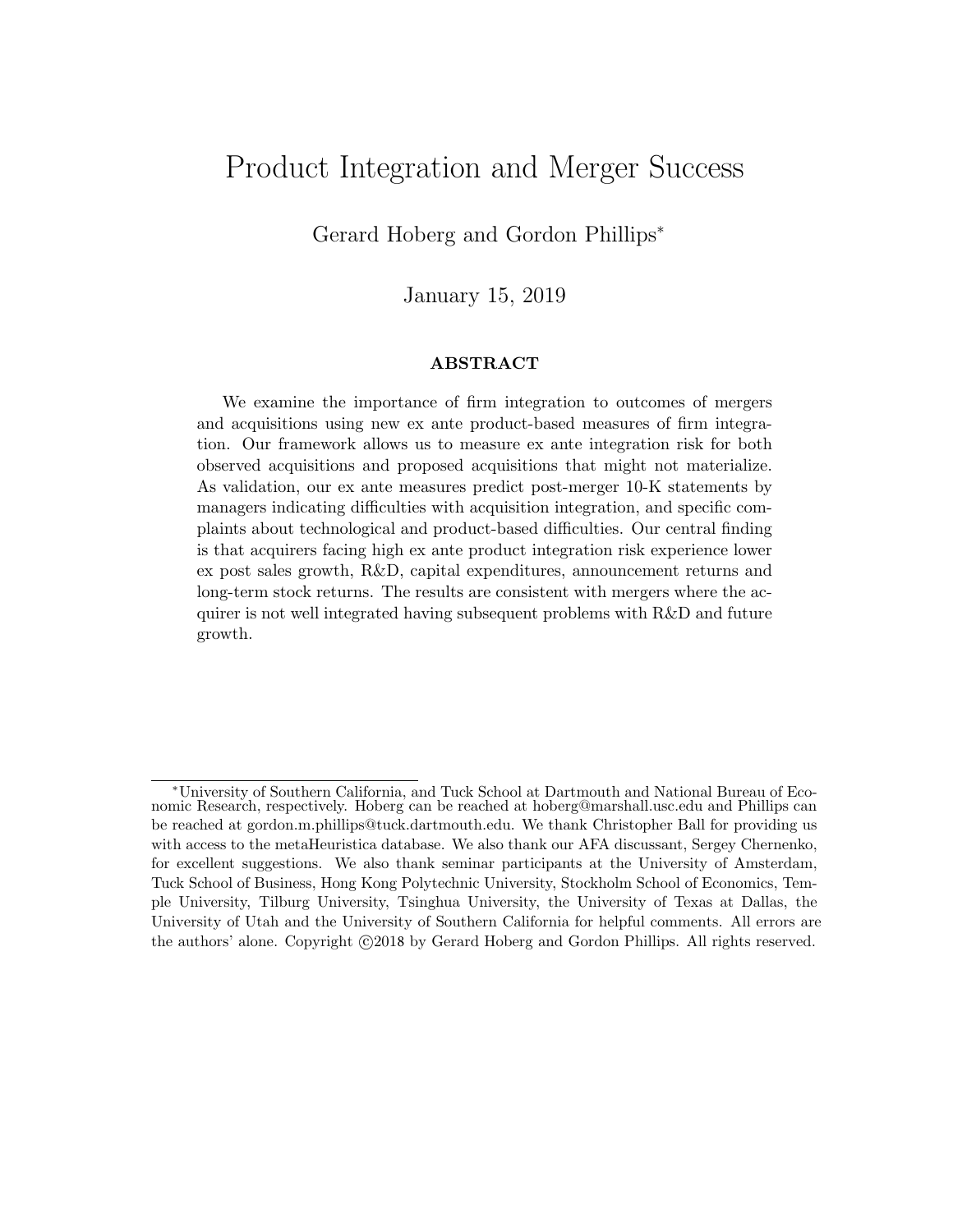# Product Integration and Merger Success

Gerard Hoberg and Gordon Phillips*

January 15, 2019

## ABSTRACT

We examine the importance of firm integration to outcomes of mergers and acquisitions using new ex ante product-based measures of firm integration. Our framework allows us to measure ex ante integration risk for both observed acquisitions and proposed acquisitions that might not materialize. As validation, our ex ante measures predict post-merger 10-K statements by managers indicating difficulties with acquisition integration, and specific complaints about technological and product-based difficulties. Our central finding is that acquirers facing high ex ante product integration risk experience lower ex post sales growth, R&D, capital expenditures, announcement returns and long-term stock returns. The results are consistent with mergers where the acquirer is not well integrated having subsequent problems with R&D and future growth.

---

*University of Southern California, and Tuck School at Dartmouth and National Bureau of Economic Research, respectively. Hoberg can be reached at hoberg@marshall.usc.edu and Phillips can be reached at gordon.m.phillips@tuck.dartmouth.edu. We thank Christopher Ball for providing us with access to the metaHeuristica database. We also thank our AFA discussant, Sergey Chernenko, for excellent suggestions. We also thank seminar participants at the University of Amsterdam, Tuck School of Business, Hong Kong Polytechnic University, Stockholm School of Economics, Temple University, Tilburg University, Tsinghua University, the University of Texas at Dallas, the University of Utah and the University of Southern California for helpful comments. All errors are the authors' alone. Copyright ©2018 by Gerard Hoberg and Gordon Phillips. All rights reserved.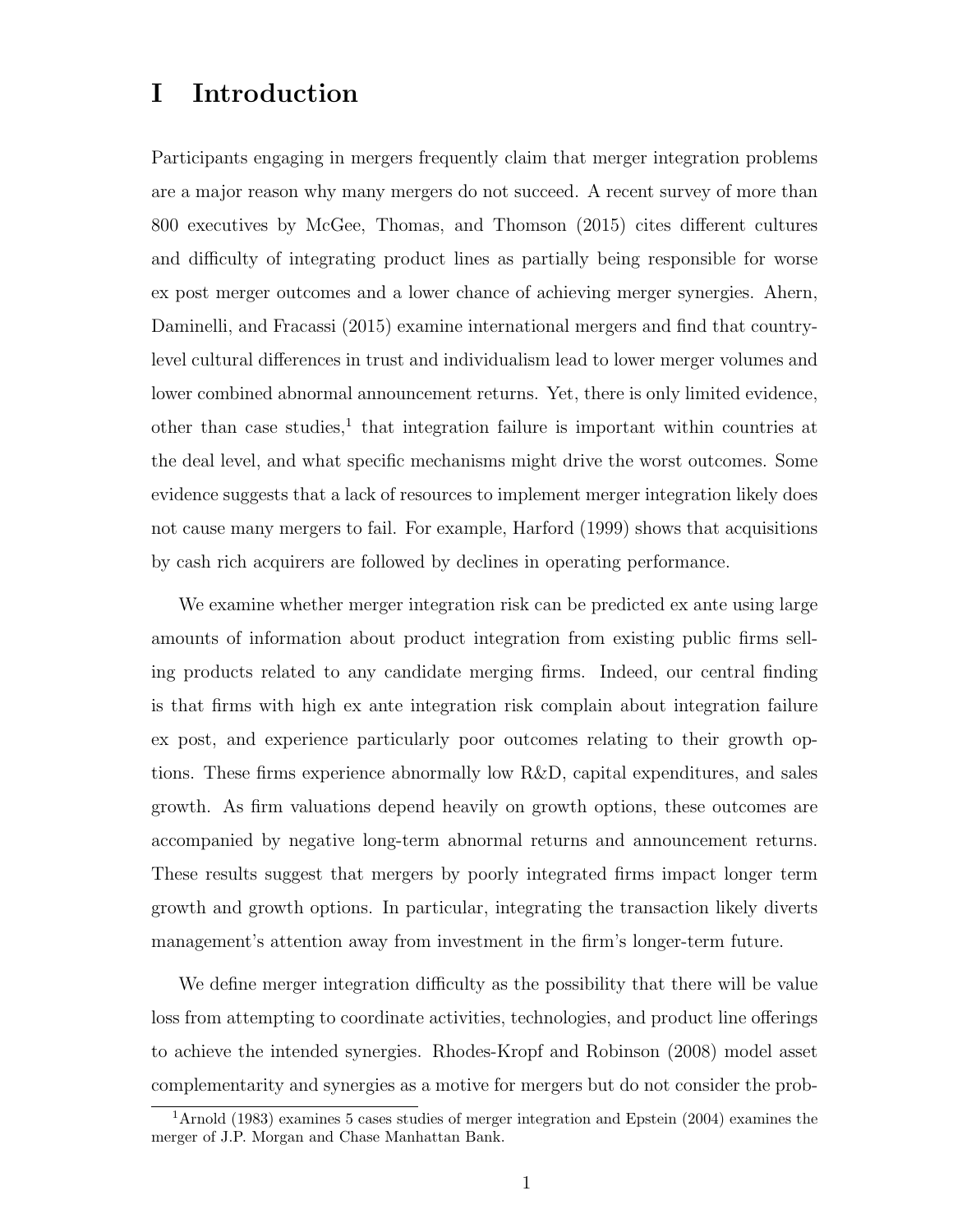# I Introduction

Participants engaging in mergers frequently claim that merger integration problems are a major reason why many mergers do not succeed. A recent survey of more than 800 executives by McGee, Thomas, and Thomson (2015) cites different cultures and difficulty of integrating product lines as partially being responsible for worse ex post merger outcomes and a lower chance of achieving merger synergies. Ahern, Daminelli, and Fracassi (2015) examine international mergers and find that country-level cultural differences in trust and individualism lead to lower merger volumes and lower combined abnormal announcement returns. Yet, there is only limited evidence, other than case studies,[1] that integration failure is important within countries at the deal level, and what specific mechanisms might drive the worst outcomes. Some evidence suggests that a lack of resources to implement merger integration likely does not cause many mergers to fail. For example, Harford (1999) shows that acquisitions by cash rich acquirers are followed by declines in operating performance.

We examine whether merger integration risk can be predicted ex ante using large amounts of information about product integration from existing public firms selling products related to any candidate merging firms. Indeed, our central finding is that firms with high ex ante integration risk complain about integration failure ex post, and experience particularly poor outcomes relating to their growth options. These firms experience abnormally low R&D, capital expenditures, and sales growth. As firm valuations depend heavily on growth options, these outcomes are accompanied by negative long-term abnormal returns and announcement returns. These results suggest that mergers by poorly integrated firms impact longer term growth and growth options. In particular, integrating the transaction likely diverts management's attention away from investment in the firm's longer-term future.

We define merger integration difficulty as the possibility that there will be value loss from attempting to coordinate activities, technologies, and product line offerings to achieve the intended synergies. Rhodes-Kropf and Robinson (2008) model asset complementarity and synergies as a motive for mergers but do not consider the prob-

[1] Arnold (1983) examines 5 cases studies of merger integration and Epstein (2004) examines the merger of J.P. Morgan and Chase Manhattan Bank.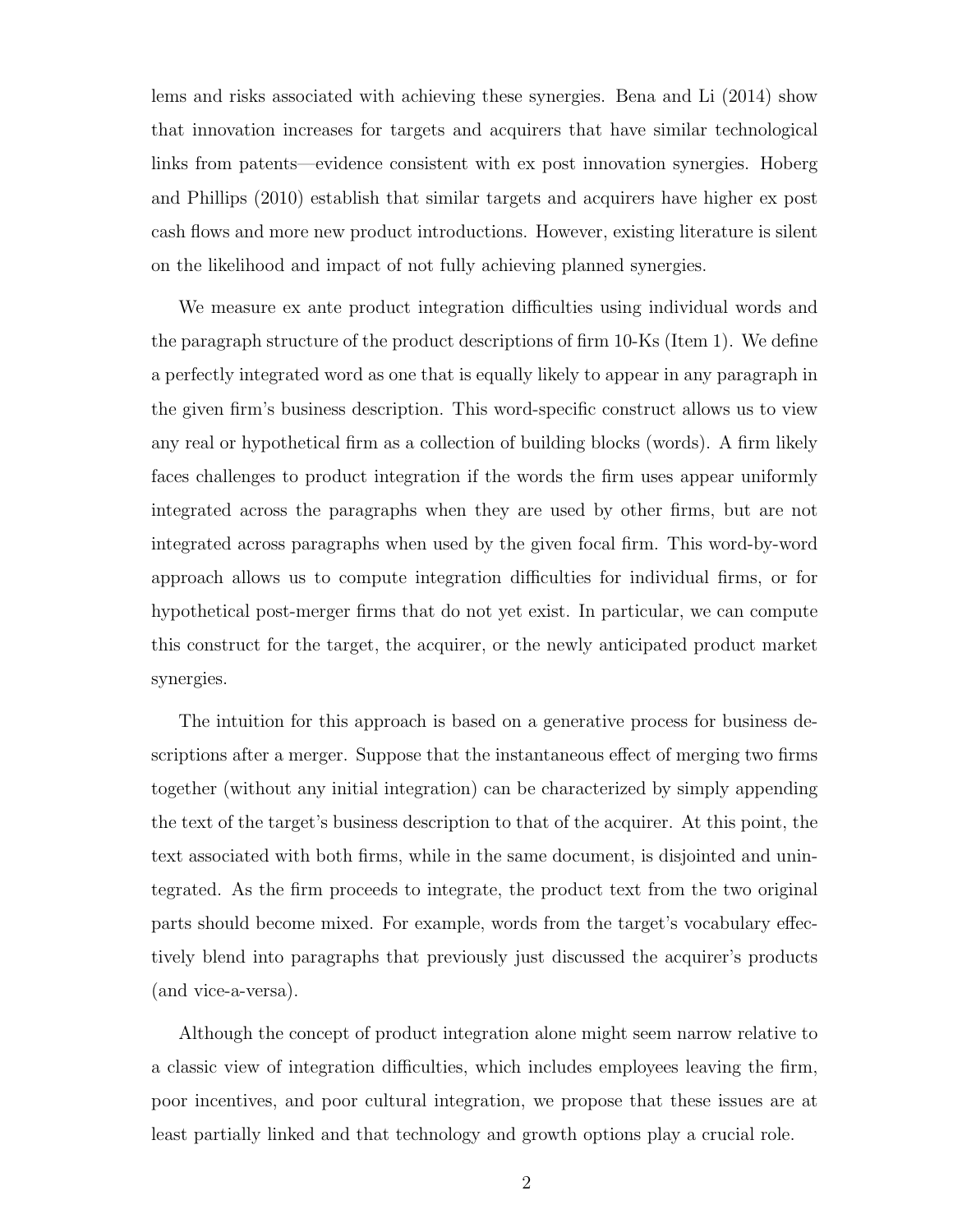lems and risks associated with achieving these synergies. Bena and Li (2014) show that innovation increases for targets and acquirers that have similar technological links from patents—evidence consistent with ex post innovation synergies. Hoberg and Phillips (2010) establish that similar targets and acquirers have higher ex post cash flows and more new product introductions. However, existing literature is silent on the likelihood and impact of not fully achieving planned synergies.

We measure ex ante product integration difficulties using individual words and the paragraph structure of the product descriptions of firm 10-Ks (Item 1). We define a perfectly integrated word as one that is equally likely to appear in any paragraph in the given firm's business description. This word-specific construct allows us to view any real or hypothetical firm as a collection of building blocks (words). A firm likely faces challenges to product integration if the words the firm uses appear uniformly integrated across the paragraphs when they are used by other firms, but are not integrated across paragraphs when used by the given focal firm. This word-by-word approach allows us to compute integration difficulties for individual firms, or for hypothetical post-merger firms that do not yet exist. In particular, we can compute this construct for the target, the acquirer, or the newly anticipated product market synergies.

The intuition for this approach is based on a generative process for business descriptions after a merger. Suppose that the instantaneous effect of merging two firms together (without any initial integration) can be characterized by simply appending the text of the target's business description to that of the acquirer. At this point, the text associated with both firms, while in the same document, is disjointed and unintegrated. As the firm proceeds to integrate, the product text from the two original parts should become mixed. For example, words from the target's vocabulary effectively blend into paragraphs that previously just discussed the acquirer's products (and vice-a-versa).

Although the concept of product integration alone might seem narrow relative to a classic view of integration difficulties, which includes employees leaving the firm, poor incentives, and poor cultural integration, we propose that these issues are at least partially linked and that technology and growth options play a crucial role.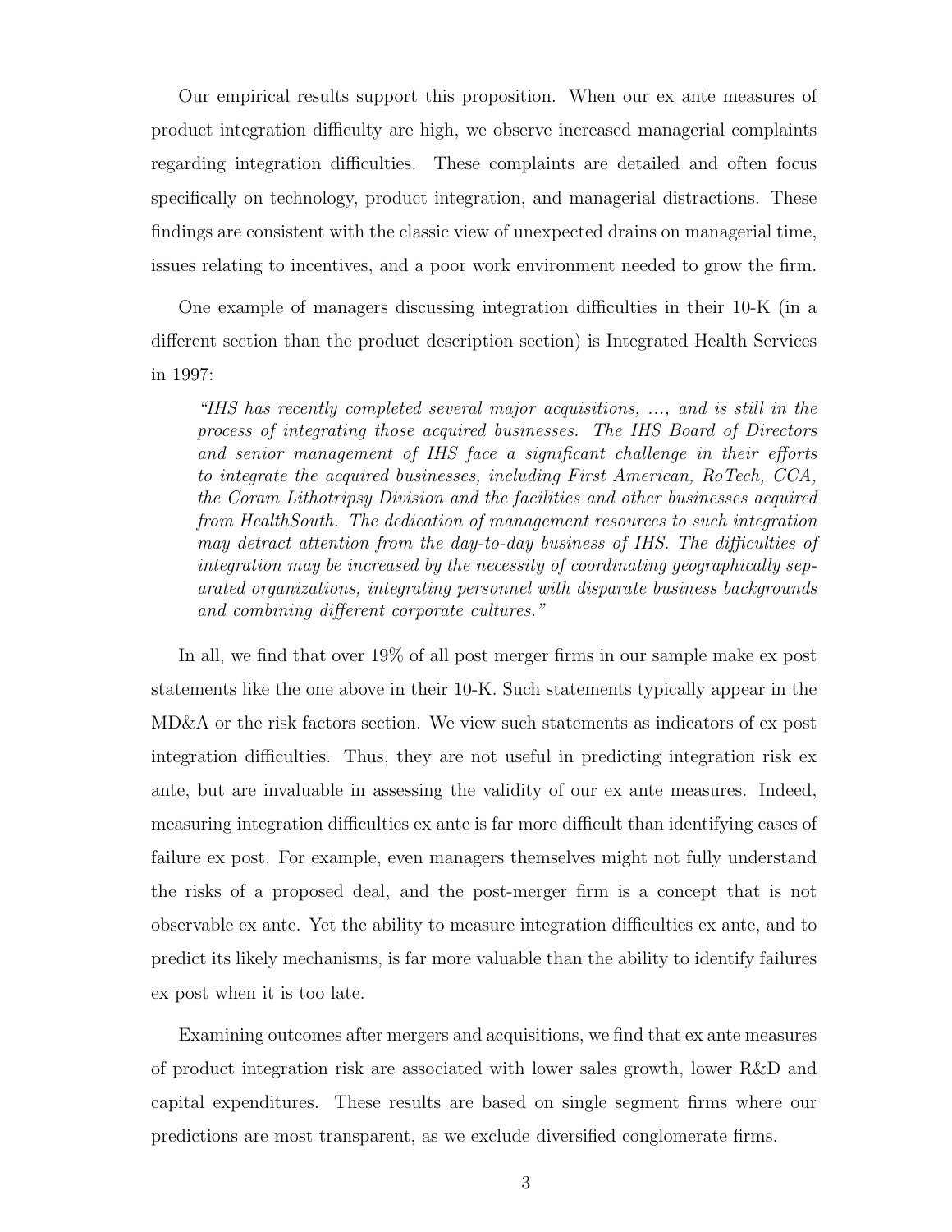Our empirical results support this proposition. When our ex ante measures of product integration difficulty are high, we observe increased managerial complaints regarding integration difficulties. These complaints are detailed and often focus specifically on technology, product integration, and managerial distractions. These findings are consistent with the classic view of unexpected drains on managerial time, issues relating to incentives, and a poor work environment needed to grow the firm.

One example of managers discussing integration difficulties in their 10-K (in a different section than the product description section) is Integrated Health Services in 1997:

> *"IHS has recently completed several major acquisitions, ..., and is still in the process of integrating those acquired businesses. The IHS Board of Directors and senior management of IHS face a significant challenge in their efforts to integrate the acquired businesses, including First American, RoTech, CCA, the Coram Lithotripsy Division and the facilities and other businesses acquired from HealthSouth. The dedication of management resources to such integration may detract attention from the day-to-day business of IHS. The difficulties of integration may be increased by the necessity of coordinating geographically separated organizations, integrating personnel with disparate business backgrounds and combining different corporate cultures."*

In all, we find that over 19% of all post merger firms in our sample make ex post statements like the one above in their 10-K. Such statements typically appear in the MD&A or the risk factors section. We view such statements as indicators of ex post integration difficulties. Thus, they are not useful in predicting integration risk ex ante, but are invaluable in assessing the validity of our ex ante measures. Indeed, measuring integration difficulties ex ante is far more difficult than identifying cases of failure ex post. For example, even managers themselves might not fully understand the risks of a proposed deal, and the post-merger firm is a concept that is not observable ex ante. Yet the ability to measure integration difficulties ex ante, and to predict its likely mechanisms, is far more valuable than the ability to identify failures ex post when it is too late.

Examining outcomes after mergers and acquisitions, we find that ex ante measures of product integration risk are associated with lower sales growth, lower R&D and capital expenditures. These results are based on single segment firms where our predictions are most transparent, as we exclude diversified conglomerate firms.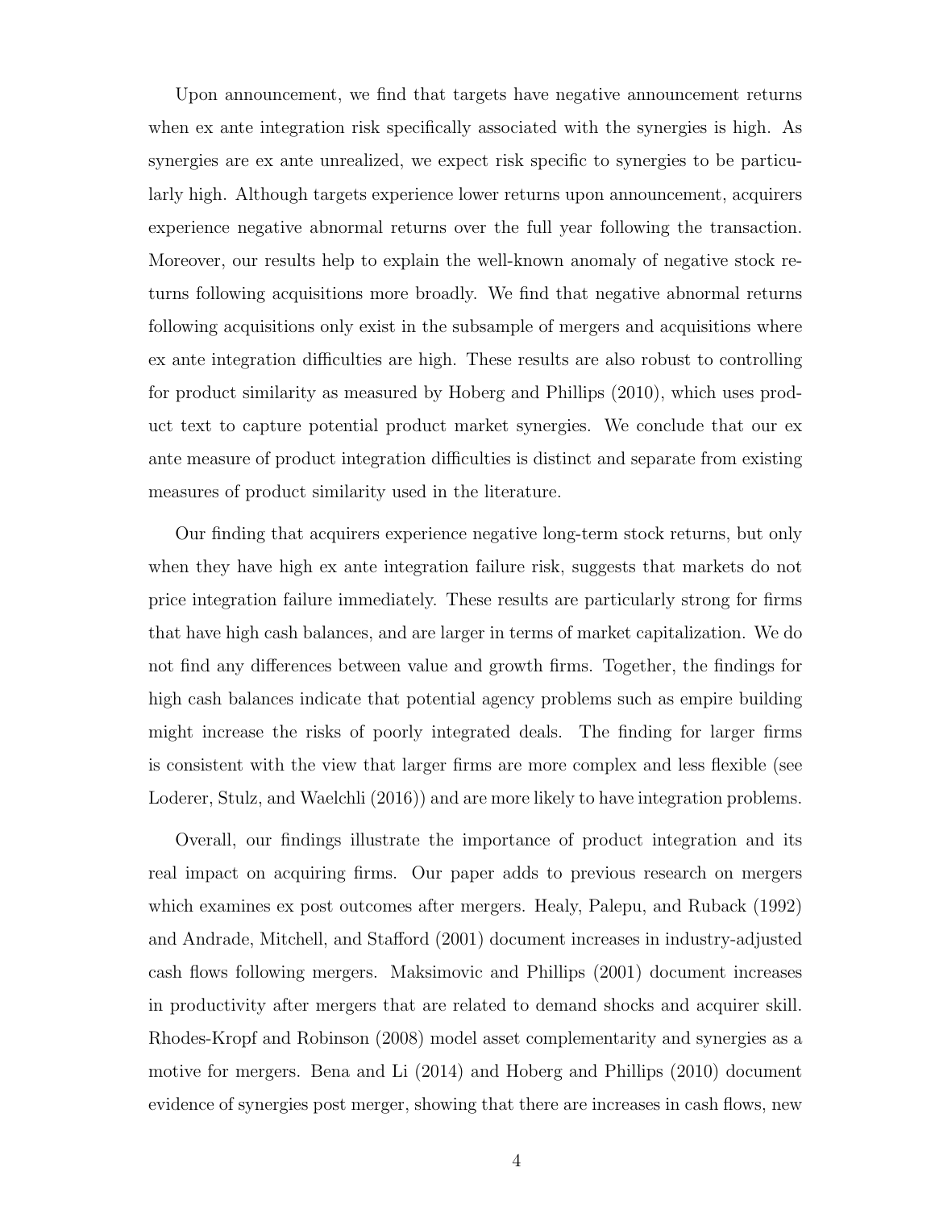Upon announcement, we find that targets have negative announcement returns when ex ante integration risk specifically associated with the synergies is high. As synergies are ex ante unrealized, we expect risk specific to synergies to be particularly high. Although targets experience lower returns upon announcement, acquirers experience negative abnormal returns over the full year following the transaction. Moreover, our results help to explain the well-known anomaly of negative stock returns following acquisitions more broadly. We find that negative abnormal returns following acquisitions only exist in the subsample of mergers and acquisitions where ex ante integration difficulties are high. These results are also robust to controlling for product similarity as measured by Hoberg and Phillips (2010), which uses product text to capture potential product market synergies. We conclude that our ex ante measure of product integration difficulties is distinct and separate from existing measures of product similarity used in the literature.

Our finding that acquirers experience negative long-term stock returns, but only when they have high ex ante integration failure risk, suggests that markets do not price integration failure immediately. These results are particularly strong for firms that have high cash balances, and are larger in terms of market capitalization. We do not find any differences between value and growth firms. Together, the findings for high cash balances indicate that potential agency problems such as empire building might increase the risks of poorly integrated deals. The finding for larger firms is consistent with the view that larger firms are more complex and less flexible (see Loderer, Stulz, and Waelchli (2016)) and are more likely to have integration problems.

Overall, our findings illustrate the importance of product integration and its real impact on acquiring firms. Our paper adds to previous research on mergers which examines ex post outcomes after mergers. Healy, Palepu, and Ruback (1992) and Andrade, Mitchell, and Stafford (2001) document increases in industry-adjusted cash flows following mergers. Maksimovic and Phillips (2001) document increases in productivity after mergers that are related to demand shocks and acquirer skill. Rhodes-Kropf and Robinson (2008) model asset complementarity and synergies as a motive for mergers. Bena and Li (2014) and Hoberg and Phillips (2010) document evidence of synergies post merger, showing that there are increases in cash flows, new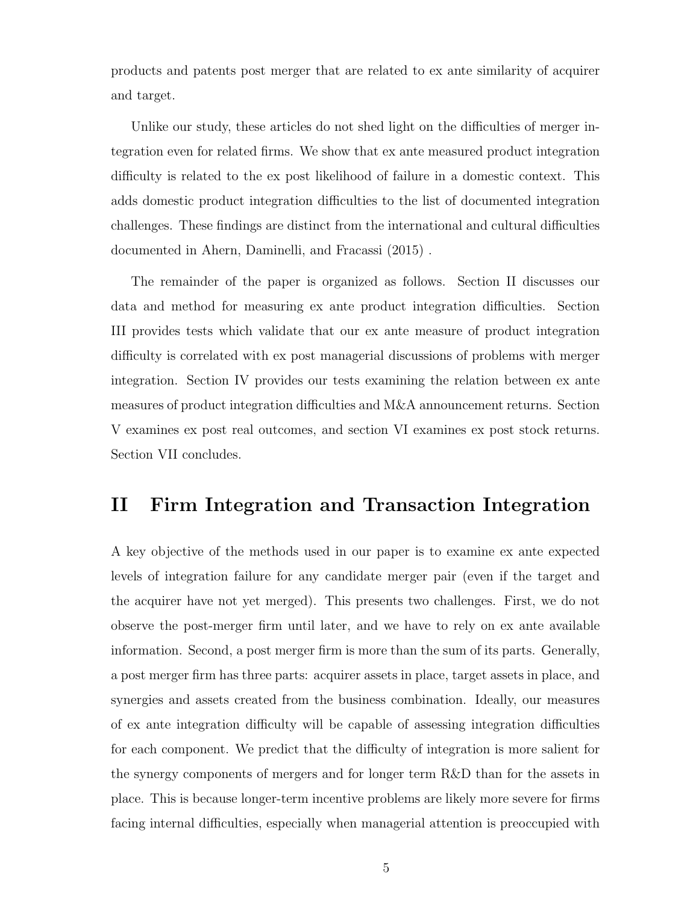products and patents post merger that are related to ex ante similarity of acquirer and target.

Unlike our study, these articles do not shed light on the difficulties of merger integration even for related firms. We show that ex ante measured product integration difficulty is related to the ex post likelihood of failure in a domestic context. This adds domestic product integration difficulties to the list of documented integration challenges. These findings are distinct from the international and cultural difficulties documented in Ahern, Daminelli, and Fracassi (2015) .

The remainder of the paper is organized as follows. Section II discusses our data and method for measuring ex ante product integration difficulties. Section III provides tests which validate that our ex ante measure of product integration difficulty is correlated with ex post managerial discussions of problems with merger integration. Section IV provides our tests examining the relation between ex ante measures of product integration difficulties and M&A announcement returns. Section V examines ex post real outcomes, and section VI examines ex post stock returns. Section VII concludes.

# II Firm Integration and Transaction Integration

A key objective of the methods used in our paper is to examine ex ante expected levels of integration failure for any candidate merger pair (even if the target and the acquirer have not yet merged). This presents two challenges. First, we do not observe the post-merger firm until later, and we have to rely on ex ante available information. Second, a post merger firm is more than the sum of its parts. Generally, a post merger firm has three parts: acquirer assets in place, target assets in place, and synergies and assets created from the business combination. Ideally, our measures of ex ante integration difficulty will be capable of assessing integration difficulties for each component. We predict that the difficulty of integration is more salient for the synergy components of mergers and for longer term R&D than for the assets in place. This is because longer-term incentive problems are likely more severe for firms facing internal difficulties, especially when managerial attention is preoccupied with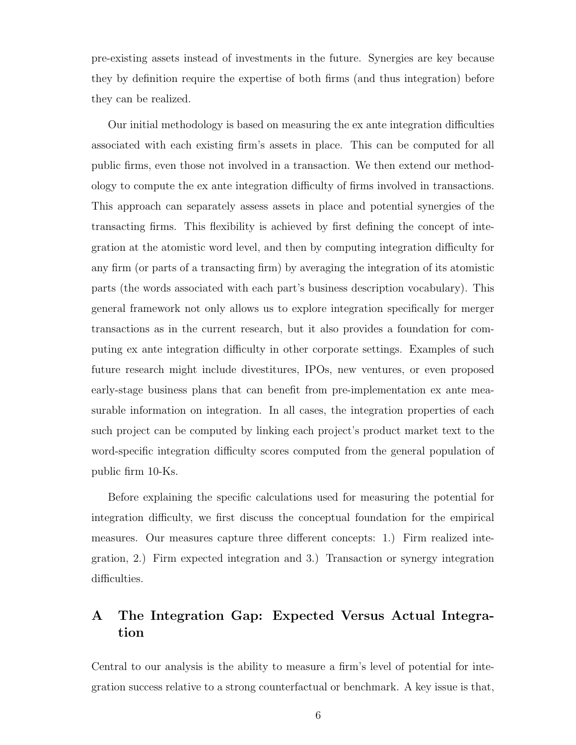pre-existing assets instead of investments in the future. Synergies are key because they by definition require the expertise of both firms (and thus integration) before they can be realized.

Our initial methodology is based on measuring the ex ante integration difficulties associated with each existing firm's assets in place. This can be computed for all public firms, even those not involved in a transaction. We then extend our methodology to compute the ex ante integration difficulty of firms involved in transactions. This approach can separately assess assets in place and potential synergies of the transacting firms. This flexibility is achieved by first defining the concept of integration at the atomistic word level, and then by computing integration difficulty for any firm (or parts of a transacting firm) by averaging the integration of its atomistic parts (the words associated with each part's business description vocabulary). This general framework not only allows us to explore integration specifically for merger transactions as in the current research, but it also provides a foundation for computing ex ante integration difficulty in other corporate settings. Examples of such future research might include divestitures, IPOs, new ventures, or even proposed early-stage business plans that can benefit from pre-implementation ex ante measurable information on integration. In all cases, the integration properties of each such project can be computed by linking each project's product market text to the word-specific integration difficulty scores computed from the general population of public firm 10-Ks.

Before explaining the specific calculations used for measuring the potential for integration difficulty, we first discuss the conceptual foundation for the empirical measures. Our measures capture three different concepts: 1.) Firm realized integration, 2.) Firm expected integration and 3.) Transaction or synergy integration difficulties.

## A The Integration Gap: Expected Versus Actual Integration

Central to our analysis is the ability to measure a firm's level of potential for integration success relative to a strong counterfactual or benchmark. A key issue is that,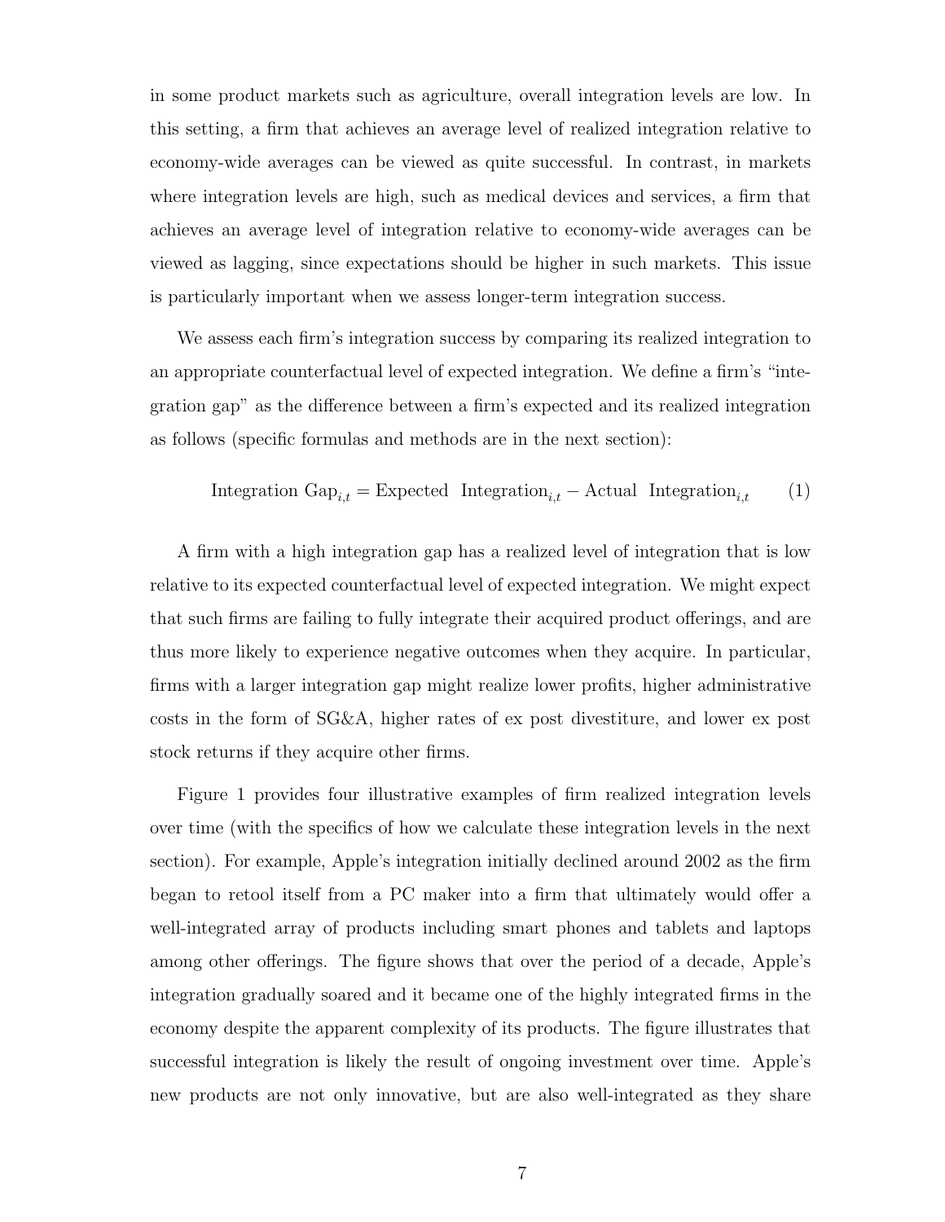in some product markets such as agriculture, overall integration levels are low. In this setting, a firm that achieves an average level of realized integration relative to economy-wide averages can be viewed as quite successful. In contrast, in markets where integration levels are high, such as medical devices and services, a firm that achieves an average level of integration relative to economy-wide averages can be viewed as lagging, since expectations should be higher in such markets. This issue is particularly important when we assess longer-term integration success.

We assess each firm's integration success by comparing its realized integration to an appropriate counterfactual level of expected integration. We define a firm's "integration gap" as the difference between a firm's expected and its realized integration as follows (specific formulas and methods are in the next section):

$$\text{Integration Gap}_{i,t} = \text{Expected Integration}_{i,t} - \text{Actual Integration}_{i,t} \tag{1}$$

A firm with a high integration gap has a realized level of integration that is low relative to its expected counterfactual level of expected integration. We might expect that such firms are failing to fully integrate their acquired product offerings, and are thus more likely to experience negative outcomes when they acquire. In particular, firms with a larger integration gap might realize lower profits, higher administrative costs in the form of SG&A, higher rates of ex post divestiture, and lower ex post stock returns if they acquire other firms.

Figure 1 provides four illustrative examples of firm realized integration levels over time (with the specifics of how we calculate these integration levels in the next section). For example, Apple's integration initially declined around 2002 as the firm began to retool itself from a PC maker into a firm that ultimately would offer a well-integrated array of products including smart phones and tablets and laptops among other offerings. The figure shows that over the period of a decade, Apple's integration gradually soared and it became one of the highly integrated firms in the economy despite the apparent complexity of its products. The figure illustrates that successful integration is likely the result of ongoing investment over time. Apple's new products are not only innovative, but are also well-integrated as they share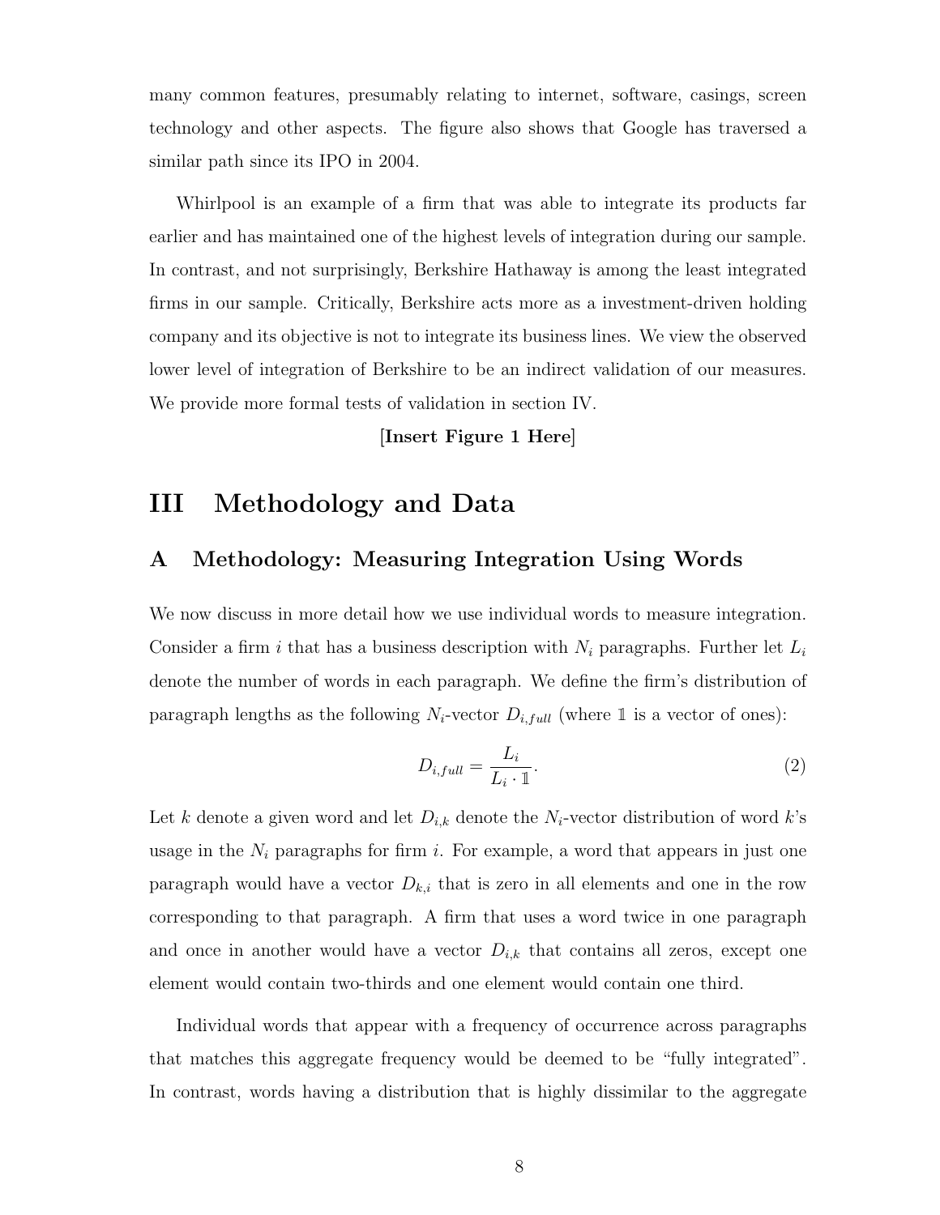many common features, presumably relating to internet, software, casings, screen technology and other aspects. The figure also shows that Google has traversed a similar path since its IPO in 2004.

Whirlpool is an example of a firm that was able to integrate its products far earlier and has maintained one of the highest levels of integration during our sample. In contrast, and not surprisingly, Berkshire Hathaway is among the least integrated firms in our sample. Critically, Berkshire acts more as a investment-driven holding company and its objective is not to integrate its business lines. We view the observed lower level of integration of Berkshire to be an indirect validation of our measures. We provide more formal tests of validation in section IV.

**[Insert Figure 1 Here]**

# III Methodology and Data

## A Methodology: Measuring Integration Using Words

We now discuss in more detail how we use individual words to measure integration. Consider a firm $i$ that has a business description with $N_i$ paragraphs. Further let $L_i$ denote the number of words in each paragraph. We define the firm's distribution of paragraph lengths as the following $N_i$-vector $D_{i,full}$ (where $\mathbb{1}$ is a vector of ones):

$$D_{i,full} = \frac{L_i}{L_i \cdot \mathbb{1}}. \tag{2}$$

Let $k$ denote a given word and let $D_{i,k}$ denote the $N_i$-vector distribution of word $k$'s usage in the $N_i$ paragraphs for firm $i$. For example, a word that appears in just one paragraph would have a vector $D_{k,i}$ that is zero in all elements and one in the row corresponding to that paragraph. A firm that uses a word twice in one paragraph and once in another would have a vector $D_{i,k}$ that contains all zeros, except one element would contain two-thirds and one element would contain one third.

Individual words that appear with a frequency of occurrence across paragraphs that matches this aggregate frequency would be deemed to be "fully integrated". In contrast, words having a distribution that is highly dissimilar to the aggregate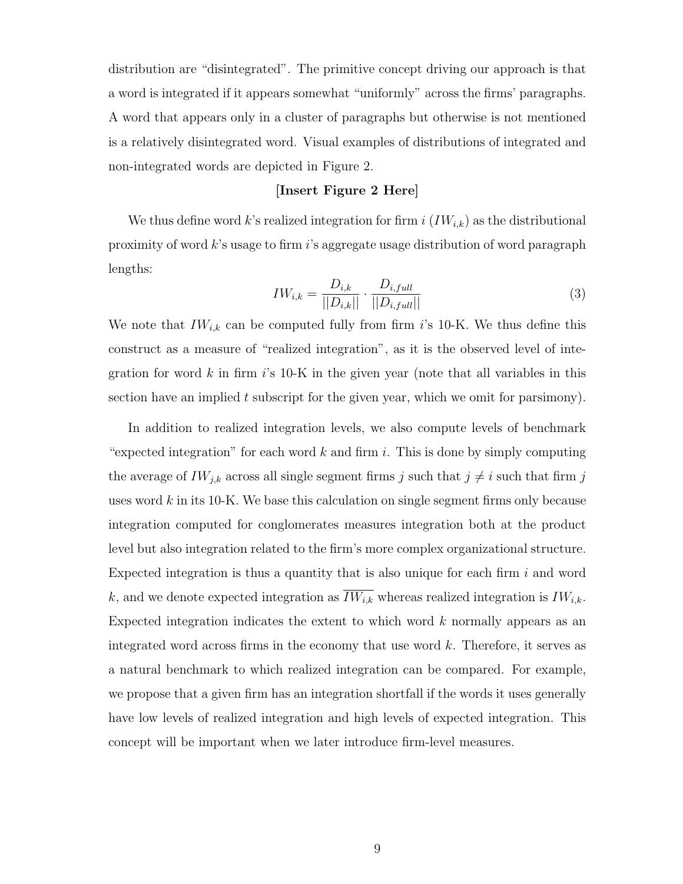distribution are "disintegrated". The primitive concept driving our approach is that a word is integrated if it appears somewhat "uniformly" across the firms' paragraphs. A word that appears only in a cluster of paragraphs but otherwise is not mentioned is a relatively disintegrated word. Visual examples of distributions of integrated and non-integrated words are depicted in Figure 2.

**[Insert Figure 2 Here]**

We thus define word $k$'s realized integration for firm $i$ ($IW_{i,k}$) as the distributional proximity of word $k$'s usage to firm $i$'s aggregate usage distribution of word paragraph lengths:

$$IW_{i,k} = \frac{D_{i,k}}{||D_{i,k}||} \cdot \frac{D_{i,full}}{||D_{i,full}||} \tag{3}$$

We note that $IW_{i,k}$ can be computed fully from firm $i$'s 10-K. We thus define this construct as a measure of "realized integration", as it is the observed level of integration for word $k$ in firm $i$'s 10-K in the given year (note that all variables in this section have an implied $t$ subscript for the given year, which we omit for parsimony).

In addition to realized integration levels, we also compute levels of benchmark "expected integration" for each word $k$ and firm $i$. This is done by simply computing the average of $IW_{j,k}$ across all single segment firms $j$ such that $j \neq i$ such that firm $j$ uses word $k$ in its 10-K. We base this calculation on single segment firms only because integration computed for conglomerates measures integration both at the product level but also integration related to the firm's more complex organizational structure. Expected integration is thus a quantity that is also unique for each firm $i$ and word $k$, and we denote expected integration as $\overline{IW_{i,k}}$ whereas realized integration is $IW_{i,k}$. Expected integration indicates the extent to which word $k$ normally appears as an integrated word across firms in the economy that use word $k$. Therefore, it serves as a natural benchmark to which realized integration can be compared. For example, we propose that a given firm has an integration shortfall if the words it uses generally have low levels of realized integration and high levels of expected integration. This concept will be important when we later introduce firm-level measures.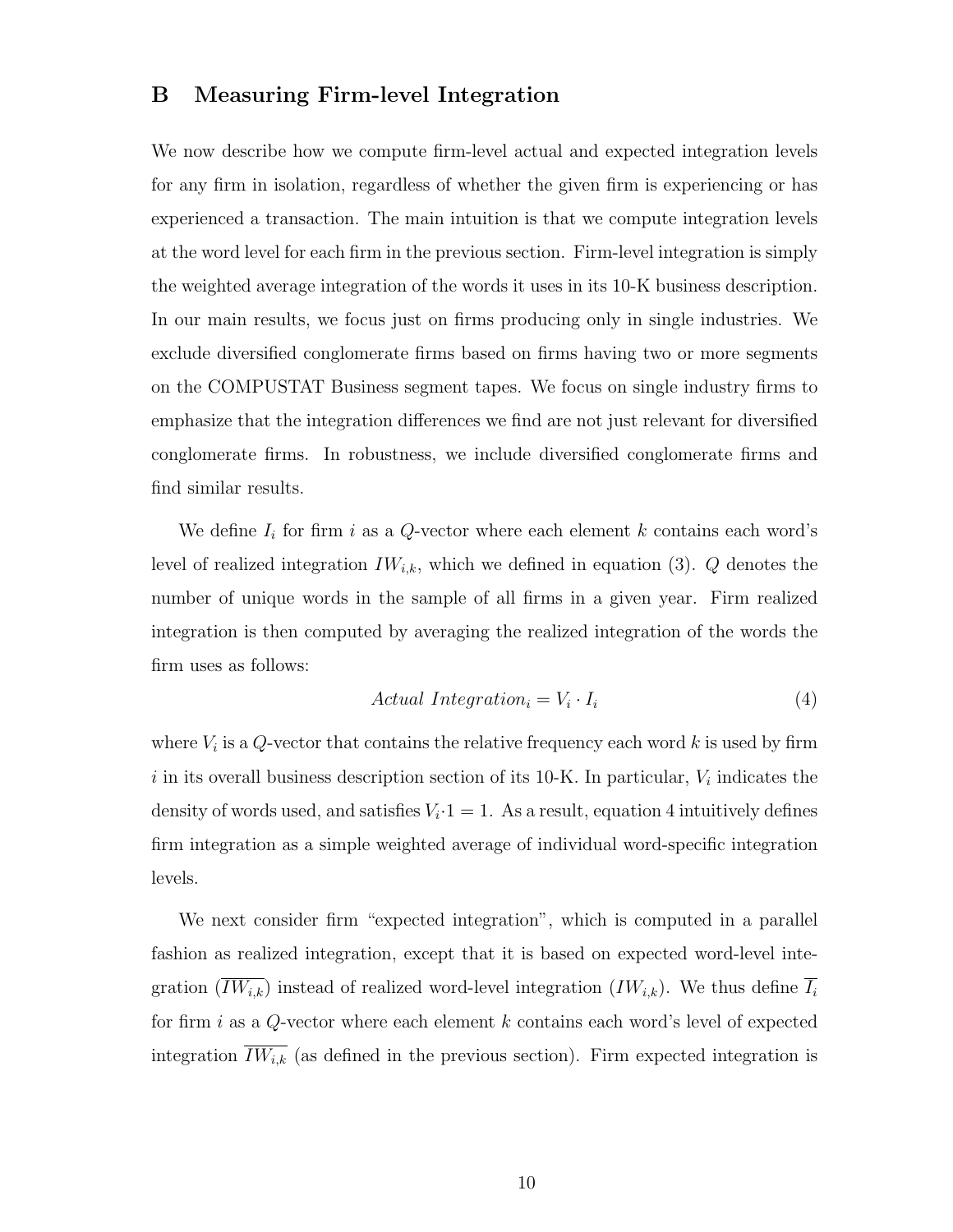## B Measuring Firm-level Integration

We now describe how we compute firm-level actual and expected integration levels for any firm in isolation, regardless of whether the given firm is experiencing or has experienced a transaction. The main intuition is that we compute integration levels at the word level for each firm in the previous section. Firm-level integration is simply the weighted average integration of the words it uses in its 10-K business description. In our main results, we focus just on firms producing only in single industries. We exclude diversified conglomerate firms based on firms having two or more segments on the COMPUSTAT Business segment tapes. We focus on single industry firms to emphasize that the integration differences we find are not just relevant for diversified conglomerate firms. In robustness, we include diversified conglomerate firms and find similar results.

We define $I_i$ for firm $i$ as a $Q$-vector where each element $k$ contains each word's level of realized integration $IW_{i,k}$, which we defined in equation (3). $Q$ denotes the number of unique words in the sample of all firms in a given year. Firm realized integration is then computed by averaging the realized integration of the words the firm uses as follows:

$$Actual\ Integration_i = V_i \cdot I_i \tag{4}$$

where $V_i$ is a $Q$-vector that contains the relative frequency each word $k$ is used by firm $i$ in its overall business description section of its 10-K. In particular, $V_i$ indicates the density of words used, and satisfies $V_i{\cdot}1 = 1$. As a result, equation 4 intuitively defines firm integration as a simple weighted average of individual word-specific integration levels.

We next consider firm "expected integration", which is computed in a parallel fashion as realized integration, except that it is based on expected word-level integration ($\overline{IW_{i,k}}$) instead of realized word-level integration ($IW_{i,k}$). We thus define $\overline{I_i}$ for firm $i$ as a $Q$-vector where each element $k$ contains each word's level of expected integration $\overline{IW_{i,k}}$ (as defined in the previous section). Firm expected integration is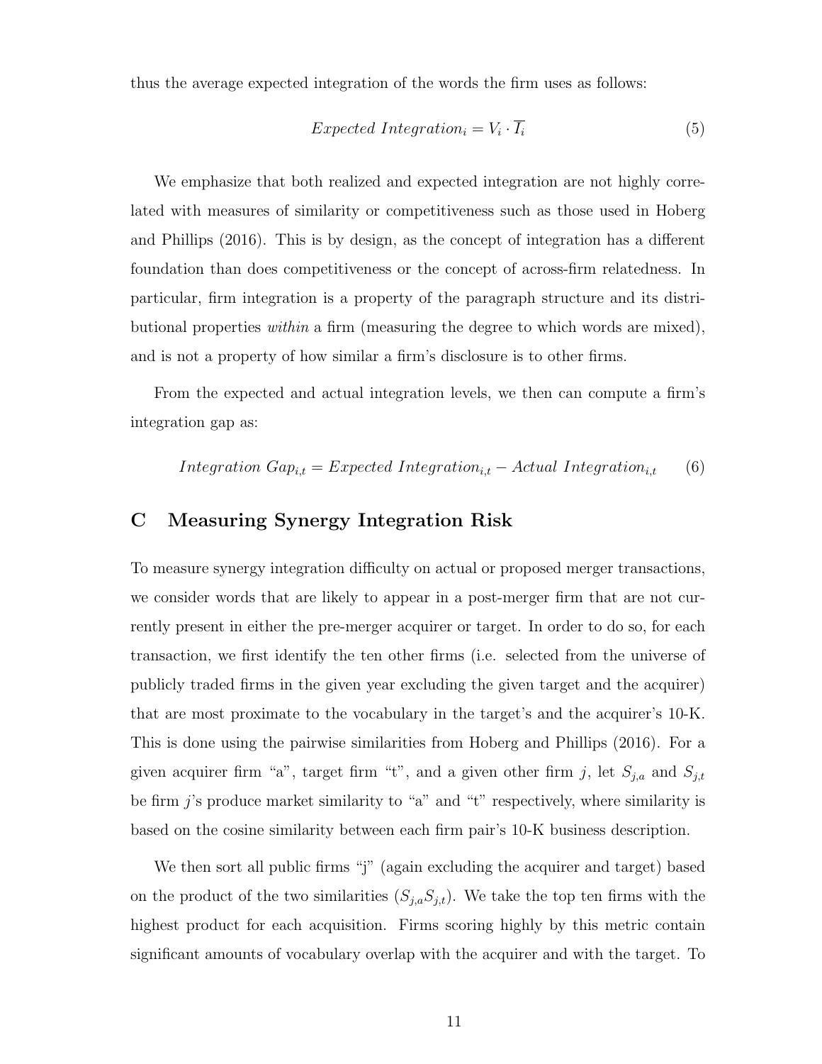thus the average expected integration of the words the firm uses as follows:

$$Expected\ Integration_i = V_i \cdot \overline{I_i} \tag{5}$$

We emphasize that both realized and expected integration are not highly correlated with measures of similarity or competitiveness such as those used in Hoberg and Phillips (2016). This is by design, as the concept of integration has a different foundation than does competitiveness or the concept of across-firm relatedness. In particular, firm integration is a property of the paragraph structure and its distributional properties *within* a firm (measuring the degree to which words are mixed), and is not a property of how similar a firm's disclosure is to other firms.

From the expected and actual integration levels, we then can compute a firm's integration gap as:

$$Integration\ Gap_{i,t} = Expected\ Integration_{i,t} - Actual\ Integration_{i,t} \tag{6}$$

## C Measuring Synergy Integration Risk

To measure synergy integration difficulty on actual or proposed merger transactions, we consider words that are likely to appear in a post-merger firm that are not currently present in either the pre-merger acquirer or target. In order to do so, for each transaction, we first identify the ten other firms (i.e. selected from the universe of publicly traded firms in the given year excluding the given target and the acquirer) that are most proximate to the vocabulary in the target's and the acquirer's 10-K. This is done using the pairwise similarities from Hoberg and Phillips (2016). For a given acquirer firm "a", target firm "t", and a given other firm $j$, let $S_{j,a}$ and $S_{j,t}$ be firm $j$'s produce market similarity to "a" and "t" respectively, where similarity is based on the cosine similarity between each firm pair's 10-K business description.

We then sort all public firms "j" (again excluding the acquirer and target) based on the product of the two similarities ($S_{j,a}S_{j,t}$). We take the top ten firms with the highest product for each acquisition. Firms scoring highly by this metric contain significant amounts of vocabulary overlap with the acquirer and with the target. To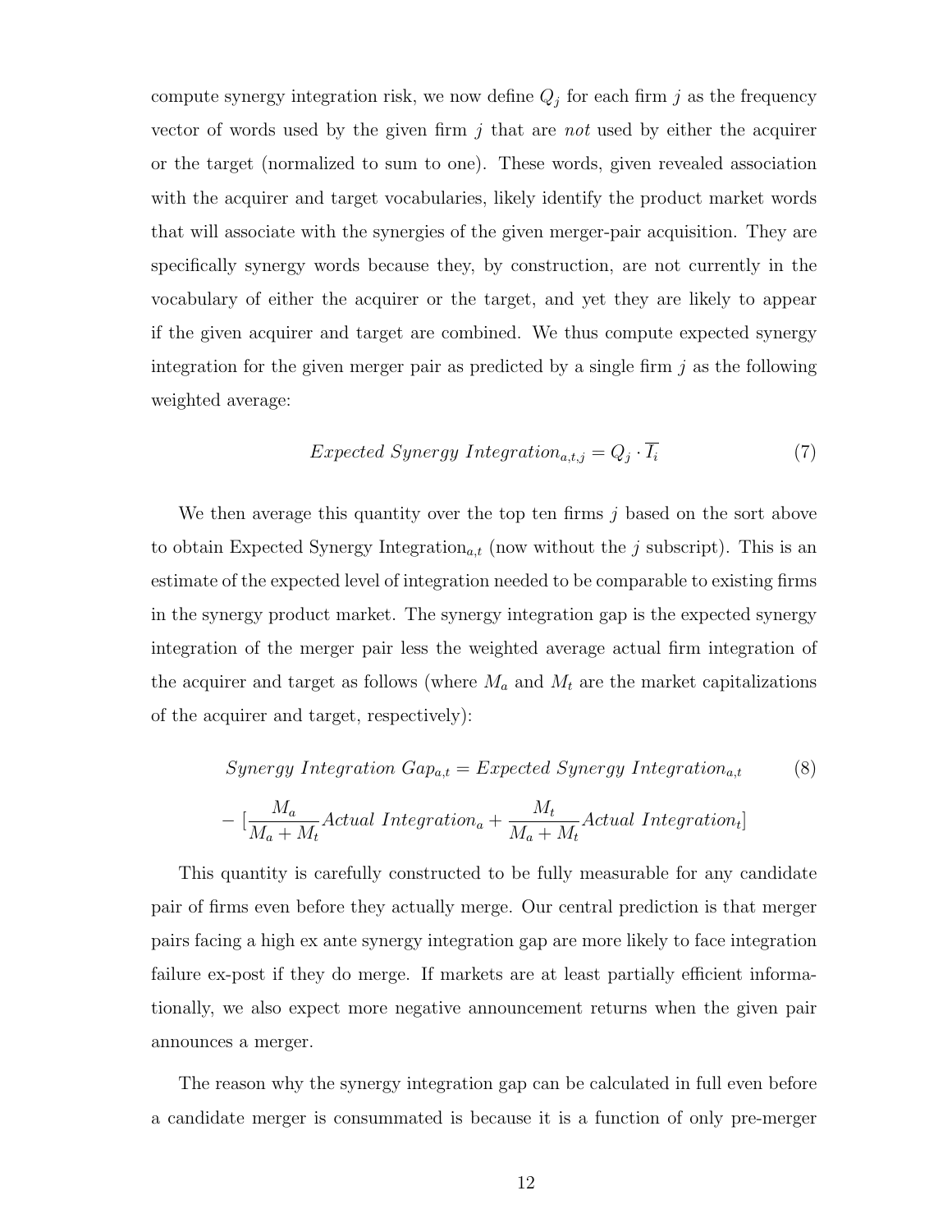compute synergy integration risk, we now define $Q_j$ for each firm $j$ as the frequency vector of words used by the given firm $j$ that are *not* used by either the acquirer or the target (normalized to sum to one). These words, given revealed association with the acquirer and target vocabularies, likely identify the product market words that will associate with the synergies of the given merger-pair acquisition. They are specifically synergy words because they, by construction, are not currently in the vocabulary of either the acquirer or the target, and yet they are likely to appear if the given acquirer and target are combined. We thus compute expected synergy integration for the given merger pair as predicted by a single firm $j$ as the following weighted average:

$$Expected\ Synergy\ Integration_{a,t,j} = Q_j \cdot \overline{I_i} \tag{7}$$

We then average this quantity over the top ten firms $j$ based on the sort above to obtain Expected Synergy Integration$_{a,t}$ (now without the $j$ subscript). This is an estimate of the expected level of integration needed to be comparable to existing firms in the synergy product market. The synergy integration gap is the expected synergy integration of the merger pair less the weighted average actual firm integration of the acquirer and target as follows (where $M_a$ and $M_t$ are the market capitalizations of the acquirer and target, respectively):

$$\begin{aligned} Synergy\ Integration\ Gap_{a,t} &= Expected\ Synergy\ Integration_{a,t} \\ &- [\frac{M_a}{M_a + M_t} Actual\ Integration_a + \frac{M_t}{M_a + M_t} Actual\ Integration_t] \end{aligned} \tag{8}$$

This quantity is carefully constructed to be fully measurable for any candidate pair of firms even before they actually merge. Our central prediction is that merger pairs facing a high ex ante synergy integration gap are more likely to face integration failure ex-post if they do merge. If markets are at least partially efficient informationally, we also expect more negative announcement returns when the given pair announces a merger.

The reason why the synergy integration gap can be calculated in full even before a candidate merger is consummated is because it is a function of only pre-merger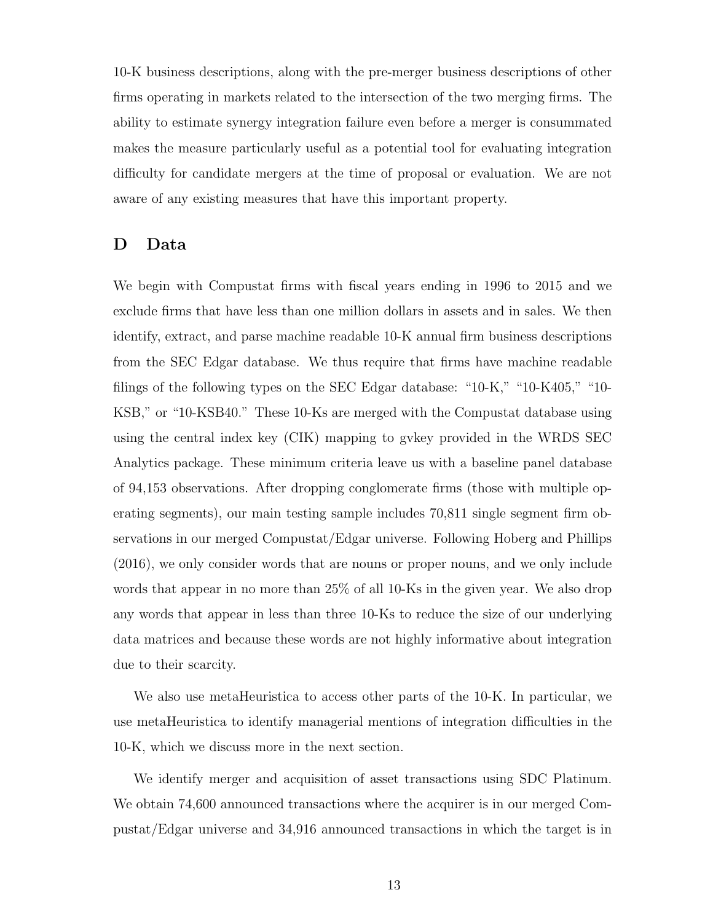10-K business descriptions, along with the pre-merger business descriptions of other firms operating in markets related to the intersection of the two merging firms. The ability to estimate synergy integration failure even before a merger is consummated makes the measure particularly useful as a potential tool for evaluating integration difficulty for candidate mergers at the time of proposal or evaluation. We are not aware of any existing measures that have this important property.

## D Data

We begin with Compustat firms with fiscal years ending in 1996 to 2015 and we exclude firms that have less than one million dollars in assets and in sales. We then identify, extract, and parse machine readable 10-K annual firm business descriptions from the SEC Edgar database. We thus require that firms have machine readable filings of the following types on the SEC Edgar database: "10-K," "10-K405," "10-KSB," or "10-KSB40." These 10-Ks are merged with the Compustat database using using the central index key (CIK) mapping to gvkey provided in the WRDS SEC Analytics package. These minimum criteria leave us with a baseline panel database of 94,153 observations. After dropping conglomerate firms (those with multiple operating segments), our main testing sample includes 70,811 single segment firm observations in our merged Compustat/Edgar universe. Following Hoberg and Phillips (2016), we only consider words that are nouns or proper nouns, and we only include words that appear in no more than 25% of all 10-Ks in the given year. We also drop any words that appear in less than three 10-Ks to reduce the size of our underlying data matrices and because these words are not highly informative about integration due to their scarcity.

We also use metaHeuristica to access other parts of the 10-K. In particular, we use metaHeuristica to identify managerial mentions of integration difficulties in the 10-K, which we discuss more in the next section.

We identify merger and acquisition of asset transactions using SDC Platinum. We obtain 74,600 announced transactions where the acquirer is in our merged Compustat/Edgar universe and 34,916 announced transactions in which the target is in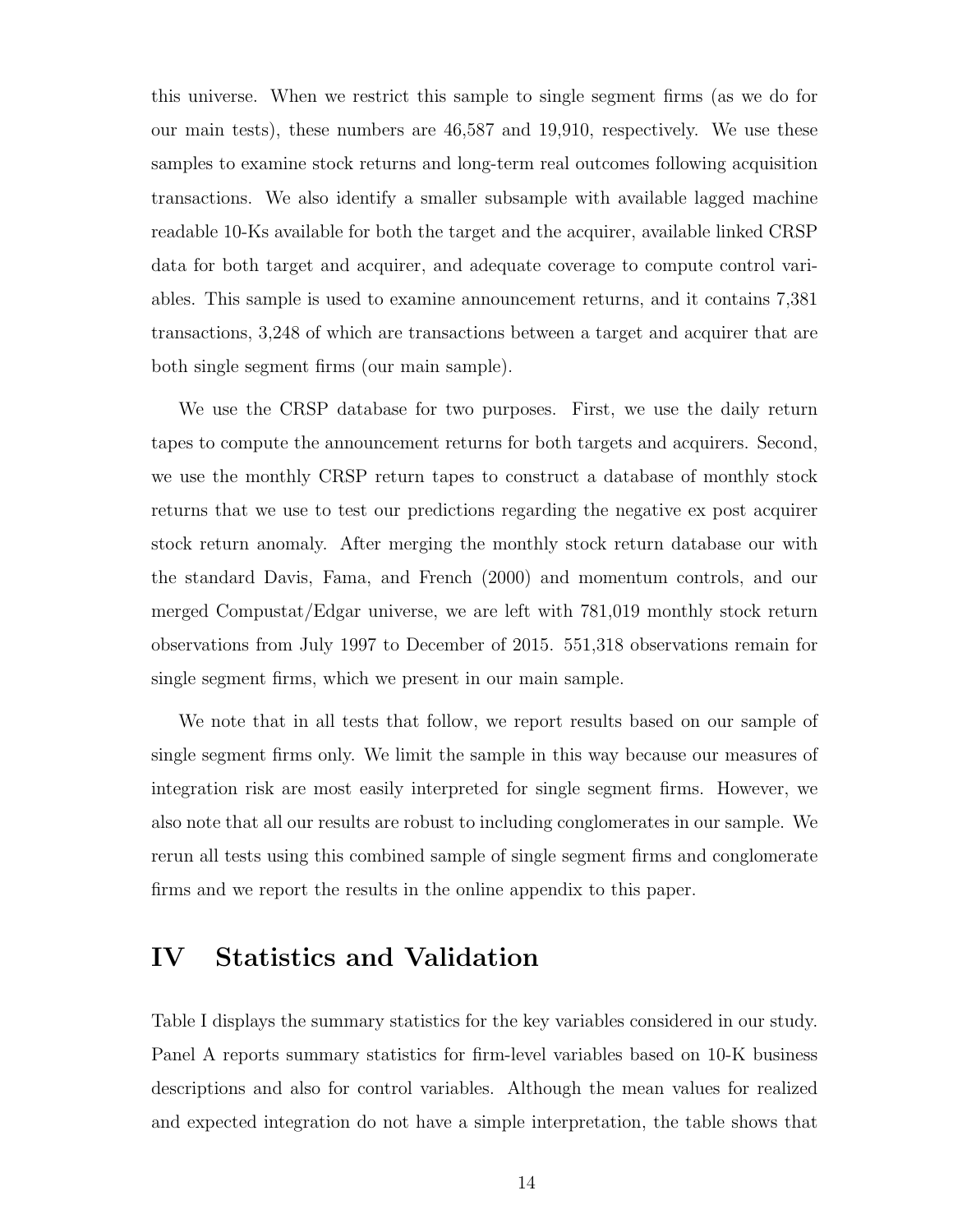this universe. When we restrict this sample to single segment firms (as we do for our main tests), these numbers are 46,587 and 19,910, respectively. We use these samples to examine stock returns and long-term real outcomes following acquisition transactions. We also identify a smaller subsample with available lagged machine readable 10-Ks available for both the target and the acquirer, available linked CRSP data for both target and acquirer, and adequate coverage to compute control variables. This sample is used to examine announcement returns, and it contains 7,381 transactions, 3,248 of which are transactions between a target and acquirer that are both single segment firms (our main sample).

We use the CRSP database for two purposes. First, we use the daily return tapes to compute the announcement returns for both targets and acquirers. Second, we use the monthly CRSP return tapes to construct a database of monthly stock returns that we use to test our predictions regarding the negative ex post acquirer stock return anomaly. After merging the monthly stock return database our with the standard Davis, Fama, and French (2000) and momentum controls, and our merged Compustat/Edgar universe, we are left with 781,019 monthly stock return observations from July 1997 to December of 2015. 551,318 observations remain for single segment firms, which we present in our main sample.

We note that in all tests that follow, we report results based on our sample of single segment firms only. We limit the sample in this way because our measures of integration risk are most easily interpreted for single segment firms. However, we also note that all our results are robust to including conglomerates in our sample. We rerun all tests using this combined sample of single segment firms and conglomerate firms and we report the results in the online appendix to this paper.

# IV Statistics and Validation

Table I displays the summary statistics for the key variables considered in our study. Panel A reports summary statistics for firm-level variables based on 10-K business descriptions and also for control variables. Although the mean values for realized and expected integration do not have a simple interpretation, the table shows that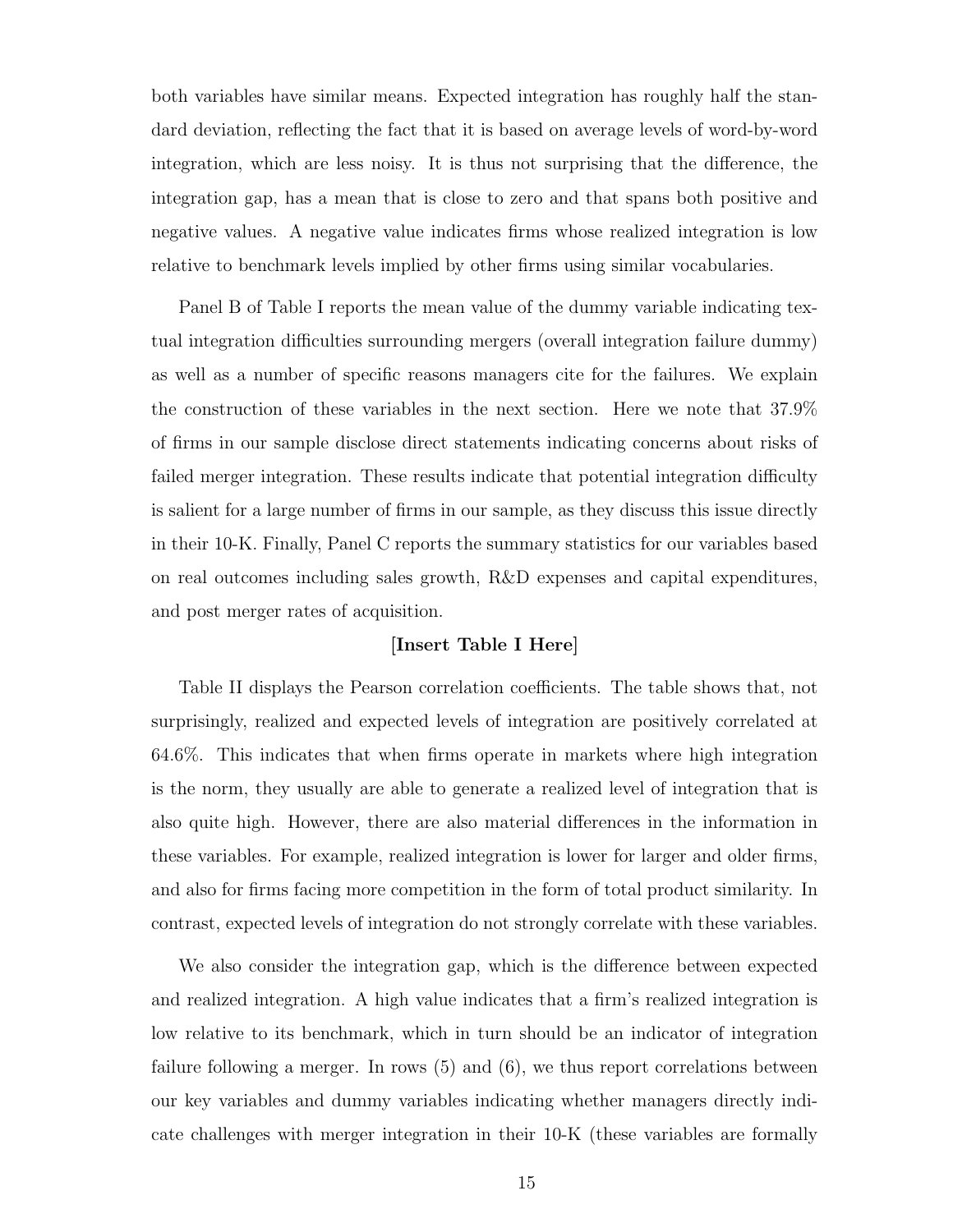both variables have similar means. Expected integration has roughly half the standard deviation, reflecting the fact that it is based on average levels of word-by-word integration, which are less noisy. It is thus not surprising that the difference, the integration gap, has a mean that is close to zero and that spans both positive and negative values. A negative value indicates firms whose realized integration is low relative to benchmark levels implied by other firms using similar vocabularies.

Panel B of Table I reports the mean value of the dummy variable indicating textual integration difficulties surrounding mergers (overall integration failure dummy) as well as a number of specific reasons managers cite for the failures. We explain the construction of these variables in the next section. Here we note that 37.9% of firms in our sample disclose direct statements indicating concerns about risks of failed merger integration. These results indicate that potential integration difficulty is salient for a large number of firms in our sample, as they discuss this issue directly in their 10-K. Finally, Panel C reports the summary statistics for our variables based on real outcomes including sales growth, R&D expenses and capital expenditures, and post merger rates of acquisition.

**[Insert Table I Here]**

Table II displays the Pearson correlation coefficients. The table shows that, not surprisingly, realized and expected levels of integration are positively correlated at 64.6%. This indicates that when firms operate in markets where high integration is the norm, they usually are able to generate a realized level of integration that is also quite high. However, there are also material differences in the information in these variables. For example, realized integration is lower for larger and older firms, and also for firms facing more competition in the form of total product similarity. In contrast, expected levels of integration do not strongly correlate with these variables.

We also consider the integration gap, which is the difference between expected and realized integration. A high value indicates that a firm's realized integration is low relative to its benchmark, which in turn should be an indicator of integration failure following a merger. In rows (5) and (6), we thus report correlations between our key variables and dummy variables indicating whether managers directly indicate challenges with merger integration in their 10-K (these variables are formally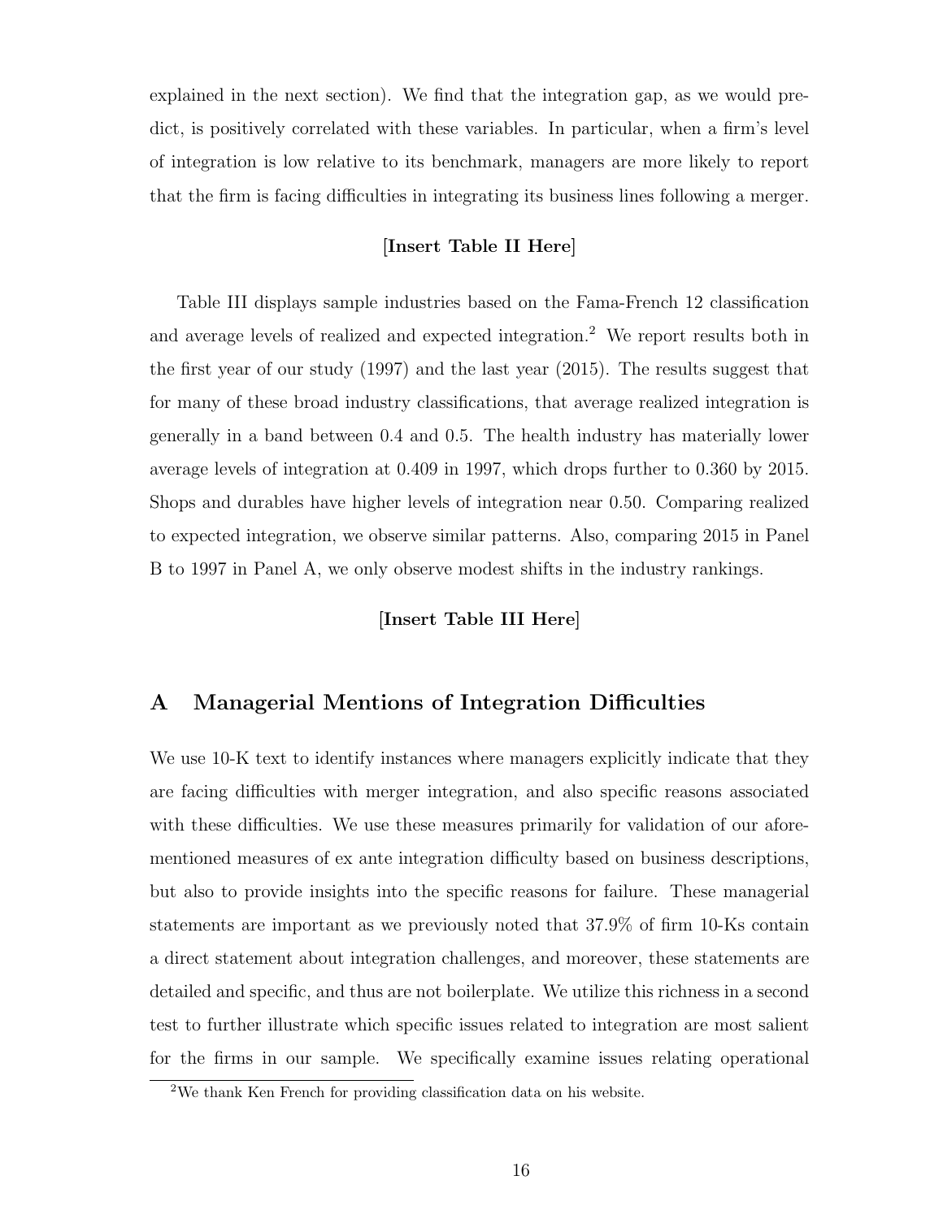explained in the next section). We find that the integration gap, as we would predict, is positively correlated with these variables. In particular, when a firm's level of integration is low relative to its benchmark, managers are more likely to report that the firm is facing difficulties in integrating its business lines following a merger.

**[Insert Table II Here]**

Table III displays sample industries based on the Fama-French 12 classification and average levels of realized and expected integration.[2] We report results both in the first year of our study (1997) and the last year (2015). The results suggest that for many of these broad industry classifications, that average realized integration is generally in a band between 0.4 and 0.5. The health industry has materially lower average levels of integration at 0.409 in 1997, which drops further to 0.360 by 2015. Shops and durables have higher levels of integration near 0.50. Comparing realized to expected integration, we observe similar patterns. Also, comparing 2015 in Panel B to 1997 in Panel A, we only observe modest shifts in the industry rankings.

**[Insert Table III Here]**

## A Managerial Mentions of Integration Difficulties

We use 10-K text to identify instances where managers explicitly indicate that they are facing difficulties with merger integration, and also specific reasons associated with these difficulties. We use these measures primarily for validation of our aforementioned measures of ex ante integration difficulty based on business descriptions, but also to provide insights into the specific reasons for failure. These managerial statements are important as we previously noted that 37.9% of firm 10-Ks contain a direct statement about integration challenges, and moreover, these statements are detailed and specific, and thus are not boilerplate. We utilize this richness in a second test to further illustrate which specific issues related to integration are most salient for the firms in our sample. We specifically examine issues relating operational

[2] We thank Ken French for providing classification data on his website.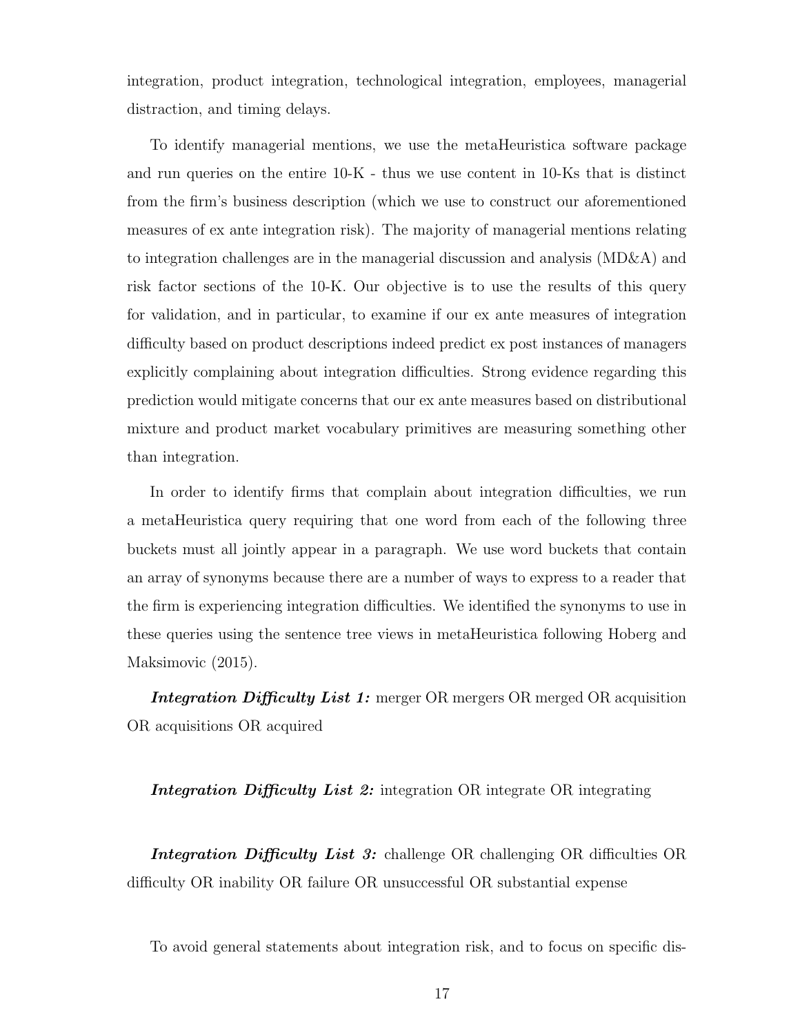integration, product integration, technological integration, employees, managerial distraction, and timing delays.

To identify managerial mentions, we use the metaHeuristica software package and run queries on the entire 10-K - thus we use content in 10-Ks that is distinct from the firm's business description (which we use to construct our aforementioned measures of ex ante integration risk). The majority of managerial mentions relating to integration challenges are in the managerial discussion and analysis (MD&A) and risk factor sections of the 10-K. Our objective is to use the results of this query for validation, and in particular, to examine if our ex ante measures of integration difficulty based on product descriptions indeed predict ex post instances of managers explicitly complaining about integration difficulties. Strong evidence regarding this prediction would mitigate concerns that our ex ante measures based on distributional mixture and product market vocabulary primitives are measuring something other than integration.

In order to identify firms that complain about integration difficulties, we run a metaHeuristica query requiring that one word from each of the following three buckets must all jointly appear in a paragraph. We use word buckets that contain an array of synonyms because there are a number of ways to express to a reader that the firm is experiencing integration difficulties. We identified the synonyms to use in these queries using the sentence tree views in metaHeuristica following Hoberg and Maksimovic (2015).

***Integration Difficulty List 1:*** merger OR mergers OR merged OR acquisition OR acquisitions OR acquired

***Integration Difficulty List 2:*** integration OR integrate OR integrating

***Integration Difficulty List 3:*** challenge OR challenging OR difficulties OR difficulty OR inability OR failure OR unsuccessful OR substantial expense

To avoid general statements about integration risk, and to focus on specific dis-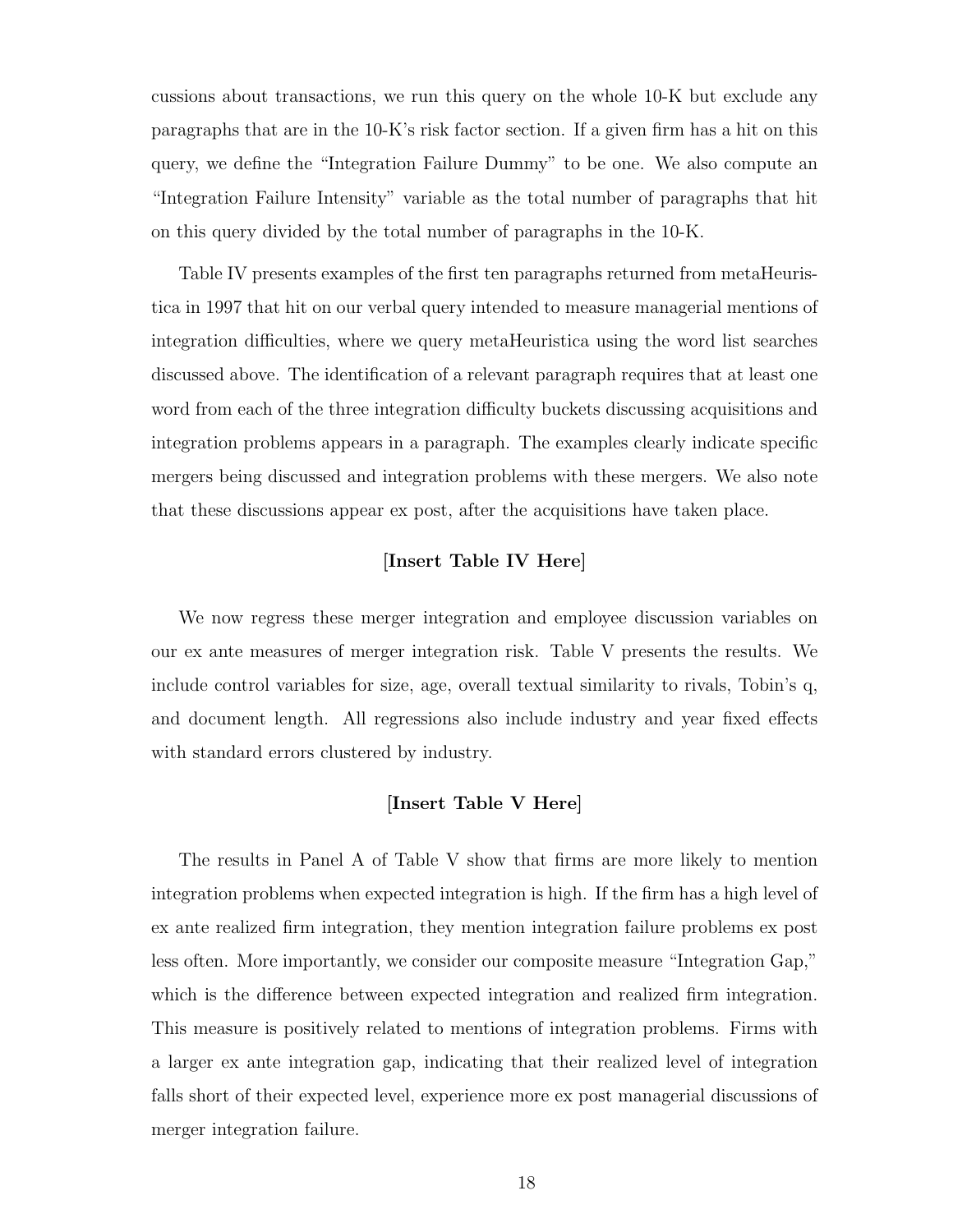cussions about transactions, we run this query on the whole 10-K but exclude any paragraphs that are in the 10-K's risk factor section. If a given firm has a hit on this query, we define the "Integration Failure Dummy" to be one. We also compute an "Integration Failure Intensity" variable as the total number of paragraphs that hit on this query divided by the total number of paragraphs in the 10-K.

Table IV presents examples of the first ten paragraphs returned from metaHeuristica in 1997 that hit on our verbal query intended to measure managerial mentions of integration difficulties, where we query metaHeuristica using the word list searches discussed above. The identification of a relevant paragraph requires that at least one word from each of the three integration difficulty buckets discussing acquisitions and integration problems appears in a paragraph. The examples clearly indicate specific mergers being discussed and integration problems with these mergers. We also note that these discussions appear ex post, after the acquisitions have taken place.

**[Insert Table IV Here]**

We now regress these merger integration and employee discussion variables on our ex ante measures of merger integration risk. Table V presents the results. We include control variables for size, age, overall textual similarity to rivals, Tobin's q, and document length. All regressions also include industry and year fixed effects with standard errors clustered by industry.

**[Insert Table V Here]**

The results in Panel A of Table V show that firms are more likely to mention integration problems when expected integration is high. If the firm has a high level of ex ante realized firm integration, they mention integration failure problems ex post less often. More importantly, we consider our composite measure "Integration Gap," which is the difference between expected integration and realized firm integration. This measure is positively related to mentions of integration problems. Firms with a larger ex ante integration gap, indicating that their realized level of integration falls short of their expected level, experience more ex post managerial discussions of merger integration failure.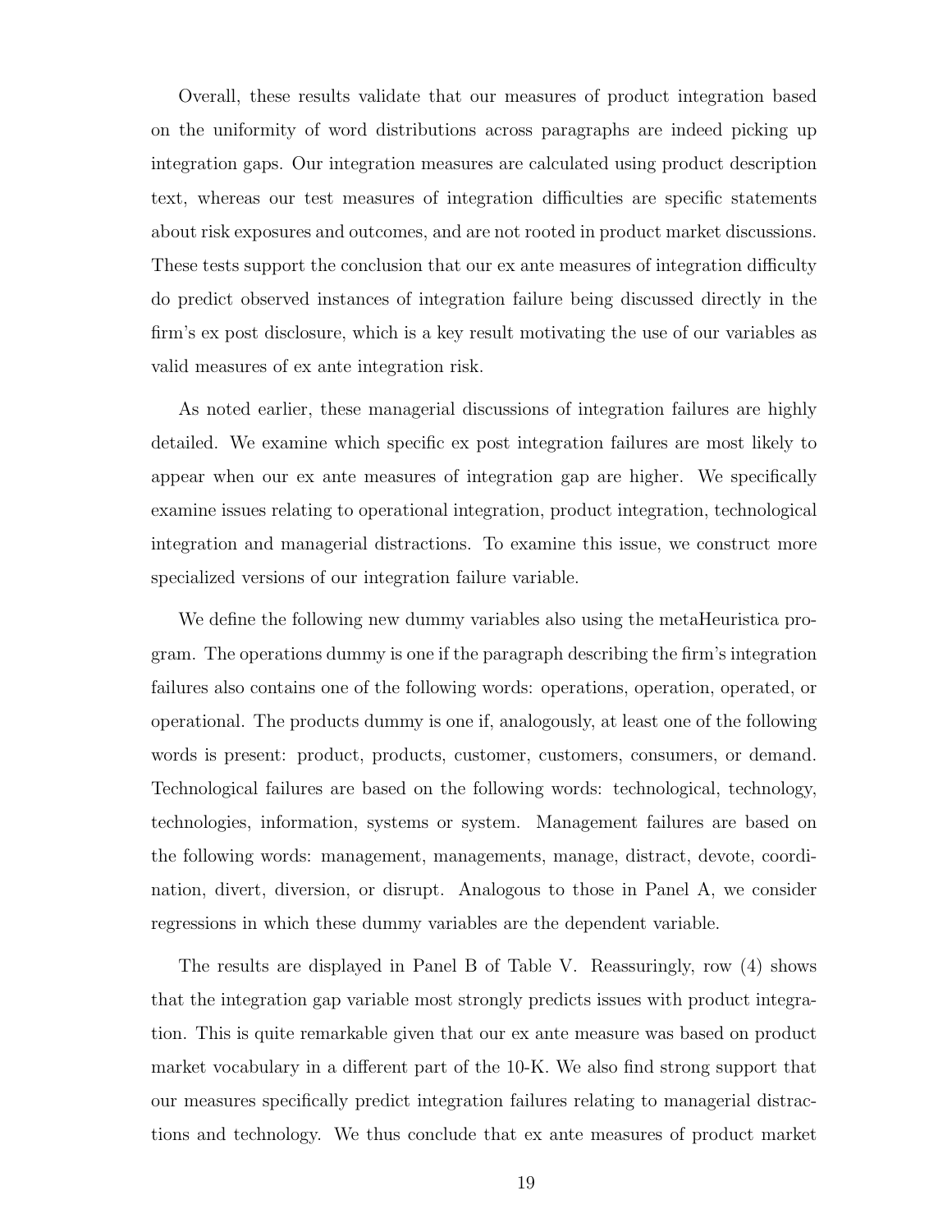Overall, these results validate that our measures of product integration based on the uniformity of word distributions across paragraphs are indeed picking up integration gaps. Our integration measures are calculated using product description text, whereas our test measures of integration difficulties are specific statements about risk exposures and outcomes, and are not rooted in product market discussions. These tests support the conclusion that our ex ante measures of integration difficulty do predict observed instances of integration failure being discussed directly in the firm's ex post disclosure, which is a key result motivating the use of our variables as valid measures of ex ante integration risk.

As noted earlier, these managerial discussions of integration failures are highly detailed. We examine which specific ex post integration failures are most likely to appear when our ex ante measures of integration gap are higher. We specifically examine issues relating to operational integration, product integration, technological integration and managerial distractions. To examine this issue, we construct more specialized versions of our integration failure variable.

We define the following new dummy variables also using the metaHeuristica program. The operations dummy is one if the paragraph describing the firm's integration failures also contains one of the following words: operations, operation, operated, or operational. The products dummy is one if, analogously, at least one of the following words is present: product, products, customer, customers, consumers, or demand. Technological failures are based on the following words: technological, technology, technologies, information, systems or system. Management failures are based on the following words: management, managements, manage, distract, devote, coordination, divert, diversion, or disrupt. Analogous to those in Panel A, we consider regressions in which these dummy variables are the dependent variable.

The results are displayed in Panel B of Table V. Reassuringly, row (4) shows that the integration gap variable most strongly predicts issues with product integration. This is quite remarkable given that our ex ante measure was based on product market vocabulary in a different part of the 10-K. We also find strong support that our measures specifically predict integration failures relating to managerial distractions and technology. We thus conclude that ex ante measures of product market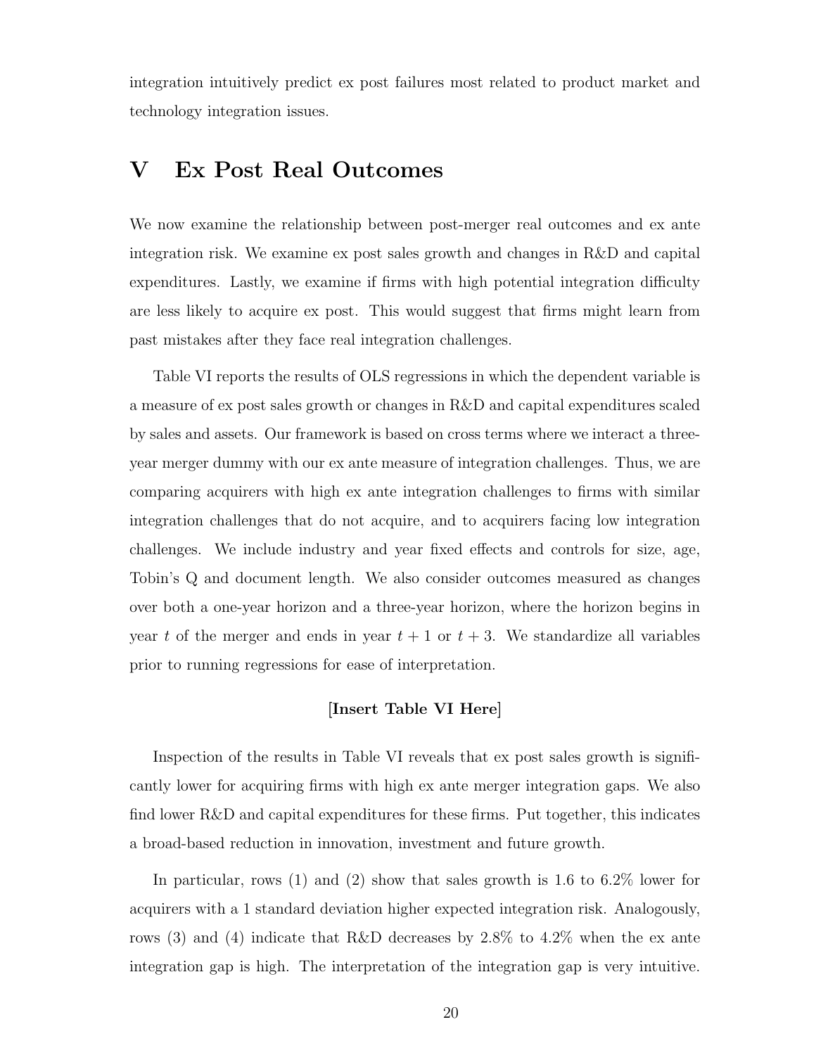integration intuitively predict ex post failures most related to product market and technology integration issues.

# V Ex Post Real Outcomes

We now examine the relationship between post-merger real outcomes and ex ante integration risk. We examine ex post sales growth and changes in R&D and capital expenditures. Lastly, we examine if firms with high potential integration difficulty are less likely to acquire ex post. This would suggest that firms might learn from past mistakes after they face real integration challenges.

Table VI reports the results of OLS regressions in which the dependent variable is a measure of ex post sales growth or changes in R&D and capital expenditures scaled by sales and assets. Our framework is based on cross terms where we interact a three-year merger dummy with our ex ante measure of integration challenges. Thus, we are comparing acquirers with high ex ante integration challenges to firms with similar integration challenges that do not acquire, and to acquirers facing low integration challenges. We include industry and year fixed effects and controls for size, age, Tobin's Q and document length. We also consider outcomes measured as changes over both a one-year horizon and a three-year horizon, where the horizon begins in year $t$ of the merger and ends in year $t+1$ or $t+3$. We standardize all variables prior to running regressions for ease of interpretation.

**[Insert Table VI Here]**

Inspection of the results in Table VI reveals that ex post sales growth is significantly lower for acquiring firms with high ex ante merger integration gaps. We also find lower R&D and capital expenditures for these firms. Put together, this indicates a broad-based reduction in innovation, investment and future growth.

In particular, rows (1) and (2) show that sales growth is 1.6 to 6.2% lower for acquirers with a 1 standard deviation higher expected integration risk. Analogously, rows (3) and (4) indicate that R&D decreases by 2.8% to 4.2% when the ex ante integration gap is high. The interpretation of the integration gap is very intuitive.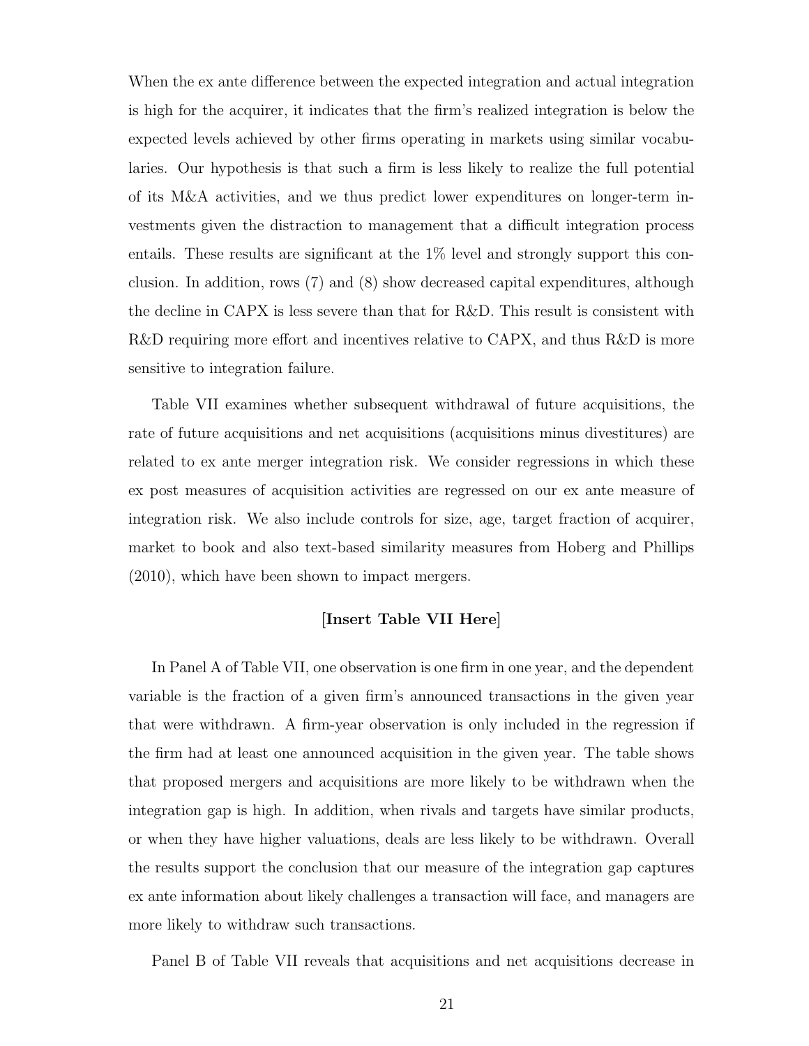When the ex ante difference between the expected integration and actual integration is high for the acquirer, it indicates that the firm's realized integration is below the expected levels achieved by other firms operating in markets using similar vocabularies. Our hypothesis is that such a firm is less likely to realize the full potential of its M&A activities, and we thus predict lower expenditures on longer-term investments given the distraction to management that a difficult integration process entails. These results are significant at the 1% level and strongly support this conclusion. In addition, rows (7) and (8) show decreased capital expenditures, although the decline in CAPX is less severe than that for R&D. This result is consistent with R&D requiring more effort and incentives relative to CAPX, and thus R&D is more sensitive to integration failure.

Table VII examines whether subsequent withdrawal of future acquisitions, the rate of future acquisitions and net acquisitions (acquisitions minus divestitures) are related to ex ante merger integration risk. We consider regressions in which these ex post measures of acquisition activities are regressed on our ex ante measure of integration risk. We also include controls for size, age, target fraction of acquirer, market to book and also text-based similarity measures from Hoberg and Phillips (2010), which have been shown to impact mergers.

**[Insert Table VII Here]**

In Panel A of Table VII, one observation is one firm in one year, and the dependent variable is the fraction of a given firm's announced transactions in the given year that were withdrawn. A firm-year observation is only included in the regression if the firm had at least one announced acquisition in the given year. The table shows that proposed mergers and acquisitions are more likely to be withdrawn when the integration gap is high. In addition, when rivals and targets have similar products, or when they have higher valuations, deals are less likely to be withdrawn. Overall the results support the conclusion that our measure of the integration gap captures ex ante information about likely challenges a transaction will face, and managers are more likely to withdraw such transactions.

Panel B of Table VII reveals that acquisitions and net acquisitions decrease in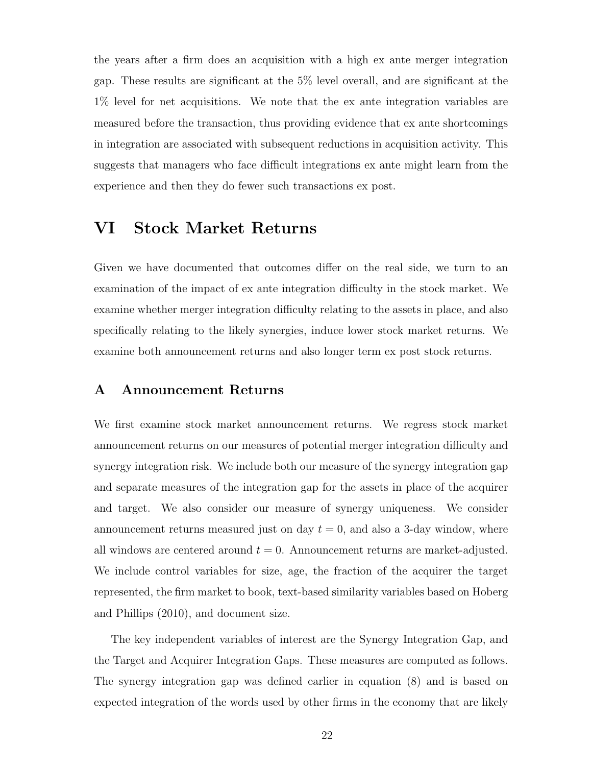the years after a firm does an acquisition with a high ex ante merger integration gap. These results are significant at the 5% level overall, and are significant at the 1% level for net acquisitions. We note that the ex ante integration variables are measured before the transaction, thus providing evidence that ex ante shortcomings in integration are associated with subsequent reductions in acquisition activity. This suggests that managers who face difficult integrations ex ante might learn from the experience and then they do fewer such transactions ex post.

# VI Stock Market Returns

Given we have documented that outcomes differ on the real side, we turn to an examination of the impact of ex ante integration difficulty in the stock market. We examine whether merger integration difficulty relating to the assets in place, and also specifically relating to the likely synergies, induce lower stock market returns. We examine both announcement returns and also longer term ex post stock returns.

## A Announcement Returns

We first examine stock market announcement returns. We regress stock market announcement returns on our measures of potential merger integration difficulty and synergy integration risk. We include both our measure of the synergy integration gap and separate measures of the integration gap for the assets in place of the acquirer and target. We also consider our measure of synergy uniqueness. We consider announcement returns measured just on day $t = 0$, and also a 3-day window, where all windows are centered around $t = 0$. Announcement returns are market-adjusted. We include control variables for size, age, the fraction of the acquirer the target represented, the firm market to book, text-based similarity variables based on Hoberg and Phillips (2010), and document size.

The key independent variables of interest are the Synergy Integration Gap, and the Target and Acquirer Integration Gaps. These measures are computed as follows. The synergy integration gap was defined earlier in equation (8) and is based on expected integration of the words used by other firms in the economy that are likely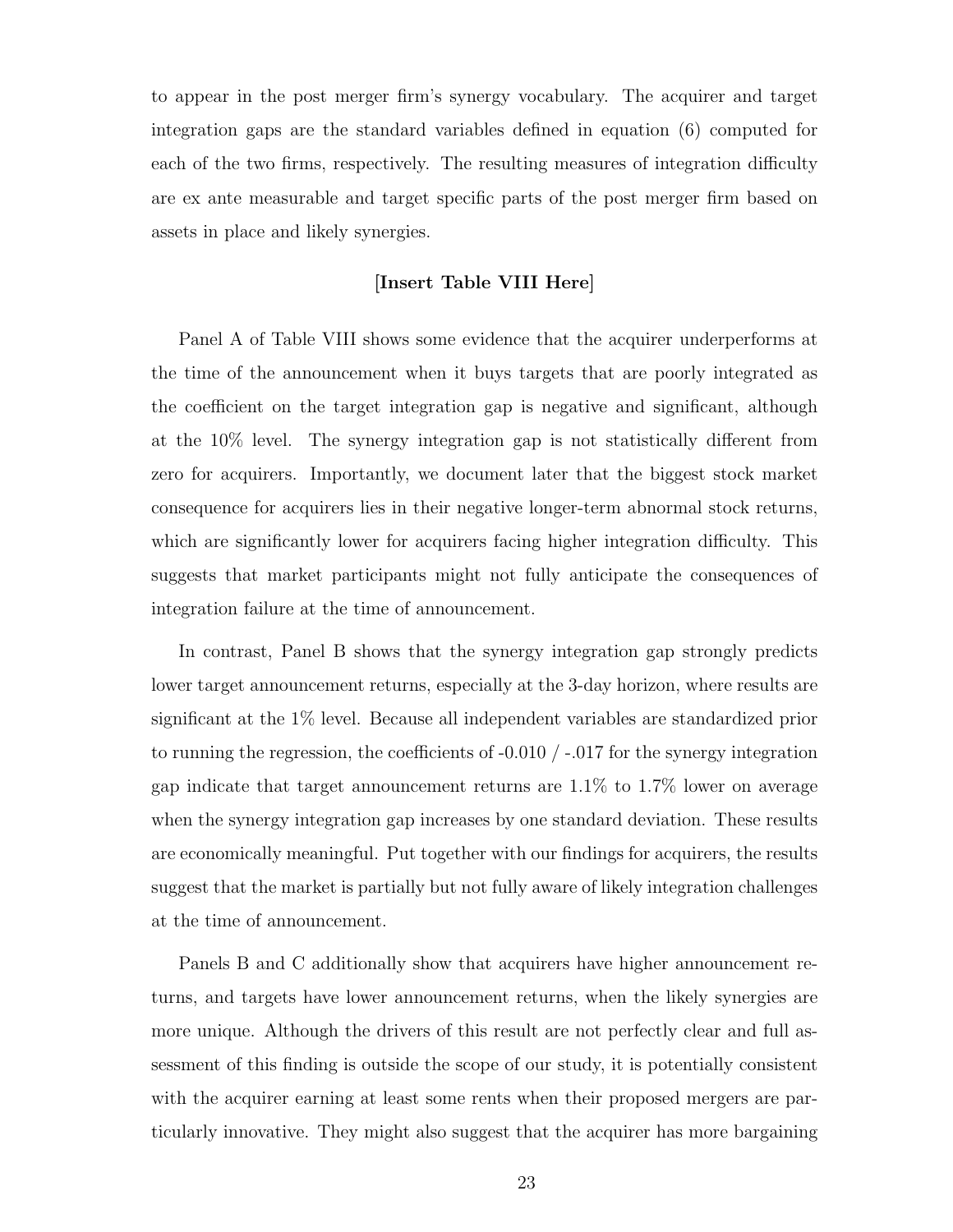to appear in the post merger firm's synergy vocabulary. The acquirer and target integration gaps are the standard variables defined in equation (6) computed for each of the two firms, respectively. The resulting measures of integration difficulty are ex ante measurable and target specific parts of the post merger firm based on assets in place and likely synergies.

**[Insert Table VIII Here]**

Panel A of Table VIII shows some evidence that the acquirer underperforms at the time of the announcement when it buys targets that are poorly integrated as the coefficient on the target integration gap is negative and significant, although at the 10% level. The synergy integration gap is not statistically different from zero for acquirers. Importantly, we document later that the biggest stock market consequence for acquirers lies in their negative longer-term abnormal stock returns, which are significantly lower for acquirers facing higher integration difficulty. This suggests that market participants might not fully anticipate the consequences of integration failure at the time of announcement.

In contrast, Panel B shows that the synergy integration gap strongly predicts lower target announcement returns, especially at the 3-day horizon, where results are significant at the 1% level. Because all independent variables are standardized prior to running the regression, the coefficients of -0.010 / -.017 for the synergy integration gap indicate that target announcement returns are 1.1% to 1.7% lower on average when the synergy integration gap increases by one standard deviation. These results are economically meaningful. Put together with our findings for acquirers, the results suggest that the market is partially but not fully aware of likely integration challenges at the time of announcement.

Panels B and C additionally show that acquirers have higher announcement returns, and targets have lower announcement returns, when the likely synergies are more unique. Although the drivers of this result are not perfectly clear and full assessment of this finding is outside the scope of our study, it is potentially consistent with the acquirer earning at least some rents when their proposed mergers are particularly innovative. They might also suggest that the acquirer has more bargaining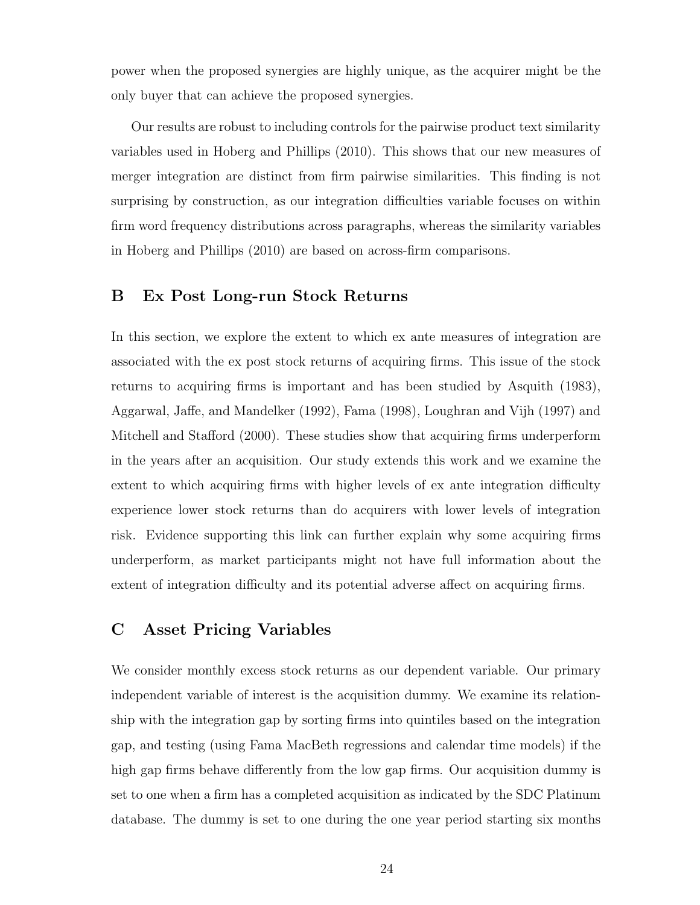power when the proposed synergies are highly unique, as the acquirer might be the only buyer that can achieve the proposed synergies.

Our results are robust to including controls for the pairwise product text similarity variables used in Hoberg and Phillips (2010). This shows that our new measures of merger integration are distinct from firm pairwise similarities. This finding is not surprising by construction, as our integration difficulties variable focuses on within firm word frequency distributions across paragraphs, whereas the similarity variables in Hoberg and Phillips (2010) are based on across-firm comparisons.

## B Ex Post Long-run Stock Returns

In this section, we explore the extent to which ex ante measures of integration are associated with the ex post stock returns of acquiring firms. This issue of the stock returns to acquiring firms is important and has been studied by Asquith (1983), Aggarwal, Jaffe, and Mandelker (1992), Fama (1998), Loughran and Vijh (1997) and Mitchell and Stafford (2000). These studies show that acquiring firms underperform in the years after an acquisition. Our study extends this work and we examine the extent to which acquiring firms with higher levels of ex ante integration difficulty experience lower stock returns than do acquirers with lower levels of integration risk. Evidence supporting this link can further explain why some acquiring firms underperform, as market participants might not have full information about the extent of integration difficulty and its potential adverse affect on acquiring firms.

## C Asset Pricing Variables

We consider monthly excess stock returns as our dependent variable. Our primary independent variable of interest is the acquisition dummy. We examine its relationship with the integration gap by sorting firms into quintiles based on the integration gap, and testing (using Fama MacBeth regressions and calendar time models) if the high gap firms behave differently from the low gap firms. Our acquisition dummy is set to one when a firm has a completed acquisition as indicated by the SDC Platinum database. The dummy is set to one during the one year period starting six months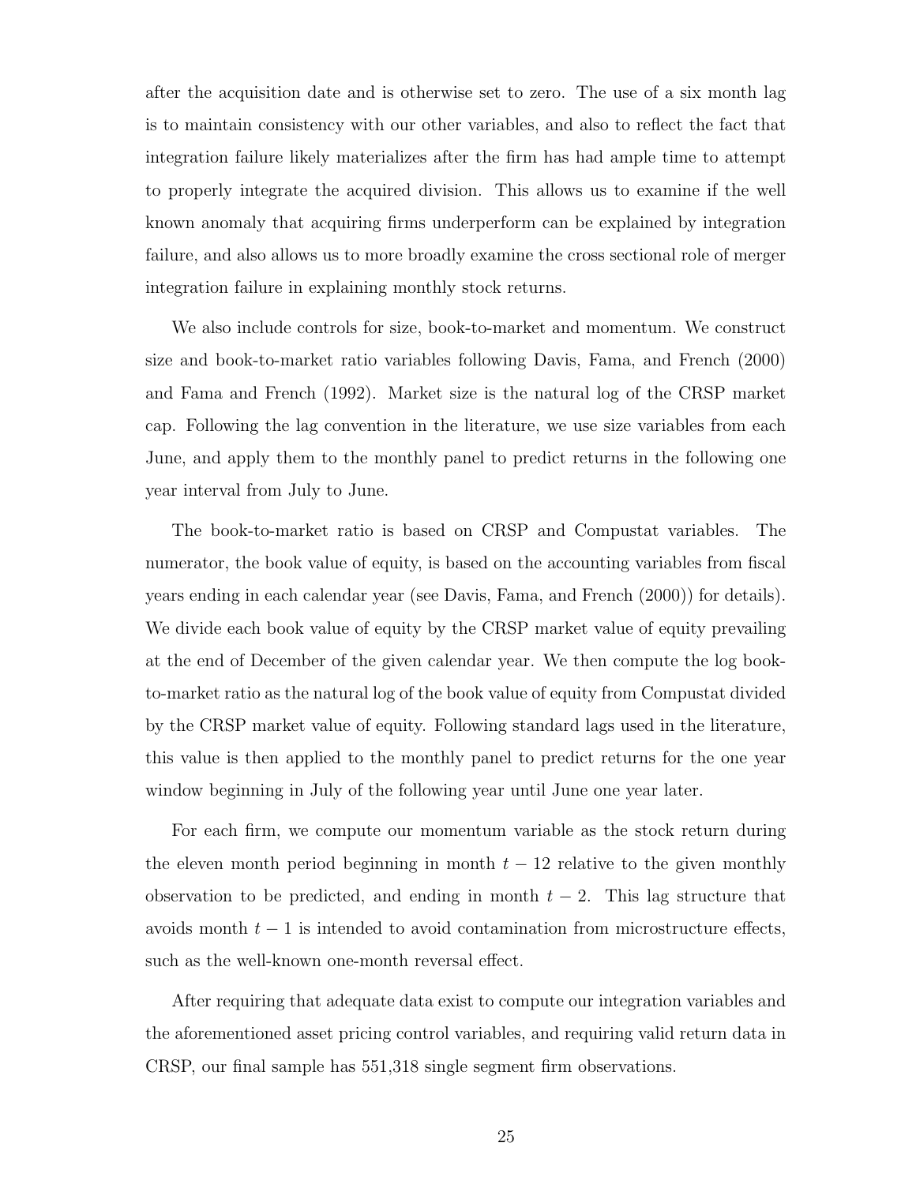after the acquisition date and is otherwise set to zero. The use of a six month lag is to maintain consistency with our other variables, and also to reflect the fact that integration failure likely materializes after the firm has had ample time to attempt to properly integrate the acquired division. This allows us to examine if the well known anomaly that acquiring firms underperform can be explained by integration failure, and also allows us to more broadly examine the cross sectional role of merger integration failure in explaining monthly stock returns.

We also include controls for size, book-to-market and momentum. We construct size and book-to-market ratio variables following Davis, Fama, and French (2000) and Fama and French (1992). Market size is the natural log of the CRSP market cap. Following the lag convention in the literature, we use size variables from each June, and apply them to the monthly panel to predict returns in the following one year interval from July to June.

The book-to-market ratio is based on CRSP and Compustat variables. The numerator, the book value of equity, is based on the accounting variables from fiscal years ending in each calendar year (see Davis, Fama, and French (2000)) for details). We divide each book value of equity by the CRSP market value of equity prevailing at the end of December of the given calendar year. We then compute the log book-to-market ratio as the natural log of the book value of equity from Compustat divided by the CRSP market value of equity. Following standard lags used in the literature, this value is then applied to the monthly panel to predict returns for the one year window beginning in July of the following year until June one year later.

For each firm, we compute our momentum variable as the stock return during the eleven month period beginning in month $t - 12$ relative to the given monthly observation to be predicted, and ending in month $t - 2$. This lag structure that avoids month $t - 1$ is intended to avoid contamination from microstructure effects, such as the well-known one-month reversal effect.

After requiring that adequate data exist to compute our integration variables and the aforementioned asset pricing control variables, and requiring valid return data in CRSP, our final sample has 551,318 single segment firm observations.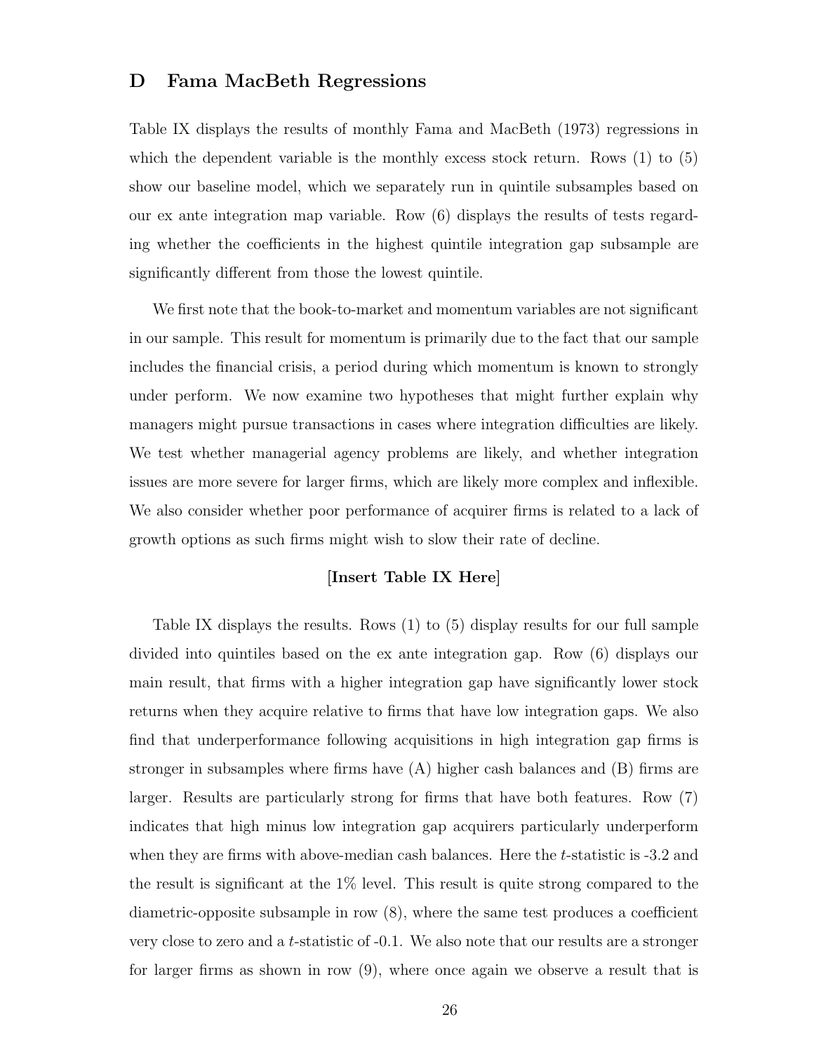## D Fama MacBeth Regressions

Table IX displays the results of monthly Fama and MacBeth (1973) regressions in which the dependent variable is the monthly excess stock return. Rows (1) to (5) show our baseline model, which we separately run in quintile subsamples based on our ex ante integration map variable. Row (6) displays the results of tests regarding whether the coefficients in the highest quintile integration gap subsample are significantly different from those the lowest quintile.

We first note that the book-to-market and momentum variables are not significant in our sample. This result for momentum is primarily due to the fact that our sample includes the financial crisis, a period during which momentum is known to strongly under perform. We now examine two hypotheses that might further explain why managers might pursue transactions in cases where integration difficulties are likely. We test whether managerial agency problems are likely, and whether integration issues are more severe for larger firms, which are likely more complex and inflexible. We also consider whether poor performance of acquirer firms is related to a lack of growth options as such firms might wish to slow their rate of decline.

**[Insert Table IX Here]**

Table IX displays the results. Rows (1) to (5) display results for our full sample divided into quintiles based on the ex ante integration gap. Row (6) displays our main result, that firms with a higher integration gap have significantly lower stock returns when they acquire relative to firms that have low integration gaps. We also find that underperformance following acquisitions in high integration gap firms is stronger in subsamples where firms have (A) higher cash balances and (B) firms are larger. Results are particularly strong for firms that have both features. Row (7) indicates that high minus low integration gap acquirers particularly underperform when they are firms with above-median cash balances. Here the $t$-statistic is -3.2 and the result is significant at the 1% level. This result is quite strong compared to the diametric-opposite subsample in row (8), where the same test produces a coefficient very close to zero and a $t$-statistic of -0.1. We also note that our results are a stronger for larger firms as shown in row (9), where once again we observe a result that is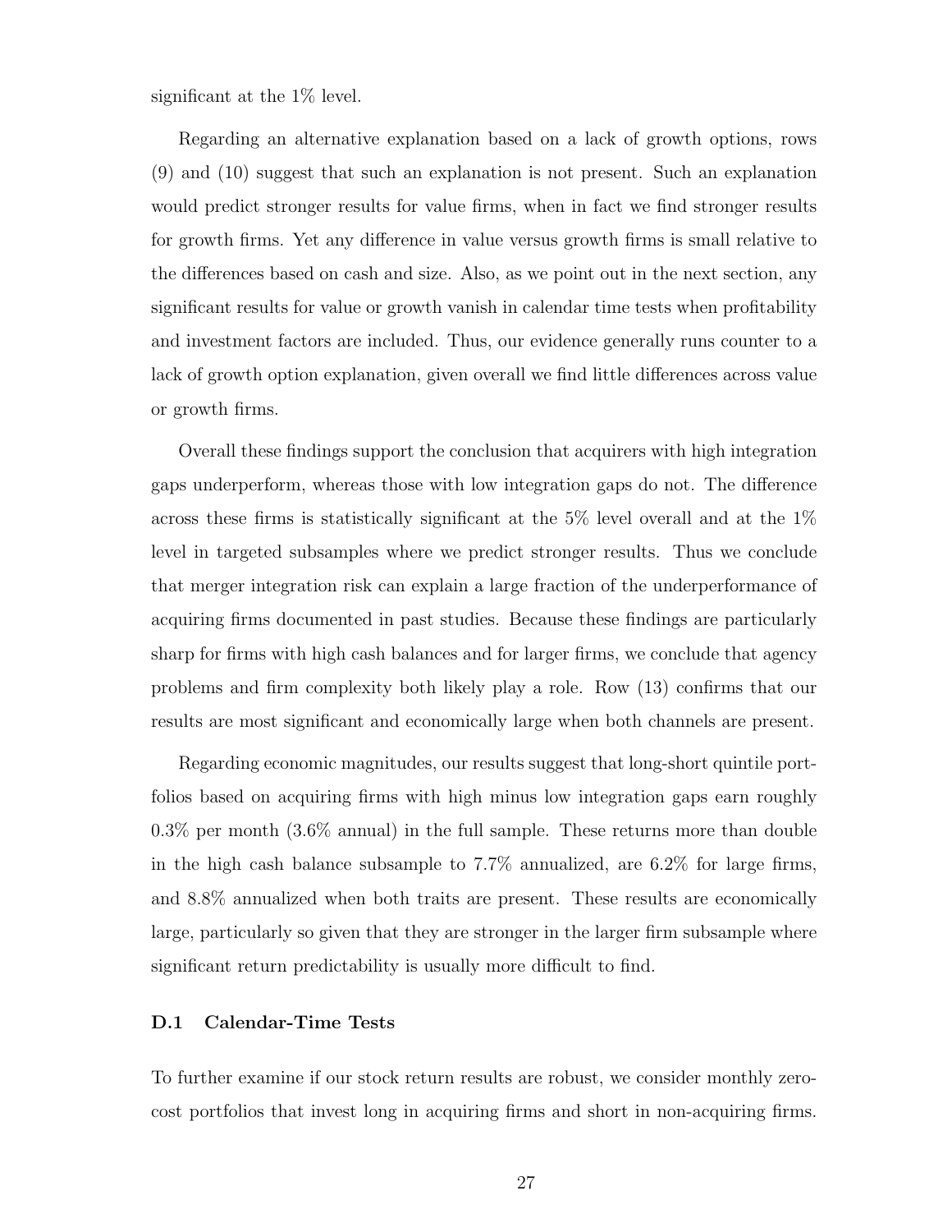significant at the 1% level.

Regarding an alternative explanation based on a lack of growth options, rows (9) and (10) suggest that such an explanation is not present. Such an explanation would predict stronger results for value firms, when in fact we find stronger results for growth firms. Yet any difference in value versus growth firms is small relative to the differences based on cash and size. Also, as we point out in the next section, any significant results for value or growth vanish in calendar time tests when profitability and investment factors are included. Thus, our evidence generally runs counter to a lack of growth option explanation, given overall we find little differences across value or growth firms.

Overall these findings support the conclusion that acquirers with high integration gaps underperform, whereas those with low integration gaps do not. The difference across these firms is statistically significant at the 5% level overall and at the 1% level in targeted subsamples where we predict stronger results. Thus we conclude that merger integration risk can explain a large fraction of the underperformance of acquiring firms documented in past studies. Because these findings are particularly sharp for firms with high cash balances and for larger firms, we conclude that agency problems and firm complexity both likely play a role. Row (13) confirms that our results are most significant and economically large when both channels are present.

Regarding economic magnitudes, our results suggest that long-short quintile portfolios based on acquiring firms with high minus low integration gaps earn roughly 0.3% per month (3.6% annual) in the full sample. These returns more than double in the high cash balance subsample to 7.7% annualized, are 6.2% for large firms, and 8.8% annualized when both traits are present. These results are economically large, particularly so given that they are stronger in the larger firm subsample where significant return predictability is usually more difficult to find.

### D.1 Calendar-Time Tests

To further examine if our stock return results are robust, we consider monthly zero-cost portfolios that invest long in acquiring firms and short in non-acquiring firms.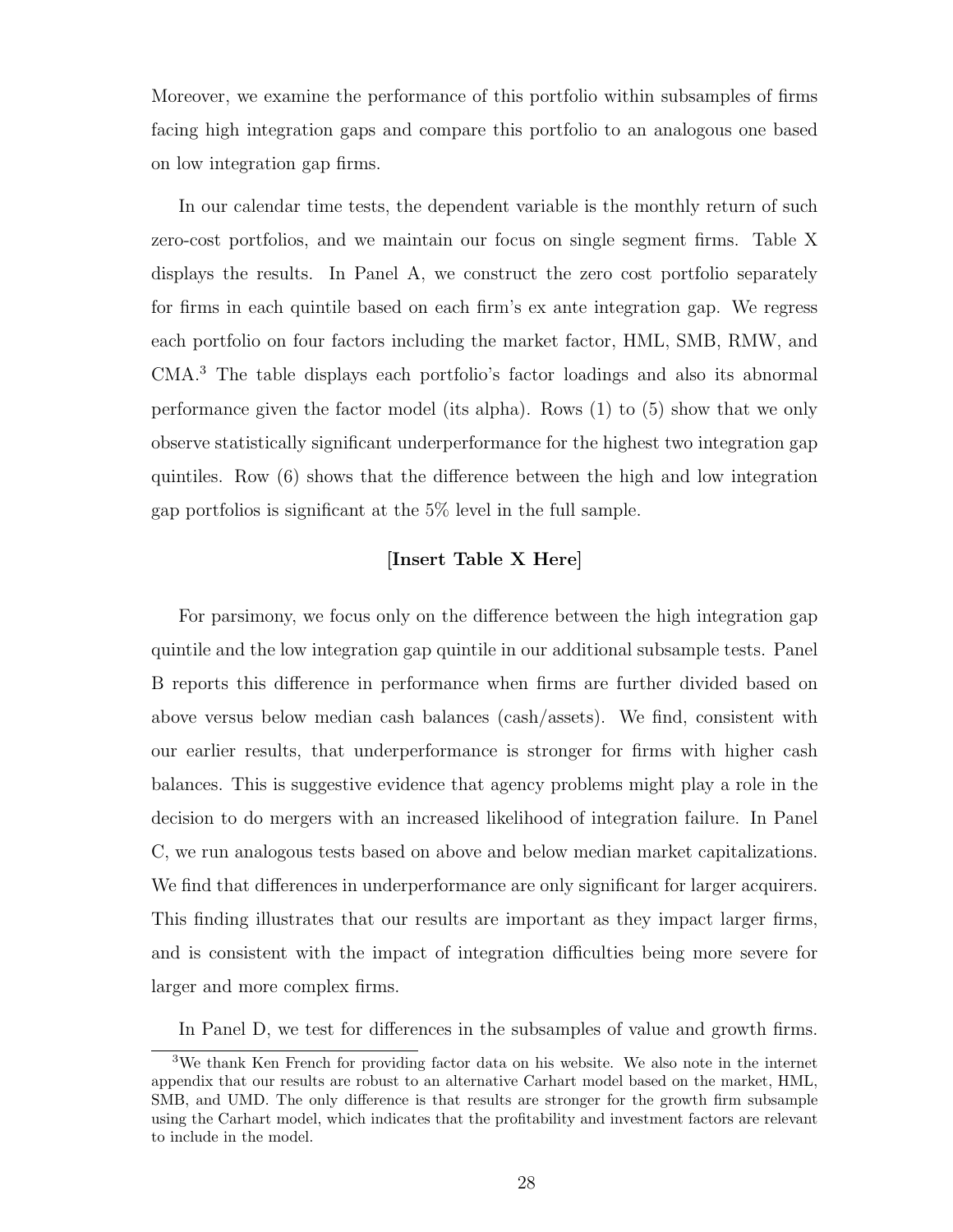Moreover, we examine the performance of this portfolio within subsamples of firms facing high integration gaps and compare this portfolio to an analogous one based on low integration gap firms.

In our calendar time tests, the dependent variable is the monthly return of such zero-cost portfolios, and we maintain our focus on single segment firms. Table X displays the results. In Panel A, we construct the zero cost portfolio separately for firms in each quintile based on each firm's ex ante integration gap. We regress each portfolio on four factors including the market factor, HML, SMB, RMW, and CMA.[3] The table displays each portfolio's factor loadings and also its abnormal performance given the factor model (its alpha). Rows (1) to (5) show that we only observe statistically significant underperformance for the highest two integration gap quintiles. Row (6) shows that the difference between the high and low integration gap portfolios is significant at the 5% level in the full sample.

**[Insert Table X Here]**

For parsimony, we focus only on the difference between the high integration gap quintile and the low integration gap quintile in our additional subsample tests. Panel B reports this difference in performance when firms are further divided based on above versus below median cash balances (cash/assets). We find, consistent with our earlier results, that underperformance is stronger for firms with higher cash balances. This is suggestive evidence that agency problems might play a role in the decision to do mergers with an increased likelihood of integration failure. In Panel C, we run analogous tests based on above and below median market capitalizations. We find that differences in underperformance are only significant for larger acquirers. This finding illustrates that our results are important as they impact larger firms, and is consistent with the impact of integration difficulties being more severe for larger and more complex firms.

In Panel D, we test for differences in the subsamples of value and growth firms.

[3] We thank Ken French for providing factor data on his website. We also note in the internet appendix that our results are robust to an alternative Carhart model based on the market, HML, SMB, and UMD. The only difference is that results are stronger for the growth firm subsample using the Carhart model, which indicates that the profitability and investment factors are relevant to include in the model.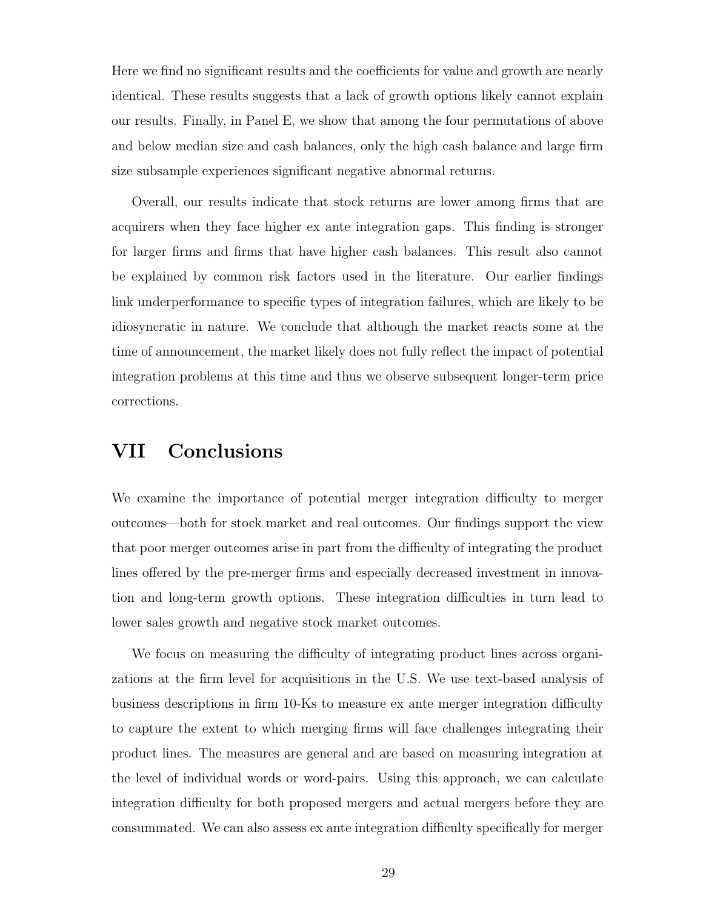Here we find no significant results and the coefficients for value and growth are nearly identical. These results suggests that a lack of growth options likely cannot explain our results. Finally, in Panel E, we show that among the four permutations of above and below median size and cash balances, only the high cash balance and large firm size subsample experiences significant negative abnormal returns.

Overall, our results indicate that stock returns are lower among firms that are acquirers when they face higher ex ante integration gaps. This finding is stronger for larger firms and firms that have higher cash balances. This result also cannot be explained by common risk factors used in the literature. Our earlier findings link underperformance to specific types of integration failures, which are likely to be idiosyncratic in nature. We conclude that although the market reacts some at the time of announcement, the market likely does not fully reflect the impact of potential integration problems at this time and thus we observe subsequent longer-term price corrections.

# VII Conclusions

We examine the importance of potential merger integration difficulty to merger outcomes—both for stock market and real outcomes. Our findings support the view that poor merger outcomes arise in part from the difficulty of integrating the product lines offered by the pre-merger firms and especially decreased investment in innovation and long-term growth options. These integration difficulties in turn lead to lower sales growth and negative stock market outcomes.

We focus on measuring the difficulty of integrating product lines across organizations at the firm level for acquisitions in the U.S. We use text-based analysis of business descriptions in firm 10-Ks to measure ex ante merger integration difficulty to capture the extent to which merging firms will face challenges integrating their product lines. The measures are general and are based on measuring integration at the level of individual words or word-pairs. Using this approach, we can calculate integration difficulty for both proposed mergers and actual mergers before they are consummated. We can also assess ex ante integration difficulty specifically for merger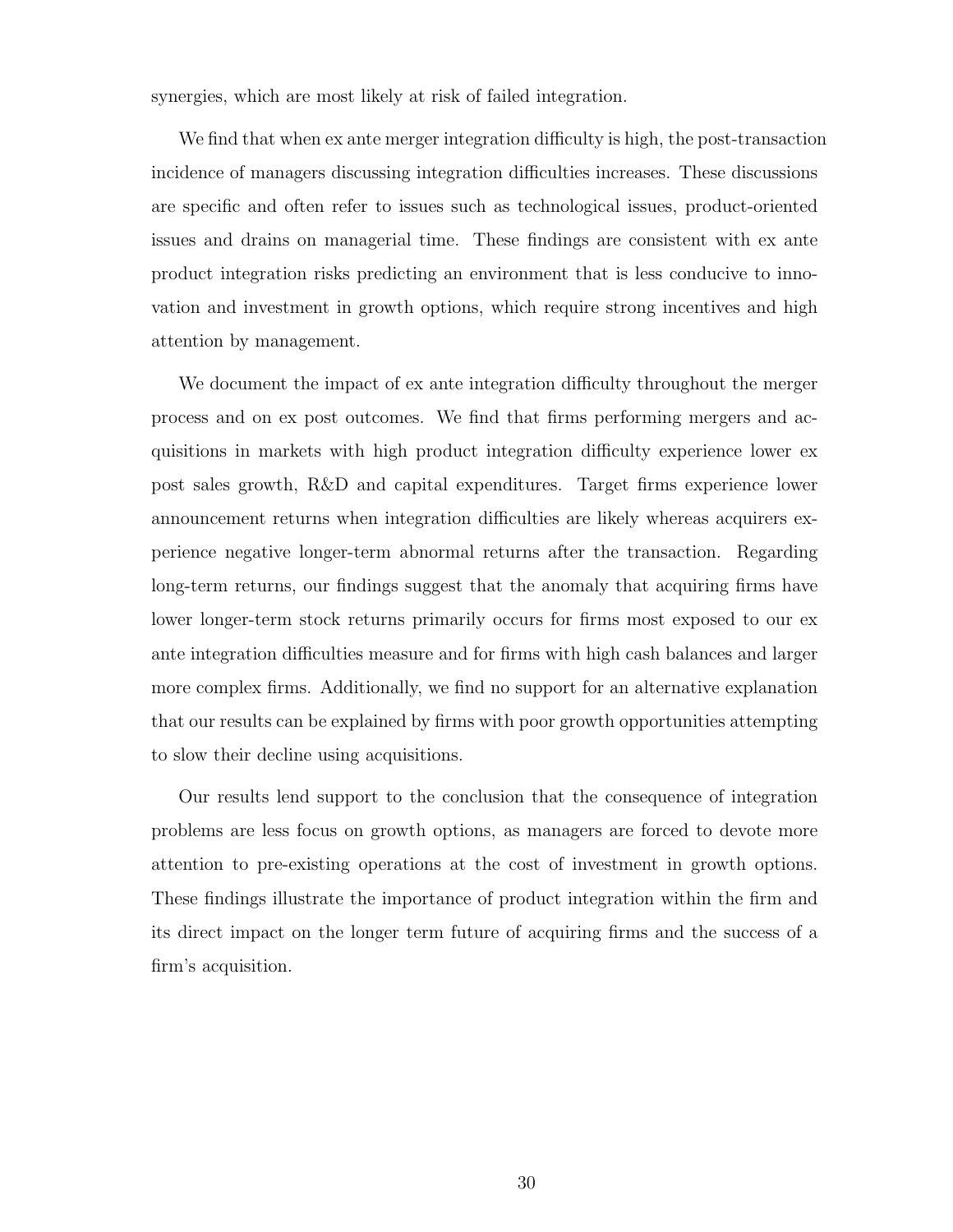synergies, which are most likely at risk of failed integration.

We find that when ex ante merger integration difficulty is high, the post-transaction incidence of managers discussing integration difficulties increases. These discussions are specific and often refer to issues such as technological issues, product-oriented issues and drains on managerial time. These findings are consistent with ex ante product integration risks predicting an environment that is less conducive to innovation and investment in growth options, which require strong incentives and high attention by management.

We document the impact of ex ante integration difficulty throughout the merger process and on ex post outcomes. We find that firms performing mergers and acquisitions in markets with high product integration difficulty experience lower ex post sales growth, R&D and capital expenditures. Target firms experience lower announcement returns when integration difficulties are likely whereas acquirers experience negative longer-term abnormal returns after the transaction. Regarding long-term returns, our findings suggest that the anomaly that acquiring firms have lower longer-term stock returns primarily occurs for firms most exposed to our ex ante integration difficulties measure and for firms with high cash balances and larger more complex firms. Additionally, we find no support for an alternative explanation that our results can be explained by firms with poor growth opportunities attempting to slow their decline using acquisitions.

Our results lend support to the conclusion that the consequence of integration problems are less focus on growth options, as managers are forced to devote more attention to pre-existing operations at the cost of investment in growth options. These findings illustrate the importance of product integration within the firm and its direct impact on the longer term future of acquiring firms and the success of a firm's acquisition.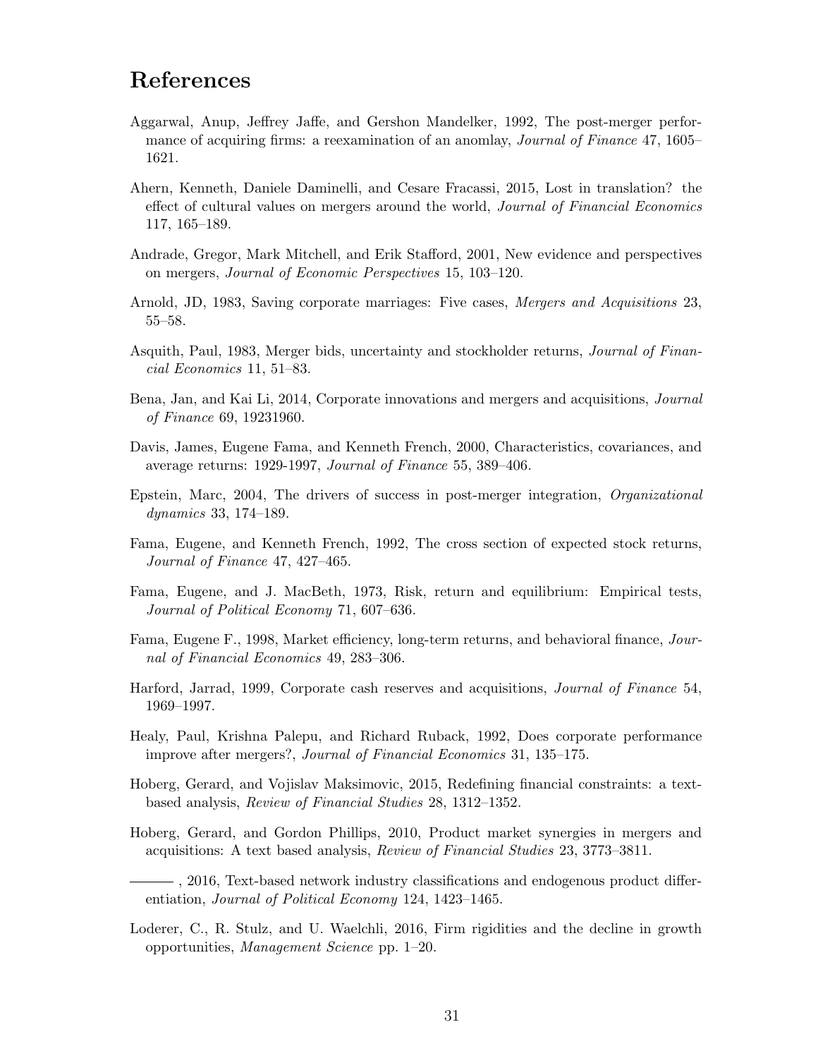# References

Aggarwal, Anup, Jeffrey Jaffe, and Gershon Mandelker, 1992, The post-merger performance of acquiring firms: a reexamination of an anomlay, *Journal of Finance* 47, 1605–1621.

Ahern, Kenneth, Daniele Daminelli, and Cesare Fracassi, 2015, Lost in translation? the effect of cultural values on mergers around the world, *Journal of Financial Economics* 117, 165–189.

Andrade, Gregor, Mark Mitchell, and Erik Stafford, 2001, New evidence and perspectives on mergers, *Journal of Economic Perspectives* 15, 103–120.

Arnold, JD, 1983, Saving corporate marriages: Five cases, *Mergers and Acquisitions* 23, 55–58.

Asquith, Paul, 1983, Merger bids, uncertainty and stockholder returns, *Journal of Financial Economics* 11, 51–83.

Bena, Jan, and Kai Li, 2014, Corporate innovations and mergers and acquisitions, *Journal of Finance* 69, 19231960.

Davis, James, Eugene Fama, and Kenneth French, 2000, Characteristics, covariances, and average returns: 1929-1997, *Journal of Finance* 55, 389–406.

Epstein, Marc, 2004, The drivers of success in post-merger integration, *Organizational dynamics* 33, 174–189.

Fama, Eugene, and Kenneth French, 1992, The cross section of expected stock returns, *Journal of Finance* 47, 427–465.

Fama, Eugene, and J. MacBeth, 1973, Risk, return and equilibrium: Empirical tests, *Journal of Political Economy* 71, 607–636.

Fama, Eugene F., 1998, Market efficiency, long-term returns, and behavioral finance, *Journal of Financial Economics* 49, 283–306.

Harford, Jarrad, 1999, Corporate cash reserves and acquisitions, *Journal of Finance* 54, 1969–1997.

Healy, Paul, Krishna Palepu, and Richard Ruback, 1992, Does corporate performance improve after mergers?, *Journal of Financial Economics* 31, 135–175.

Hoberg, Gerard, and Vojislav Maksimovic, 2015, Redefining financial constraints: a text-based analysis, *Review of Financial Studies* 28, 1312–1352.

Hoberg, Gerard, and Gordon Phillips, 2010, Product market synergies in mergers and acquisitions: A text based analysis, *Review of Financial Studies* 23, 3773–3811.

———, 2016, Text-based network industry classifications and endogenous product differentiation, *Journal of Political Economy* 124, 1423–1465.

Loderer, C., R. Stulz, and U. Waelchli, 2016, Firm rigidities and the decline in growth opportunities, *Management Science* pp. 1–20.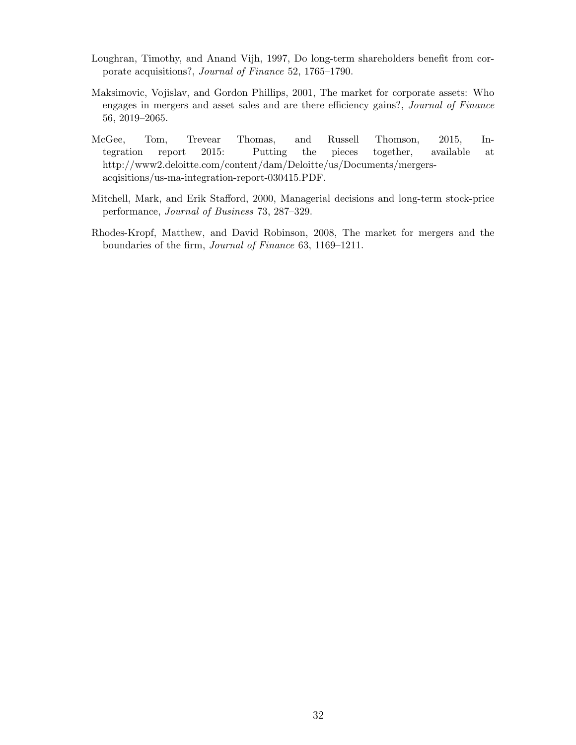Loughran, Timothy, and Anand Vijh, 1997, Do long-term shareholders benefit from corporate acquisitions?, *Journal of Finance* 52, 1765–1790.

Maksimovic, Vojislav, and Gordon Phillips, 2001, The market for corporate assets: Who engages in mergers and asset sales and are there efficiency gains?, *Journal of Finance* 56, 2019–2065.

McGee, Tom, Trevear Thomas, and Russell Thomson, 2015, Integration report 2015: Putting the pieces together, available at http://www2.deloitte.com/content/dam/Deloitte/us/Documents/mergers-acqisitions/us-ma-integration-report-030415.PDF.

Mitchell, Mark, and Erik Stafford, 2000, Managerial decisions and long-term stock-price performance, *Journal of Business* 73, 287–329.

Rhodes-Kropf, Matthew, and David Robinson, 2008, The market for mergers and the boundaries of the firm, *Journal of Finance* 63, 1169–1211.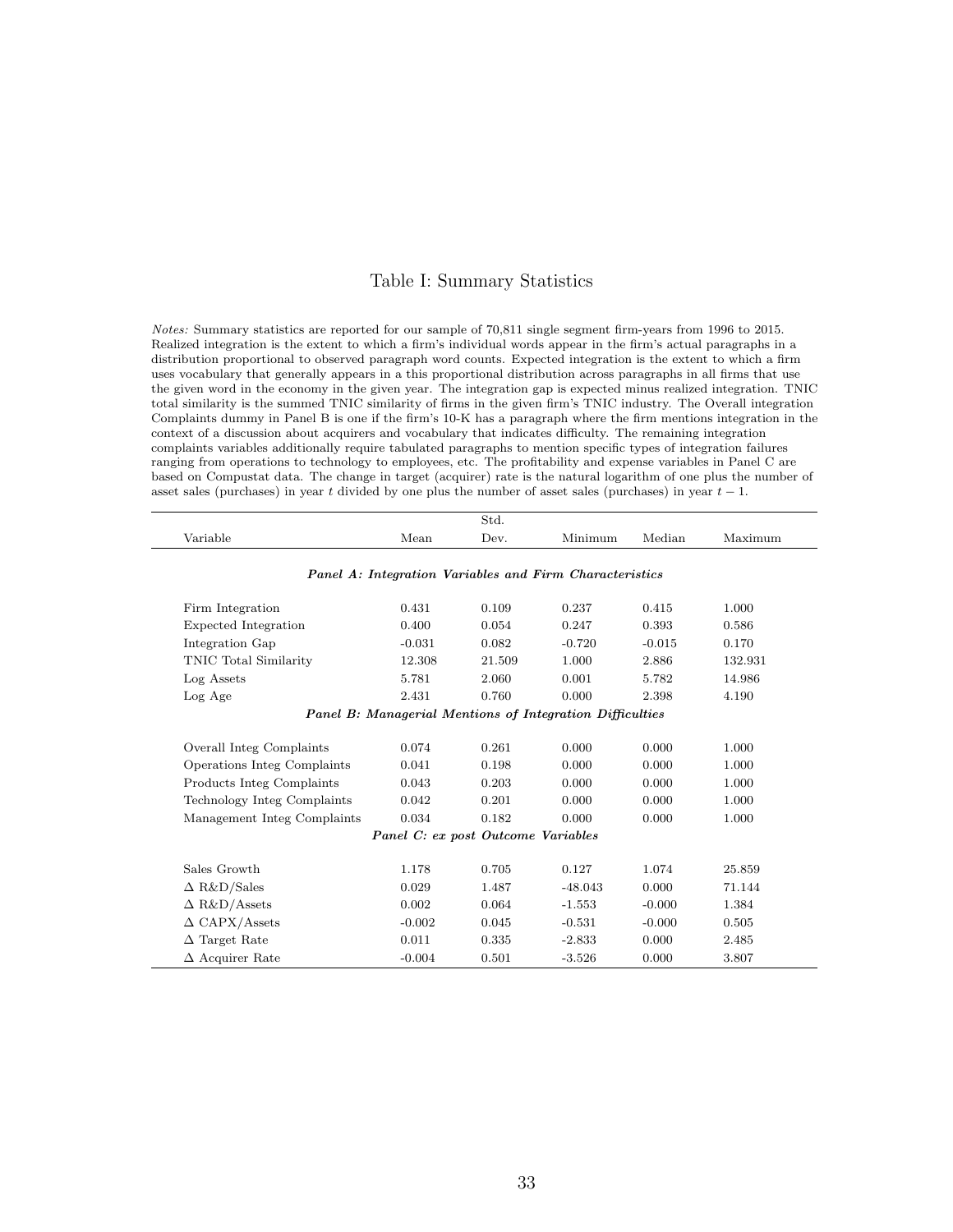# Table I: Summary Statistics

*Notes:* Summary statistics are reported for our sample of 70,811 single segment firm-years from 1996 to 2015. Realized integration is the extent to which a firm's individual words appear in the firm's actual paragraphs in a distribution proportional to observed paragraph word counts. Expected integration is the extent to which a firm uses vocabulary that generally appears in a this proportional distribution across paragraphs in all firms that use the given word in the economy in the given year. The integration gap is expected minus realized integration. TNIC total similarity is the summed TNIC similarity of firms in the given firm's TNIC industry. The Overall integration Complaints dummy in Panel B is one if the firm's 10-K has a paragraph where the firm mentions integration in the context of a discussion about acquirers and vocabulary that indicates difficulty. The remaining integration complaints variables additionally require tabulated paragraphs to mention specific types of integration failures ranging from operations to technology to employees, etc. The profitability and expense variables in Panel C are based on Compustat data. The change in target (acquirer) rate is the natural logarithm of one plus the number of asset sales (purchases) in year $t$ divided by one plus the number of asset sales (purchases) in year $t-1$.

| Variable | Mean | Std. Dev. | Minimum | Median | Maximum |
|---|---|---|---|---|---|
| ***Panel A: Integration Variables and Firm Characteristics*** | | | | | |
| Firm Integration | 0.431 | 0.109 | 0.237 | 0.415 | 1.000 |
| Expected Integration | 0.400 | 0.054 | 0.247 | 0.393 | 0.586 |
| Integration Gap | -0.031 | 0.082 | -0.720 | -0.015 | 0.170 |
| TNIC Total Similarity | 12.308 | 21.509 | 1.000 | 2.886 | 132.931 |
| Log Assets | 5.781 | 2.060 | 0.001 | 5.782 | 14.986 |
| Log Age | 2.431 | 0.760 | 0.000 | 2.398 | 4.190 |
| ***Panel B: Managerial Mentions of Integration Difficulties*** | | | | | |
| Overall Integ Complaints | 0.074 | 0.261 | 0.000 | 0.000 | 1.000 |
| Operations Integ Complaints | 0.041 | 0.198 | 0.000 | 0.000 | 1.000 |
| Products Integ Complaints | 0.043 | 0.203 | 0.000 | 0.000 | 1.000 |
| Technology Integ Complaints | 0.042 | 0.201 | 0.000 | 0.000 | 1.000 |
| Management Integ Complaints | 0.034 | 0.182 | 0.000 | 0.000 | 1.000 |
| ***Panel C: ex post Outcome Variables*** | | | | | |
| Sales Growth | 1.178 | 0.705 | 0.127 | 1.074 | 25.859 |
| $\Delta$ R&D/Sales | 0.029 | 1.487 | -48.043 | 0.000 | 71.144 |
| $\Delta$ R&D/Assets | 0.002 | 0.064 | -1.553 | -0.000 | 1.384 |
| $\Delta$ CAPX/Assets | -0.002 | 0.045 | -0.531 | -0.000 | 0.505 |
| $\Delta$ Target Rate | 0.011 | 0.335 | -2.833 | 0.000 | 2.485 |
| $\Delta$ Acquirer Rate | -0.004 | 0.501 | -3.526 | 0.000 | 3.807 |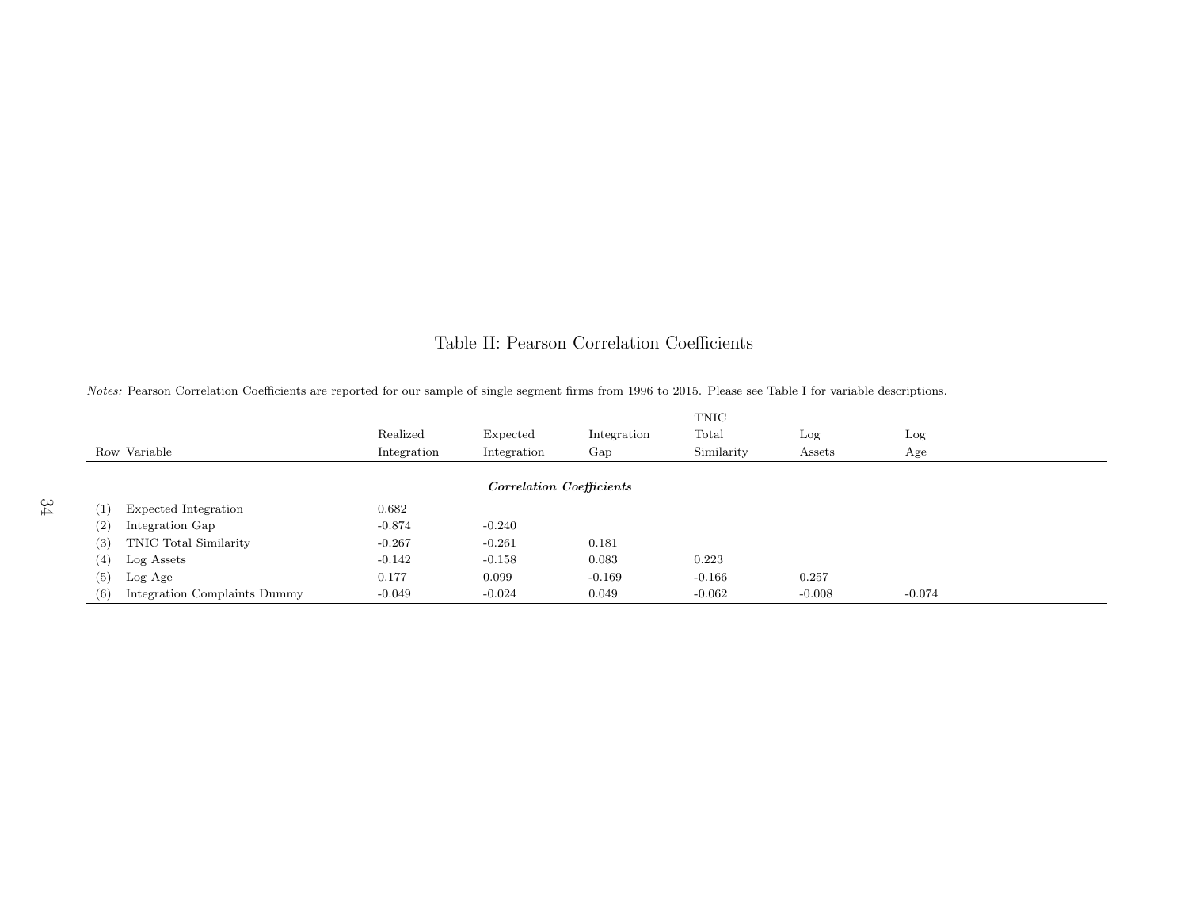# Table II: Pearson Correlation Coefficients

*Notes:* Pearson Correlation Coefficients are reported for our sample of single segment firms from 1996 to 2015. Please see Table I for variable descriptions.

| Row | Variable | Realized Integration | Expected Integration | Integration Gap | TNIC Total Similarity | Log Assets | Log Age |
|---|---|---|---|---|---|---|---|
| | ***Correlation Coefficients*** | | | | | | |
| (1) | Expected Integration | 0.682 | | | | | |
| (2) | Integration Gap | -0.874 | -0.240 | | | | |
| (3) | TNIC Total Similarity | -0.267 | -0.261 | 0.181 | | | |
| (4) | Log Assets | -0.142 | -0.158 | 0.083 | 0.223 | | |
| (5) | Log Age | 0.177 | 0.099 | -0.169 | -0.166 | 0.257 | |
| (6) | Integration Complaints Dummy | -0.049 | -0.024 | 0.049 | -0.062 | -0.008 | -0.074 |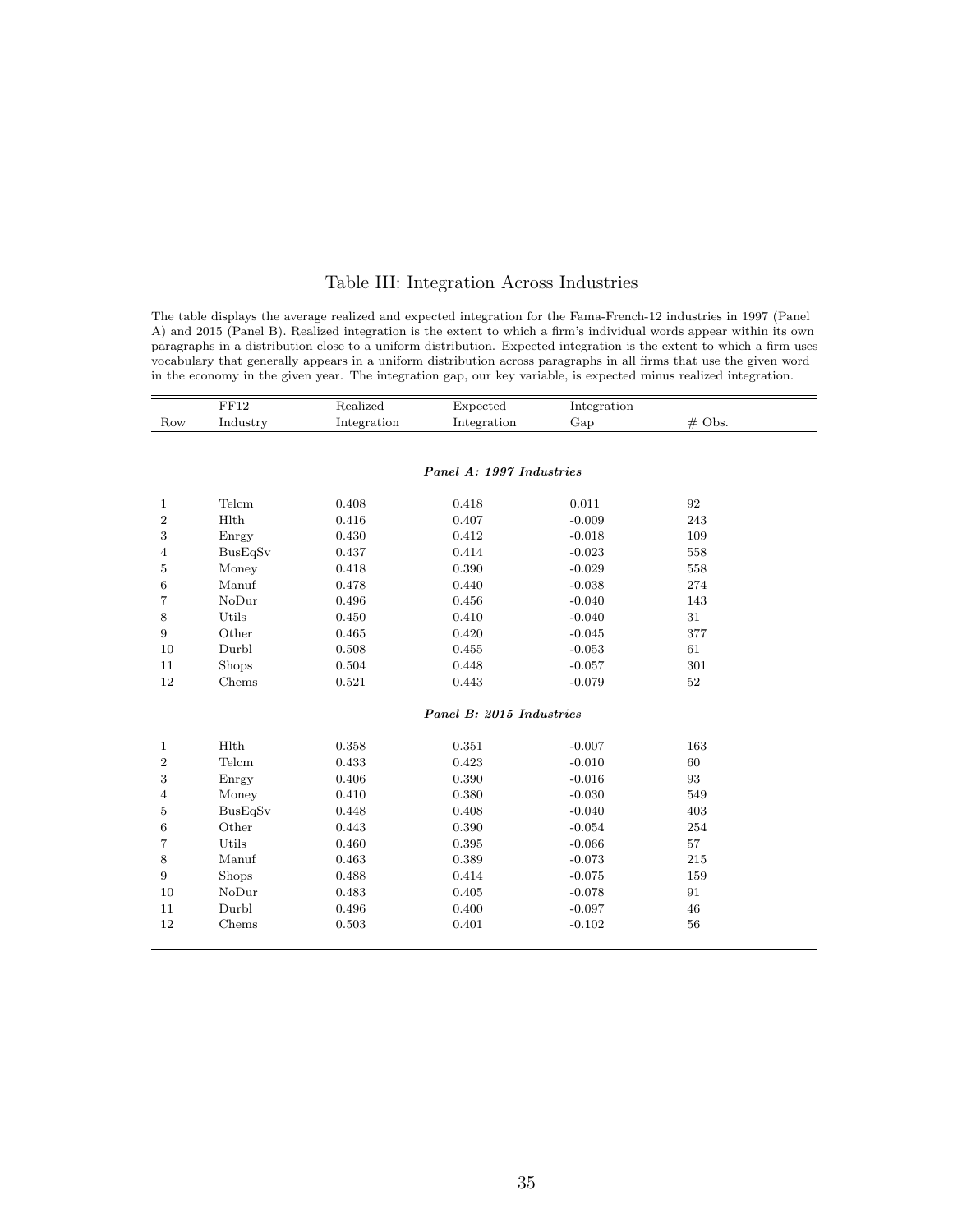# Table III: Integration Across Industries

The table displays the average realized and expected integration for the Fama-French-12 industries in 1997 (Panel A) and 2015 (Panel B). Realized integration is the extent to which a firm's individual words appear within its own paragraphs in a distribution close to a uniform distribution. Expected integration is the extent to which a firm uses vocabulary that generally appears in a uniform distribution across paragraphs in all firms that use the given word in the economy in the given year. The integration gap, our key variable, is expected minus realized integration.

| Row | FF12 Industry | Realized Integration | Expected Integration | Integration Gap | # Obs. |
|---|---|---|---|---|---|
| | | | ***Panel A: 1997 Industries*** | | |
| 1 | Telcm | 0.408 | 0.418 | 0.011 | 92 |
| 2 | Hlth | 0.416 | 0.407 | -0.009 | 243 |
| 3 | Enrgy | 0.430 | 0.412 | -0.018 | 109 |
| 4 | BusEqSv | 0.437 | 0.414 | -0.023 | 558 |
| 5 | Money | 0.418 | 0.390 | -0.029 | 558 |
| 6 | Manuf | 0.478 | 0.440 | -0.038 | 274 |
| 7 | NoDur | 0.496 | 0.456 | -0.040 | 143 |
| 8 | Utils | 0.450 | 0.410 | -0.040 | 31 |
| 9 | Other | 0.465 | 0.420 | -0.045 | 377 |
| 10 | Durbl | 0.508 | 0.455 | -0.053 | 61 |
| 11 | Shops | 0.504 | 0.448 | -0.057 | 301 |
| 12 | Chems | 0.521 | 0.443 | -0.079 | 52 |
| | | | ***Panel B: 2015 Industries*** | | |
| 1 | Hlth | 0.358 | 0.351 | -0.007 | 163 |
| 2 | Telcm | 0.433 | 0.423 | -0.010 | 60 |
| 3 | Enrgy | 0.406 | 0.390 | -0.016 | 93 |
| 4 | Money | 0.410 | 0.380 | -0.030 | 549 |
| 5 | BusEqSv | 0.448 | 0.408 | -0.040 | 403 |
| 6 | Other | 0.443 | 0.390 | -0.054 | 254 |
| 7 | Utils | 0.460 | 0.395 | -0.066 | 57 |
| 8 | Manuf | 0.463 | 0.389 | -0.073 | 215 |
| 9 | Shops | 0.488 | 0.414 | -0.075 | 159 |
| 10 | NoDur | 0.483 | 0.405 | -0.078 | 91 |
| 11 | Durbl | 0.496 | 0.400 | -0.097 | 46 |
| 12 | Chems | 0.503 | 0.401 | -0.102 | 56 |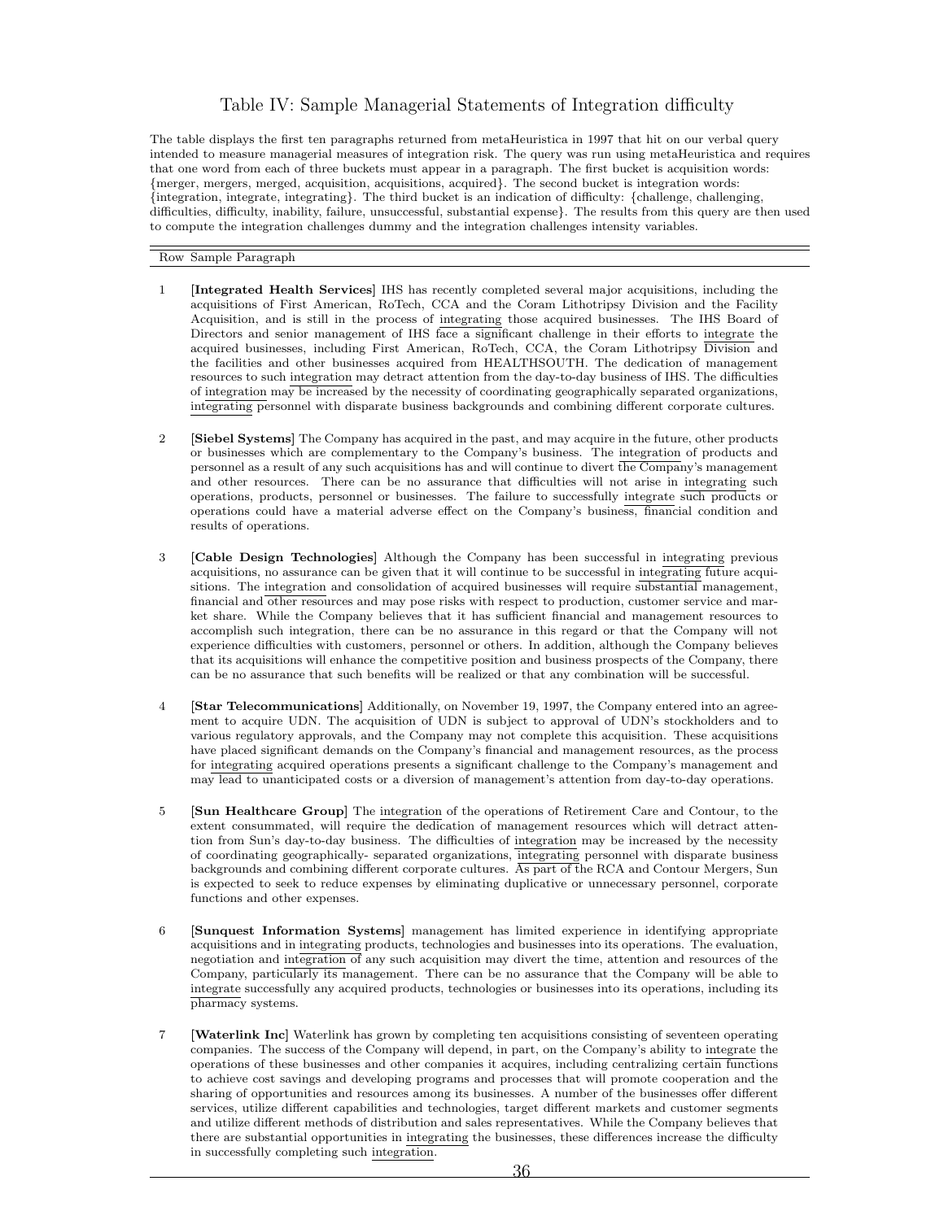# Table IV: Sample Managerial Statements of Integration difficulty

The table displays the first ten paragraphs returned from metaHeuristica in 1997 that hit on our verbal query intended to measure managerial measures of integration risk. The query was run using metaHeuristica and requires that one word from each of three buckets must appear in a paragraph. The first bucket is acquisition words: {merger, mergers, merged, acquisition, acquisitions, acquired}. The second bucket is integration words: {integration, integrate, integrating}. The third bucket is an indication of difficulty: {challenge, challenging, difficulties, difficulty, inability, failure, unsuccessful, substantial expense}. The results from this query are then used to compute the integration challenges dummy and the integration challenges intensity variables.

| Row | Sample Paragraph |
|---|---|
| 1 | **[Integrated Health Services]** IHS has recently completed several major acquisitions, including the acquisitions of First American, RoTech, CCA and the Coram Lithotripsy Division and the Facility Acquisition, and is still in the process of integrating those acquired businesses. The IHS Board of Directors and senior management of IHS face a significant challenge in their efforts to integrate the acquired businesses, including First American, RoTech, CCA, the Coram Lithotripsy Division and the facilities and other businesses acquired from HEALTHSOUTH. The dedication of management resources to such integration may detract attention from the day-to-day business of IHS. The difficulties of integration may be increased by the necessity of coordinating geographically separated organizations, integrating personnel with disparate business backgrounds and combining different corporate cultures. |
| 2 | **[Siebel Systems]** The Company has acquired in the past, and may acquire in the future, other products or businesses which are complementary to the Company's business. The integration of products and personnel as a result of any such acquisitions has and will continue to divert the Company's management and other resources. There can be no assurance that difficulties will not arise in integrating such operations, products, personnel or businesses. The failure to successfully integrate such products or operations could have a material adverse effect on the Company's business, financial condition and results of operations. |
| 3 | **[Cable Design Technologies]** Although the Company has been successful in integrating previous acquisitions, no assurance can be given that it will continue to be successful in integrating future acquisitions. The integration and consolidation of acquired businesses will require substantial management, financial and other resources and may pose risks with respect to production, customer service and market share. While the Company believes that it has sufficient financial and management resources to accomplish such integration, there can be no assurance in this regard or that the Company will not experience difficulties with customers, personnel or others. In addition, although the Company believes that its acquisitions will enhance the competitive position and business prospects of the Company, there can be no assurance that such benefits will be realized or that any combination will be successful. |
| 4 | **[Star Telecommunications]** Additionally, on November 19, 1997, the Company entered into an agreement to acquire UDN. The acquisition of UDN is subject to approval of UDN's stockholders and to various regulatory approvals, and the Company may not complete this acquisition. These acquisitions have placed significant demands on the Company's financial and management resources, as the process for integrating acquired operations presents a significant challenge to the Company's management and may lead to unanticipated costs or a diversion of management's attention from day-to-day operations. |
| 5 | **[Sun Healthcare Group]** The integration of the operations of Retirement Care and Contour, to the extent consummated, will require the dedication of management resources which will detract attention from Sun's day-to-day business. The difficulties of integration may be increased by the necessity of coordinating geographically- separated organizations, integrating personnel with disparate business backgrounds and combining different corporate cultures. As part of the RCA and Contour Mergers, Sun is expected to seek to reduce expenses by eliminating duplicative or unnecessary personnel, corporate functions and other expenses. |
| 6 | **[Sunquest Information Systems]** management has limited experience in identifying appropriate acquisitions and in integrating products, technologies and businesses into its operations. The evaluation, negotiation and integration of any such acquisition may divert the time, attention and resources of the Company, particularly its management. There can be no assurance that the Company will be able to integrate successfully any acquired products, technologies or businesses into its operations, including its pharmacy systems. |
| 7 | **[Waterlink Inc]** Waterlink has grown by completing ten acquisitions consisting of seventeen operating companies. The success of the Company will depend, in part, on the Company's ability to integrate the operations of these businesses and other companies it acquires, including centralizing certain functions to achieve cost savings and developing programs and processes that will promote cooperation and the sharing of opportunities and resources among its businesses. A number of the businesses offer different services, utilize different capabilities and technologies, target different markets and customer segments and utilize different methods of distribution and sales representatives. While the Company believes that there are substantial opportunities in integrating the businesses, these differences increase the difficulty in successfully completing such integration. |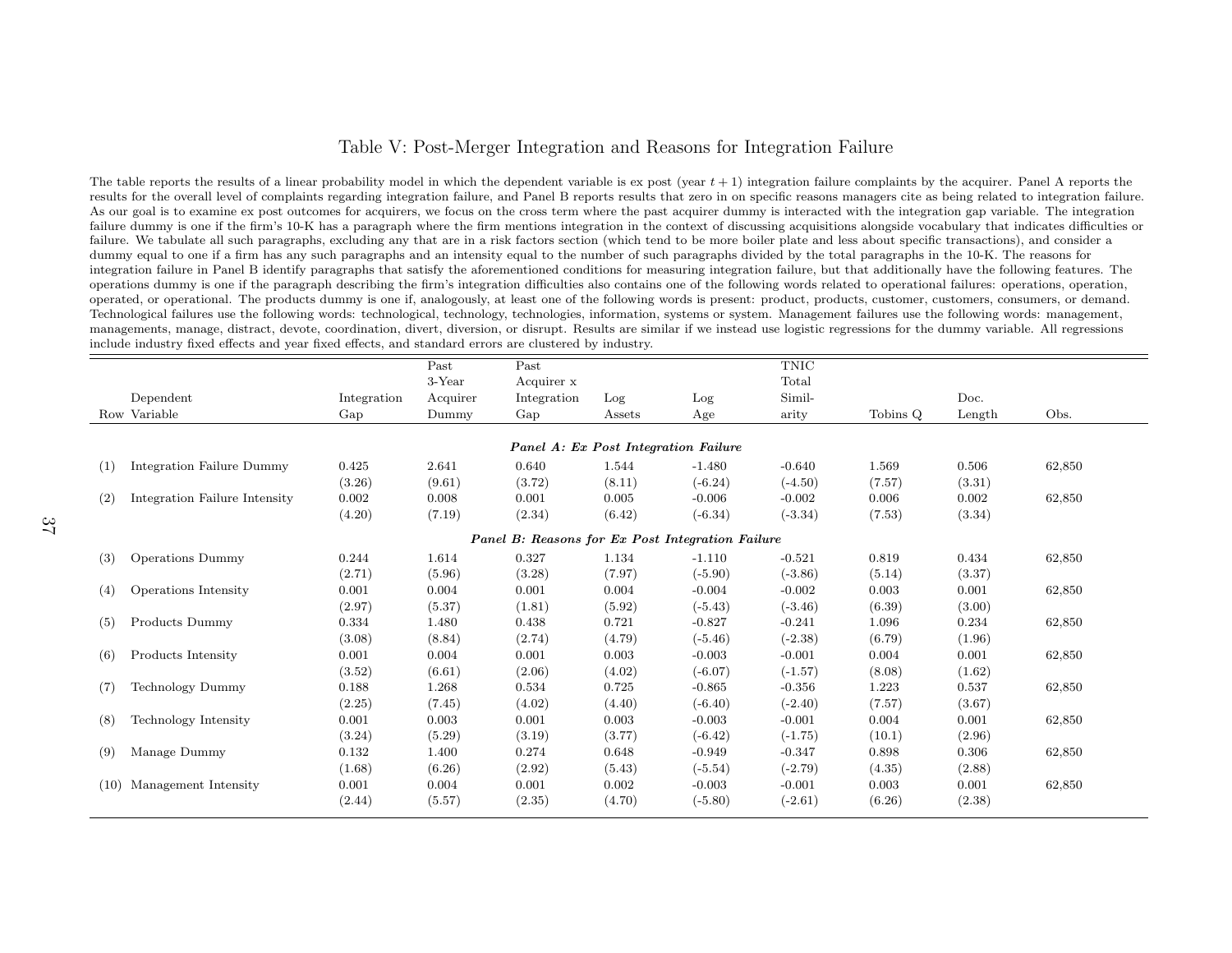# Table V: Post-Merger Integration and Reasons for Integration Failure

The table reports the results of a linear probability model in which the dependent variable is ex post (year $t+1$) integration failure complaints by the acquirer. Panel A reports the results for the overall level of complaints regarding integration failure, and Panel B reports results that zero in on specific reasons managers cite as being related to integration failure. As our goal is to examine ex post outcomes for acquirers, we focus on the cross term where the past acquirer dummy is interacted with the integration gap variable. The integration failure dummy is one if the firm's 10-K has a paragraph where the firm mentions integration in the context of discussing acquisitions alongside vocabulary that indicates difficulties or failure. We tabulate all such paragraphs, excluding any that are in a risk factors section (which tend to be more boiler plate and less about specific transactions), and consider a dummy equal to one if a firm has any such paragraphs and an intensity equal to the number of such paragraphs divided by the total paragraphs in the 10-K. The reasons for integration failure in Panel B identify paragraphs that satisfy the aforementioned conditions for measuring integration failure, but that additionally have the following features. The operations dummy is one if the paragraph describing the firm's integration difficulties also contains one of the following words related to operational failures: operations, operation, operated, or operational. The products dummy is one if, analogously, at least one of the following words is present: product, products, customer, customers, consumers, or demand. Technological failures use the following words: technological, technology, technologies, information, systems or system. Management failures use the following words: management, managements, manage, distract, devote, coordination, divert, diversion, or disrupt. Results are similar if we instead use logistic regressions for the dummy variable. All regressions include industry fixed effects and year fixed effects, and standard errors are clustered by industry.

| Row | Dependent Variable | Integration Gap | Past 3-Year Acquirer Dummy | Past Acquirer x Integration Gap | Log Assets | Log Age | TNIC Total Similarity | Tobins Q | Doc. Length | Obs. |
|---|---|---|---|---|---|---|---|---|---|---|
| | | | | ***Panel A: Ex Post Integration Failure*** | | | | | | |
| (1) | Integration Failure Dummy | 0.425 | 2.641 | 0.640 | 1.544 | -1.480 | -0.640 | 1.569 | 0.506 | 62,850 |
| | | (3.26) | (9.61) | (3.72) | (8.11) | (-6.24) | (-4.50) | (7.57) | (3.31) | |
| (2) | Integration Failure Intensity | 0.002 | 0.008 | 0.001 | 0.005 | -0.006 | -0.002 | 0.006 | 0.002 | 62,850 |
| | | (4.20) | (7.19) | (2.34) | (6.42) | (-6.34) | (-3.34) | (7.53) | (3.34) | |
| | | | | ***Panel B: Reasons for Ex Post Integration Failure*** | | | | | | |
| (3) | Operations Dummy | 0.244 | 1.614 | 0.327 | 1.134 | -1.110 | -0.521 | 0.819 | 0.434 | 62,850 |
| | | (2.71) | (5.96) | (3.28) | (7.97) | (-5.90) | (-3.86) | (5.14) | (3.37) | |
| (4) | Operations Intensity | 0.001 | 0.004 | 0.001 | 0.004 | -0.004 | -0.002 | 0.003 | 0.001 | 62,850 |
| | | (2.97) | (5.37) | (1.81) | (5.92) | (-5.43) | (-3.46) | (6.39) | (3.00) | |
| (5) | Products Dummy | 0.334 | 1.480 | 0.438 | 0.721 | -0.827 | -0.241 | 1.096 | 0.234 | 62,850 |
| | | (3.08) | (8.84) | (2.74) | (4.79) | (-5.46) | (-2.38) | (6.79) | (1.96) | |
| (6) | Products Intensity | 0.001 | 0.004 | 0.001 | 0.003 | -0.003 | -0.001 | 0.004 | 0.001 | 62,850 |
| | | (3.52) | (6.61) | (2.06) | (4.02) | (-6.07) | (-1.57) | (8.08) | (1.62) | |
| (7) | Technology Dummy | 0.188 | 1.268 | 0.534 | 0.725 | -0.865 | -0.356 | 1.223 | 0.537 | 62,850 |
| | | (2.25) | (7.45) | (4.02) | (4.40) | (-6.40) | (-2.40) | (7.57) | (3.67) | |
| (8) | Technology Intensity | 0.001 | 0.003 | 0.001 | 0.003 | -0.003 | -0.001 | 0.004 | 0.001 | 62,850 |
| | | (3.24) | (5.29) | (3.19) | (3.77) | (-6.42) | (-1.75) | (10.1) | (2.96) | |
| (9) | Manage Dummy | 0.132 | 1.400 | 0.274 | 0.648 | -0.949 | -0.347 | 0.898 | 0.306 | 62,850 |
| | | (1.68) | (6.26) | (2.92) | (5.43) | (-5.54) | (-2.79) | (4.35) | (2.88) | |
| (10) | Management Intensity | 0.001 | 0.004 | 0.001 | 0.002 | -0.003 | -0.001 | 0.003 | 0.001 | 62,850 |
| | | (2.44) | (5.57) | (2.35) | (4.70) | (-5.80) | (-2.61) | (6.26) | (2.38) | |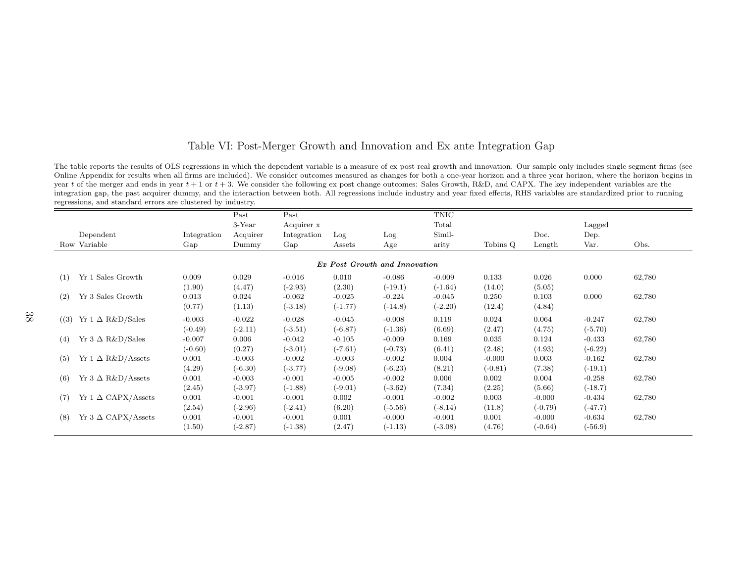# Table VI: Post-Merger Growth and Innovation and Ex ante Integration Gap

The table reports the results of OLS regressions in which the dependent variable is a measure of ex post real growth and innovation. Our sample only includes single segment firms (see Online Appendix for results when all firms are included). We consider outcomes measured as changes for both a one-year horizon and a three year horizon, where the horizon begins in year $t$ of the merger and ends in year $t+1$ or $t+3$. We consider the following ex post change outcomes: Sales Growth, R&D, and CAPX. The key independent variables are the integration gap, the past acquirer dummy, and the interaction between both. All regressions include industry and year fixed effects, RHS variables are standardized prior to running regressions, and standard errors are clustered by industry.

| Row | Dependent Variable | Integration Gap | Past 3-Year Acquirer Dummy | Past Acquirer x Integration Gap | Log Assets | Log Age | TNIC Total Similarity | Tobins Q | Doc. Length | Lagged Dep. Var. | Obs. |
|---|---|---|---|---|---|---|---|---|---|---|---|
| | | | | | | ***Ex Post Growth and Innovation*** | | | | | |
| (1) | Yr 1 Sales Growth | 0.009 | 0.029 | -0.016 | 0.010 | -0.086 | -0.009 | 0.133 | 0.026 | 0.000 | 62,780 |
| | | (1.90) | (4.47) | (-2.93) | (2.30) | (-19.1) | (-1.64) | (14.0) | (5.05) | | |
| (2) | Yr 3 Sales Growth | 0.013 | 0.024 | -0.062 | -0.025 | -0.224 | -0.045 | 0.250 | 0.103 | 0.000 | 62,780 |
| | | (0.77) | (1.13) | (-3.18) | (-1.77) | (-14.8) | (-2.20) | (12.4) | (4.84) | | |
| ((3) | Yr 1 $\Delta$ R&D/Sales | -0.003 | -0.022 | -0.028 | -0.045 | -0.008 | 0.119 | 0.024 | 0.064 | -0.247 | 62,780 |
| | | (-0.49) | (-2.11) | (-3.51) | (-6.87) | (-1.36) | (6.69) | (2.47) | (4.75) | (-5.70) | |
| (4) | Yr 3 $\Delta$ R&D/Sales | -0.007 | 0.006 | -0.042 | -0.105 | -0.009 | 0.169 | 0.035 | 0.124 | -0.433 | 62,780 |
| | | (-0.60) | (0.27) | (-3.01) | (-7.61) | (-0.73) | (6.41) | (2.48) | (4.93) | (-6.22) | |
| (5) | Yr 1 $\Delta$ R&D/Assets | 0.001 | -0.003 | -0.002 | -0.003 | -0.002 | 0.004 | -0.000 | 0.003 | -0.162 | 62,780 |
| | | (4.29) | (-6.30) | (-3.77) | (-9.08) | (-6.23) | (8.21) | (-0.81) | (7.38) | (-19.1) | |
| (6) | Yr 3 $\Delta$ R&D/Assets | 0.001 | -0.003 | -0.001 | -0.005 | -0.002 | 0.006 | 0.002 | 0.004 | -0.258 | 62,780 |
| | | (2.45) | (-3.97) | (-1.88) | (-9.01) | (-3.62) | (7.34) | (2.25) | (5.66) | (-18.7) | |
| (7) | Yr 1 $\Delta$ CAPX/Assets | 0.001 | -0.001 | -0.001 | 0.002 | -0.001 | -0.002 | 0.003 | -0.000 | -0.434 | 62,780 |
| | | (2.54) | (-2.96) | (-2.41) | (6.20) | (-5.56) | (-8.14) | (11.8) | (-0.79) | (-47.7) | |
| (8) | Yr 3 $\Delta$ CAPX/Assets | 0.001 | -0.001 | -0.001 | 0.001 | -0.000 | -0.001 | 0.001 | -0.000 | -0.634 | 62,780 |
| | | (1.50) | (-2.87) | (-1.38) | (2.47) | (-1.13) | (-3.08) | (4.76) | (-0.64) | (-56.9) | |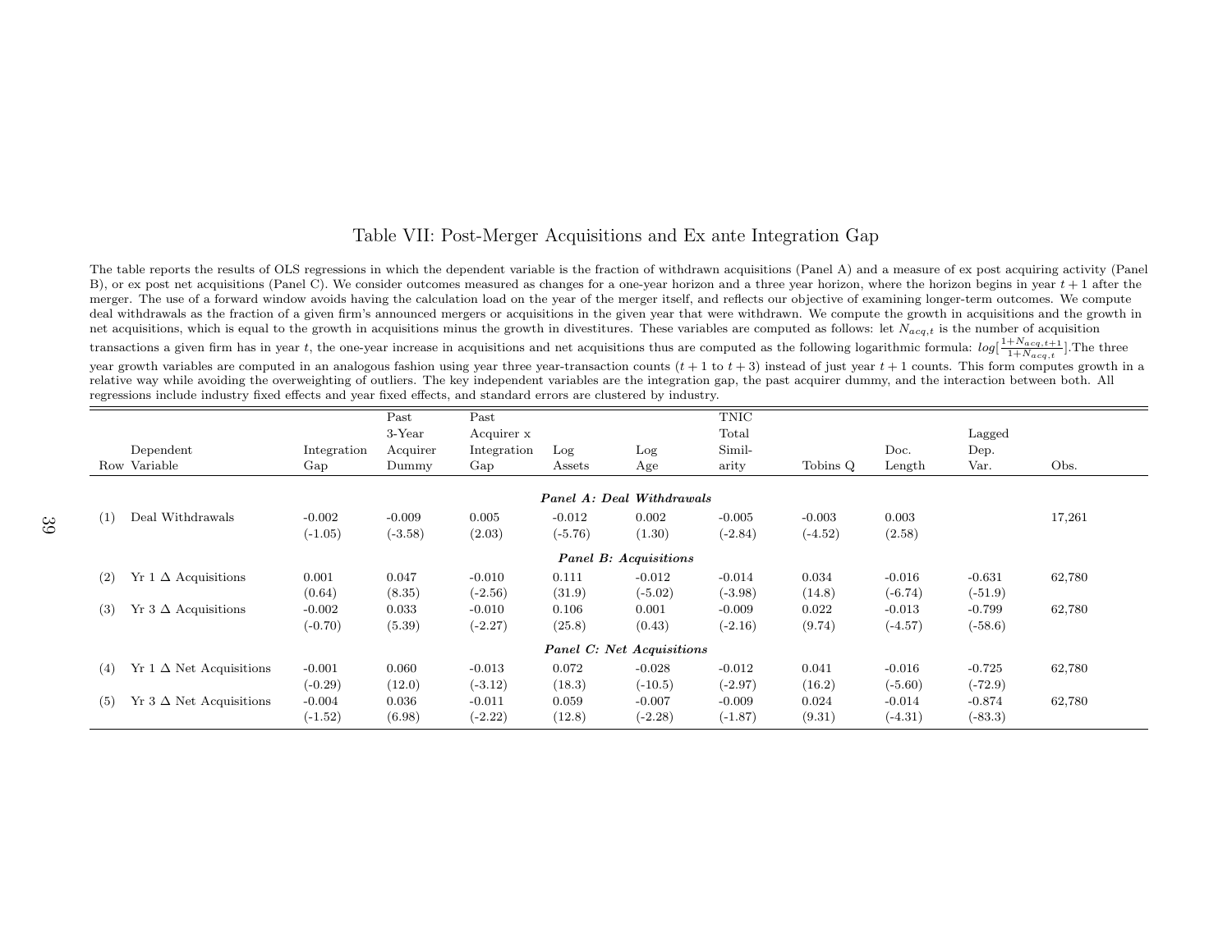# Table VII: Post-Merger Acquisitions and Ex ante Integration Gap

The table reports the results of OLS regressions in which the dependent variable is the fraction of withdrawn acquisitions (Panel A) and a measure of ex post acquiring activity (Panel B), or ex post net acquisitions (Panel C). We consider outcomes measured as changes for a one-year horizon and a three year horizon, where the horizon begins in year $t+1$ after the merger. The use of a forward window avoids having the calculation load on the year of the merger itself, and reflects our objective of examining longer-term outcomes. We compute deal withdrawals as the fraction of a given firm's announced mergers or acquisitions in the given year that were withdrawn. We compute the growth in acquisitions and the growth in net acquisitions, which is equal to the growth in acquisitions minus the growth in divestitures. These variables are computed as follows: let $N_{acq,t}$ is the number of acquisition transactions a given firm has in year $t$, the one-year increase in acquisitions and net acquisitions thus are computed as the following logarithmic formula: $log[\frac{1+N_{acq,t+1}}{1+N_{acq,t}}]$.The three year growth variables are computed in an analogous fashion using year three year-transaction counts ($t+1$ to $t+3$) instead of just year $t+1$ counts. This form computes growth in a relative way while avoiding the overweighting of outliers. The key independent variables are the integration gap, the past acquirer dummy, and the interaction between both. All regressions include industry fixed effects and year fixed effects, and standard errors are clustered by industry.

| Row | Dependent Variable | Integration Gap | Past 3-Year Acquirer Dummy | Past Acquirer x Integration Gap | Log Assets | Log Age | TNIC Total Simil-arity | Tobins Q | Doc. Length | Lagged Dep. Var. | Obs. |
|---|---|---|---|---|---|---|---|---|---|---|---|
| | | | | | *Panel A: Deal Withdrawals* | | | | | | |
| (1) | Deal Withdrawals | -0.002 | -0.009 | 0.005 | -0.012 | 0.002 | -0.005 | -0.003 | 0.003 | | 17,261 |
| | | (-1.05) | (-3.58) | (2.03) | (-5.76) | (1.30) | (-2.84) | (-4.52) | (2.58) | | |
| | | | | | *Panel B: Acquisitions* | | | | | | |
| (2) | Yr 1 Δ Acquisitions | 0.001 | 0.047 | -0.010 | 0.111 | -0.012 | -0.014 | 0.034 | -0.016 | -0.631 | 62,780 |
| | | (0.64) | (8.35) | (-2.56) | (31.9) | (-5.02) | (-3.98) | (14.8) | (-6.74) | (-51.9) | |
| (3) | Yr 3 Δ Acquisitions | -0.002 | 0.033 | -0.010 | 0.106 | 0.001 | -0.009 | 0.022 | -0.013 | -0.799 | 62,780 |
| | | (-0.70) | (5.39) | (-2.27) | (25.8) | (0.43) | (-2.16) | (9.74) | (-4.57) | (-58.6) | |
| | | | | | *Panel C: Net Acquisitions* | | | | | | |
| (4) | Yr 1 Δ Net Acquisitions | -0.001 | 0.060 | -0.013 | 0.072 | -0.028 | -0.012 | 0.041 | -0.016 | -0.725 | 62,780 |
| | | (-0.29) | (12.0) | (-3.12) | (18.3) | (-10.5) | (-2.97) | (16.2) | (-5.60) | (-72.9) | |
| (5) | Yr 3 Δ Net Acquisitions | -0.004 | 0.036 | -0.011 | 0.059 | -0.007 | -0.009 | 0.024 | -0.014 | -0.874 | 62,780 |
| | | (-1.52) | (6.98) | (-2.22) | (12.8) | (-2.28) | (-1.87) | (9.31) | (-4.31) | (-83.3) | |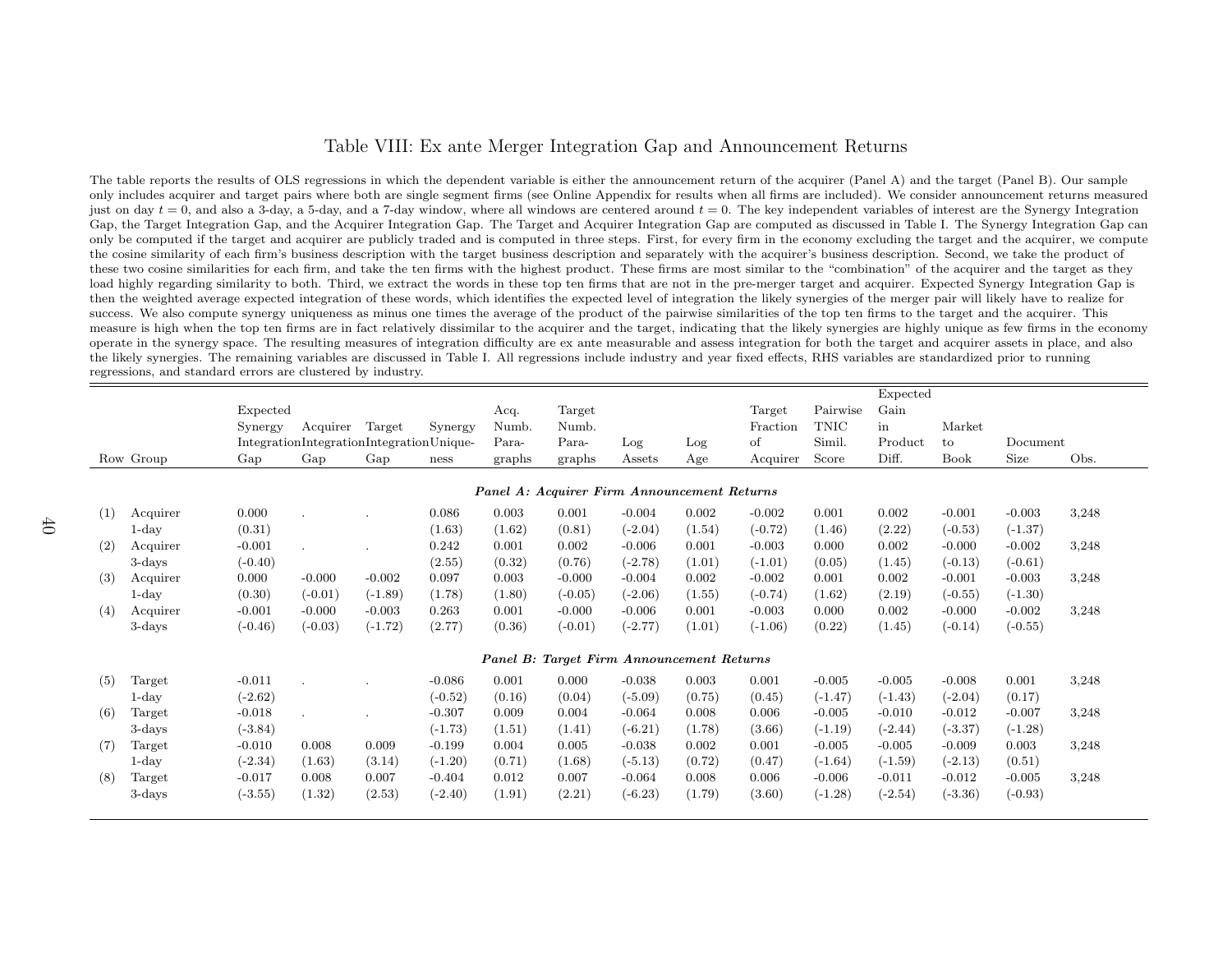# Table VIII: Ex ante Merger Integration Gap and Announcement Returns

The table reports the results of OLS regressions in which the dependent variable is either the announcement return of the acquirer (Panel A) and the target (Panel B). Our sample only includes acquirer and target pairs where both are single segment firms (see Online Appendix for results when all firms are included). We consider announcement returns measured just on day $t = 0$, and also a 3-day, a 5-day, and a 7-day window, where all windows are centered around $t = 0$. The key independent variables of interest are the Synergy Integration Gap, the Target Integration Gap, and the Acquirer Integration Gap. The Target and Acquirer Integration Gap are computed as discussed in Table I. The Synergy Integration Gap can only be computed if the target and acquirer are publicly traded and is computed in three steps. First, for every firm in the economy excluding the target and the acquirer, we compute the cosine similarity of each firm's business description with the target business description and separately with the acquirer's business description. Second, we take the product of these two cosine similarities for each firm, and take the ten firms with the highest product. These firms are most similar to the "combination" of the acquirer and the target as they load highly regarding similarity to both. Third, we extract the words in these top ten firms that are not in the pre-merger target and acquirer. Expected Synergy Integration Gap is then the weighted average expected integration of these words, which identifies the expected level of integration the likely synergies of the merger pair will likely have to realize for success. We also compute synergy uniqueness as minus one times the average of the product of the pairwise similarities of the top ten firms to the target and the acquirer. This measure is high when the top ten firms are in fact relatively dissimilar to the acquirer and the target, indicating that the likely synergies are highly unique as few firms in the economy operate in the synergy space. The resulting measures of integration difficulty are ex ante measurable and assess integration for both the target and acquirer assets in place, and also the likely synergies. The remaining variables are discussed in Table I. All regressions include industry and year fixed effects, RHS variables are standardized prior to running regressions, and standard errors are clustered by industry.

| Row | Group | Expected Synergy Integration Gap | Acquirer Integration Gap | Target Integration Gap | Synergy Uniqueness | Acq. Numb. Paragraphs | Target Numb. Paragraphs | Log Assets | Log Age | Target Fraction of Acquirer | Pairwise TNIC Simil. Score | Expected Gain in Product Diff. | Market to Book | Document Size | Obs. |
|---|---|---|---|---|---|---|---|---|---|---|---|---|---|---|---|
| | | | | | | ***Panel A: Acquirer Firm Announcement Returns*** | | | | | | | | | |
| (1) | Acquirer | 0.000 | . | . | 0.086 | 0.003 | 0.001 | -0.004 | 0.002 | -0.002 | 0.001 | 0.002 | -0.001 | -0.003 | 3,248 |
| | 1-day | (0.31) | | | (1.63) | (1.62) | (0.81) | (-2.04) | (1.54) | (-0.72) | (1.46) | (2.22) | (-0.53) | (-1.37) | |
| (2) | Acquirer | -0.001 | . | . | 0.242 | 0.001 | 0.002 | -0.006 | 0.001 | -0.003 | 0.000 | 0.002 | -0.000 | -0.002 | 3,248 |
| | 3-days | (-0.40) | | | (2.55) | (0.32) | (0.76) | (-2.78) | (1.01) | (-1.01) | (0.05) | (1.45) | (-0.13) | (-0.61) | |
| (3) | Acquirer | 0.000 | -0.000 | -0.002 | 0.097 | 0.003 | -0.000 | -0.004 | 0.002 | -0.002 | 0.001 | 0.002 | -0.001 | -0.003 | 3,248 |
| | 1-day | (0.30) | (-0.01) | (-1.89) | (1.78) | (1.80) | (-0.05) | (-2.06) | (1.55) | (-0.74) | (1.62) | (2.19) | (-0.55) | (-1.30) | |
| (4) | Acquirer | -0.001 | -0.000 | -0.003 | 0.263 | 0.001 | -0.000 | -0.006 | 0.001 | -0.003 | 0.000 | 0.002 | -0.000 | -0.002 | 3,248 |
| | 3-days | (-0.46) | (-0.03) | (-1.72) | (2.77) | (0.36) | (-0.01) | (-2.77) | (1.01) | (-1.06) | (0.22) | (1.45) | (-0.14) | (-0.55) | |
| | | | | | | ***Panel B: Target Firm Announcement Returns*** | | | | | | | | | |
| (5) | Target | -0.011 | . | . | -0.086 | 0.001 | 0.000 | -0.038 | 0.003 | 0.001 | -0.005 | -0.005 | -0.008 | 0.001 | 3,248 |
| | 1-day | (-2.62) | | | (-0.52) | (0.16) | (0.04) | (-5.09) | (0.75) | (0.45) | (-1.47) | (-1.43) | (-2.04) | (0.17) | |
| (6) | Target | -0.018 | . | . | -0.307 | 0.009 | 0.004 | -0.064 | 0.008 | 0.006 | -0.005 | -0.010 | -0.012 | -0.007 | 3,248 |
| | 3-days | (-3.84) | | | (-1.73) | (1.51) | (1.41) | (-6.21) | (1.78) | (3.66) | (-1.19) | (-2.44) | (-3.37) | (-1.28) | |
| (7) | Target | -0.010 | 0.008 | 0.009 | -0.199 | 0.004 | 0.005 | -0.038 | 0.002 | 0.001 | -0.005 | -0.005 | -0.009 | 0.003 | 3,248 |
| | 1-day | (-2.34) | (1.63) | (3.14) | (-1.20) | (0.71) | (1.68) | (-5.13) | (0.72) | (0.47) | (-1.64) | (-1.59) | (-2.13) | (0.51) | |
| (8) | Target | -0.017 | 0.008 | 0.007 | -0.404 | 0.012 | 0.007 | -0.064 | 0.008 | 0.006 | -0.006 | -0.011 | -0.012 | -0.005 | 3,248 |
| | 3-days | (-3.55) | (1.32) | (2.53) | (-2.40) | (1.91) | (2.21) | (-6.23) | (1.79) | (3.60) | (-1.28) | (-2.54) | (-3.36) | (-0.93) | |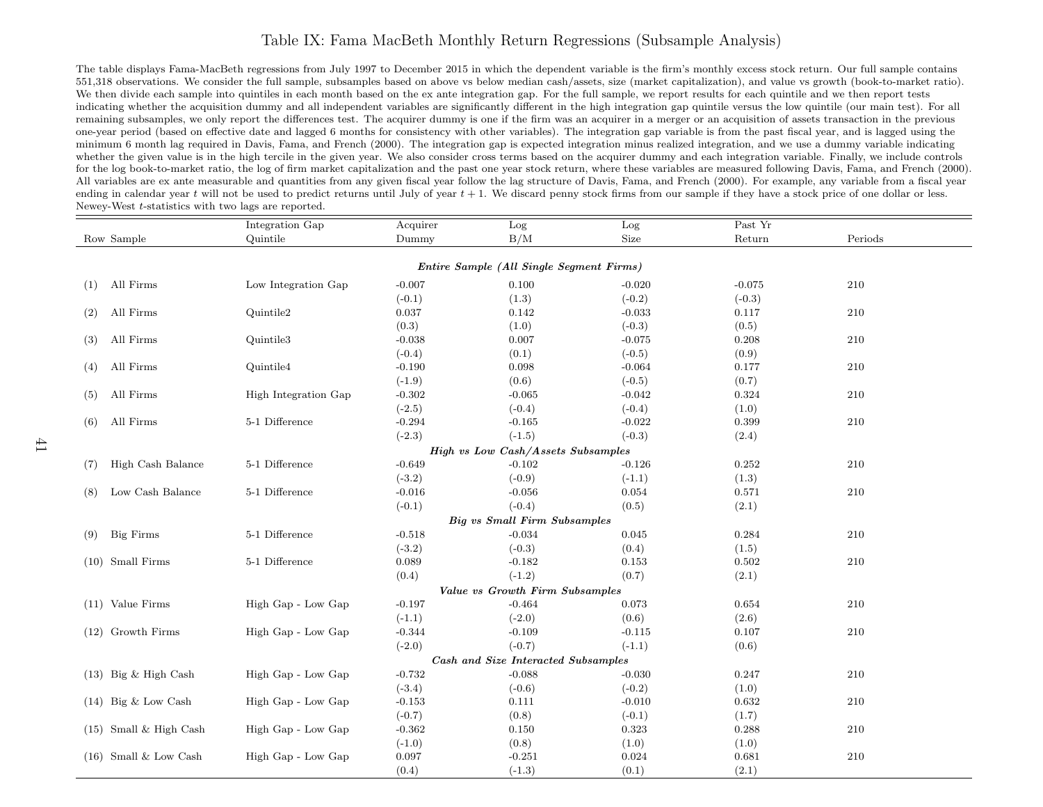# Table IX: Fama MacBeth Monthly Return Regressions (Subsample Analysis)

The table displays Fama-MacBeth regressions from July 1997 to December 2015 in which the dependent variable is the firm's monthly excess stock return. Our full sample contains 551,318 observations. We consider the full sample, subsamples based on above vs below median cash/assets, size (market capitalization), and value vs growth (book-to-market ratio). We then divide each sample into quintiles in each month based on the ex ante integration gap. For the full sample, we report results for each quintile and we then report tests indicating whether the acquisition dummy and all independent variables are significantly different in the high integration gap quintile versus the low quintile (our main test). For all remaining subsamples, we only report the differences test. The acquirer dummy is one if the firm was an acquirer in a merger or an acquisition of assets transaction in the previous one-year period (based on effective date and lagged 6 months for consistency with other variables). The integration gap variable is from the past fiscal year, and is lagged using the minimum 6 month lag required in Davis, Fama, and French (2000). The integration gap is expected integration minus realized integration, and we use a dummy variable indicating whether the given value is in the high tercile in the given year. We also consider cross terms based on the acquirer dummy and each integration variable. Finally, we include controls for the log book-to-market ratio, the log of firm market capitalization and the past one year stock return, where these variables are measured following Davis, Fama, and French (2000). All variables are ex ante measurable and quantities from any given fiscal year follow the lag structure of Davis, Fama, and French (2000). For example, any variable from a fiscal year ending in calendar year $t$ will not be used to predict returns until July of year $t+1$. We discard penny stock firms from our sample if they have a stock price of one dollar or less. Newey-West $t$-statistics with two lags are reported.

| Row | Sample | Integration Gap Quintile | Acquirer Dummy | Log B/M | Log Size | Past Yr Return | Periods |
|---|---|---|---|---|---|---|---|
| | | | ***Entire Sample (All Single Segment Firms)*** | | | | |
| (1) | All Firms | Low Integration Gap | -0.007 | 0.100 | -0.020 | -0.075 | 210 |
| | | | (-0.1) | (1.3) | (-0.2) | (-0.3) | |
| (2) | All Firms | Quintile2 | 0.037 | 0.142 | -0.033 | 0.117 | 210 |
| | | | (0.3) | (1.0) | (-0.3) | (0.5) | |
| (3) | All Firms | Quintile3 | -0.038 | 0.007 | -0.075 | 0.208 | 210 |
| | | | (-0.4) | (0.1) | (-0.5) | (0.9) | |
| (4) | All Firms | Quintile4 | -0.190 | 0.098 | -0.064 | 0.177 | 210 |
| | | | (-1.9) | (0.6) | (-0.5) | (0.7) | |
| (5) | All Firms | High Integration Gap | -0.302 | -0.065 | -0.042 | 0.324 | 210 |
| | | | (-2.5) | (-0.4) | (-0.4) | (1.0) | |
| (6) | All Firms | 5-1 Difference | -0.294 | -0.165 | -0.022 | 0.399 | 210 |
| | | | (-2.3) | (-1.5) | (-0.3) | (2.4) | |
| | | | ***High vs Low Cash/Assets Subsamples*** | | | | |
| (7) | High Cash Balance | 5-1 Difference | -0.649 | -0.102 | -0.126 | 0.252 | 210 |
| | | | (-3.2) | (-0.9) | (-1.1) | (1.3) | |
| (8) | Low Cash Balance | 5-1 Difference | -0.016 | -0.056 | 0.054 | 0.571 | 210 |
| | | | (-0.1) | (-0.4) | (0.5) | (2.1) | |
| | | | ***Big vs Small Firm Subsamples*** | | | | |
| (9) | Big Firms | 5-1 Difference | -0.518 | -0.034 | 0.045 | 0.284 | 210 |
| | | | (-3.2) | (-0.3) | (0.4) | (1.5) | |
| (10) | Small Firms | 5-1 Difference | 0.089 | -0.182 | 0.153 | 0.502 | 210 |
| | | | (0.4) | (-1.2) | (0.7) | (2.1) | |
| | | | ***Value vs Growth Firm Subsamples*** | | | | |
| (11) | Value Firms | High Gap - Low Gap | -0.197 | -0.464 | 0.073 | 0.654 | 210 |
| | | | (-1.1) | (-2.0) | (0.6) | (2.6) | |
| (12) | Growth Firms | High Gap - Low Gap | -0.344 | -0.109 | -0.115 | 0.107 | 210 |
| | | | (-2.0) | (-0.7) | (-1.1) | (0.6) | |
| | | | ***Cash and Size Interacted Subsamples*** | | | | |
| (13) | Big & High Cash | High Gap - Low Gap | -0.732 | -0.088 | -0.030 | 0.247 | 210 |
| | | | (-3.4) | (-0.6) | (-0.2) | (1.0) | |
| (14) | Big & Low Cash | High Gap - Low Gap | -0.153 | 0.111 | -0.010 | 0.632 | 210 |
| | | | (-0.7) | (0.8) | (-0.1) | (1.7) | |
| (15) | Small & High Cash | High Gap - Low Gap | -0.362 | 0.150 | 0.323 | 0.288 | 210 |
| | | | (-1.0) | (0.8) | (1.0) | (1.0) | |
| (16) | Small & Low Cash | High Gap - Low Gap | 0.097 | -0.251 | 0.024 | 0.681 | 210 |
| | | | (0.4) | (-1.3) | (0.1) | (2.1) | |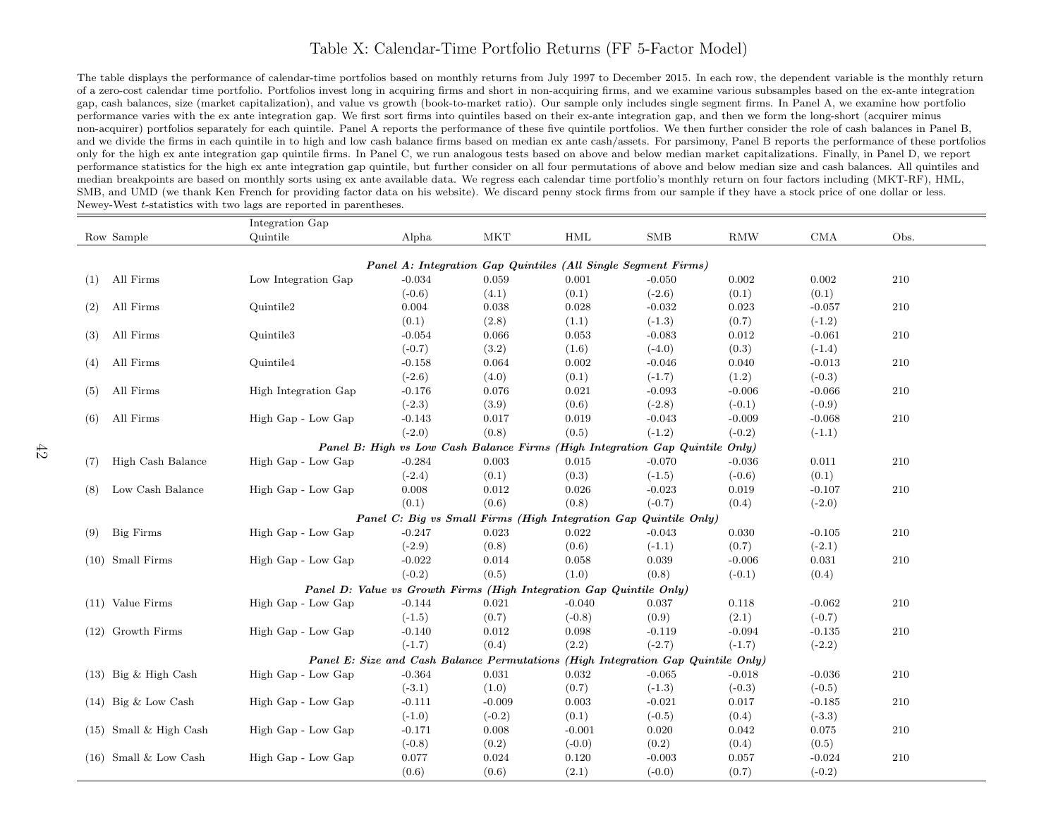# Table X: Calendar-Time Portfolio Returns (FF 5-Factor Model)

The table displays the performance of calendar-time portfolios based on monthly returns from July 1997 to December 2015. In each row, the dependent variable is the monthly return of a zero-cost calendar time portfolio. Portfolios invest long in acquiring firms and short in non-acquiring firms, and we examine various subsamples based on the ex-ante integration gap, cash balances, size (market capitalization), and value vs growth (book-to-market ratio). Our sample only includes single segment firms. In Panel A, we examine how portfolio performance varies with the ex ante integration gap. We first sort firms into quintiles based on their ex-ante integration gap, and then we form the long-short (acquirer minus non-acquirer) portfolios separately for each quintile. Panel A reports the performance of these five quintile portfolios. We then further consider the role of cash balances in Panel B, and we divide the firms in each quintile in to high and low cash balance firms based on median ex ante cash/assets. For parsimony, Panel B reports the performance of these portfolios only for the high ex ante integration gap quintile firms. In Panel C, we run analogous tests based on above and below median market capitalizations. Finally, in Panel D, we report performance statistics for the high ex ante integration gap quintile, but further consider on all four permutations of above and below median size and cash balances. All quintiles and median breakpoints are based on monthly sorts using ex ante available data. We regress each calendar time portfolio's monthly return on four factors including (MKT-RF), HML, SMB, and UMD (we thank Ken French for providing factor data on his website). We discard penny stock firms from our sample if they have a stock price of one dollar or less. Newey-West *t*-statistics with two lags are reported in parentheses.

| Row | Sample | Integration Gap Quintile | Alpha | MKT | HML | SMB | RMW | CMA | Obs. |
|---|---|---|---|---|---|---|---|---|---|
| | | ***Panel A: Integration Gap Quintiles (All Single Segment Firms)*** | | | | | | | |
| (1) | All Firms | Low Integration Gap | -0.034 | 0.059 | 0.001 | -0.050 | 0.002 | 0.002 | 210 |
| | | | (-0.6) | (4.1) | (0.1) | (-2.6) | (0.1) | (0.1) | |
| (2) | All Firms | Quintile2 | 0.004 | 0.038 | 0.028 | -0.032 | 0.023 | -0.057 | 210 |
| | | | (0.1) | (2.8) | (1.1) | (-1.3) | (0.7) | (-1.2) | |
| (3) | All Firms | Quintile3 | -0.054 | 0.066 | 0.053 | -0.083 | 0.012 | -0.061 | 210 |
| | | | (-0.7) | (3.2) | (1.6) | (-4.0) | (0.3) | (-1.4) | |
| (4) | All Firms | Quintile4 | -0.158 | 0.064 | 0.002 | -0.046 | 0.040 | -0.013 | 210 |
| | | | (-2.6) | (4.0) | (0.1) | (-1.7) | (1.2) | (-0.3) | |
| (5) | All Firms | High Integration Gap | -0.176 | 0.076 | 0.021 | -0.093 | -0.006 | -0.066 | 210 |
| | | | (-2.3) | (3.9) | (0.6) | (-2.8) | (-0.1) | (-0.9) | |
| (6) | All Firms | High Gap - Low Gap | -0.143 | 0.017 | 0.019 | -0.043 | -0.009 | -0.068 | 210 |
| | | | (-2.0) | (0.8) | (0.5) | (-1.2) | (-0.2) | (-1.1) | |
| | | ***Panel B: High vs Low Cash Balance Firms (High Integration Gap Quintile Only)*** | | | | | | | |
| (7) | High Cash Balance | High Gap - Low Gap | -0.284 | 0.003 | 0.015 | -0.070 | -0.036 | 0.011 | 210 |
| | | | (-2.4) | (0.1) | (0.3) | (-1.5) | (-0.6) | (0.1) | |
| (8) | Low Cash Balance | High Gap - Low Gap | 0.008 | 0.012 | 0.026 | -0.023 | 0.019 | -0.107 | 210 |
| | | | (0.1) | (0.6) | (0.8) | (-0.7) | (0.4) | (-2.0) | |
| | | ***Panel C: Big vs Small Firms (High Integration Gap Quintile Only)*** | | | | | | | |
| (9) | Big Firms | High Gap - Low Gap | -0.247 | 0.023 | 0.022 | -0.043 | 0.030 | -0.105 | 210 |
| | | | (-2.9) | (0.8) | (0.6) | (-1.1) | (0.7) | (-2.1) | |
| (10) | Small Firms | High Gap - Low Gap | -0.022 | 0.014 | 0.058 | 0.039 | -0.006 | 0.031 | 210 |
| | | | (-0.2) | (0.5) | (1.0) | (0.8) | (-0.1) | (0.4) | |
| | | ***Panel D: Value vs Growth Firms (High Integration Gap Quintile Only)*** | | | | | | | |
| (11) | Value Firms | High Gap - Low Gap | -0.144 | 0.021 | -0.040 | 0.037 | 0.118 | -0.062 | 210 |
| | | | (-1.5) | (0.7) | (-0.8) | (0.9) | (2.1) | (-0.7) | |
| (12) | Growth Firms | High Gap - Low Gap | -0.140 | 0.012 | 0.098 | -0.119 | -0.094 | -0.135 | 210 |
| | | | (-1.7) | (0.4) | (2.2) | (-2.7) | (-1.7) | (-2.2) | |
| | | ***Panel E: Size and Cash Balance Permutations (High Integration Gap Quintile Only)*** | | | | | | | |
| (13) | Big & High Cash | High Gap - Low Gap | -0.364 | 0.031 | 0.032 | -0.065 | -0.018 | -0.036 | 210 |
| | | | (-3.1) | (1.0) | (0.7) | (-1.3) | (-0.3) | (-0.5) | |
| (14) | Big & Low Cash | High Gap - Low Gap | -0.111 | -0.009 | 0.003 | -0.021 | 0.017 | -0.185 | 210 |
| | | | (-1.0) | (-0.2) | (0.1) | (-0.5) | (0.4) | (-3.3) | |
| (15) | Small & High Cash | High Gap - Low Gap | -0.171 | 0.008 | -0.001 | 0.020 | 0.042 | 0.075 | 210 |
| | | | (-0.8) | (0.2) | (-0.0) | (0.2) | (0.4) | (0.5) | |
| (16) | Small & Low Cash | High Gap - Low Gap | 0.077 | 0.024 | 0.120 | -0.003 | 0.057 | -0.024 | 210 |
| | | | (0.6) | (0.6) | (2.1) | (-0.0) | (0.7) | (-0.2) | |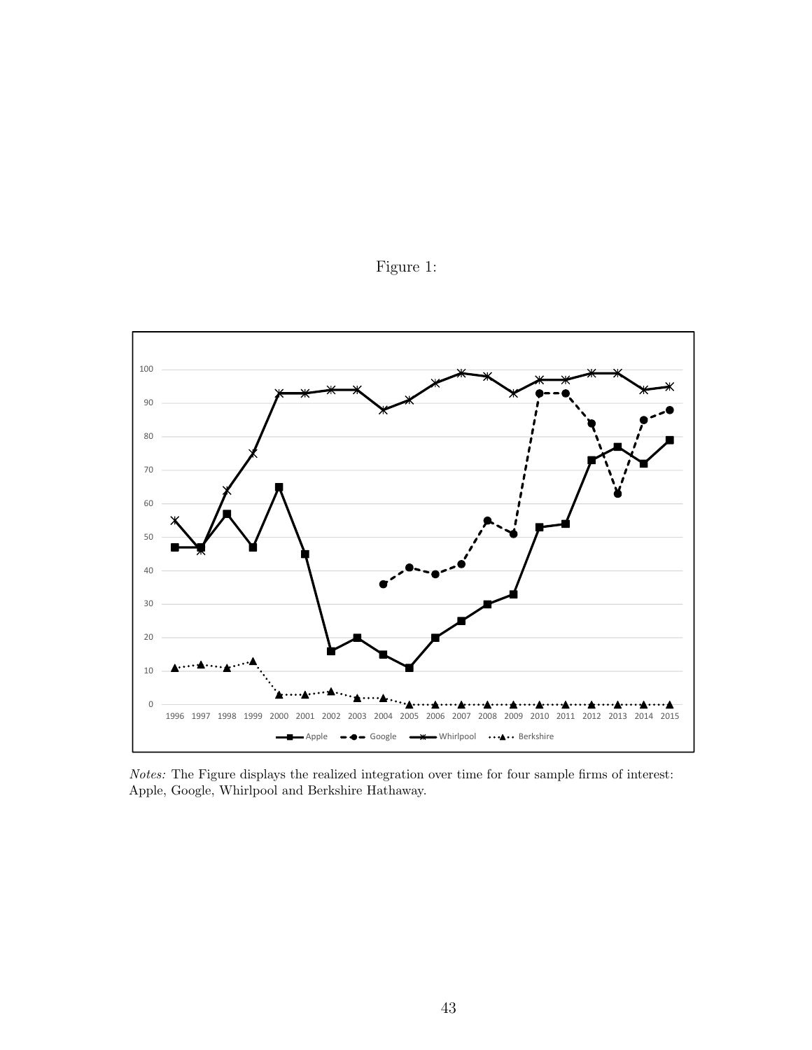Figure 1:

*Notes:* The Figure displays the realized integration over time for four sample firms of interest: Apple, Google, Whirlpool and Berkshire Hathaway.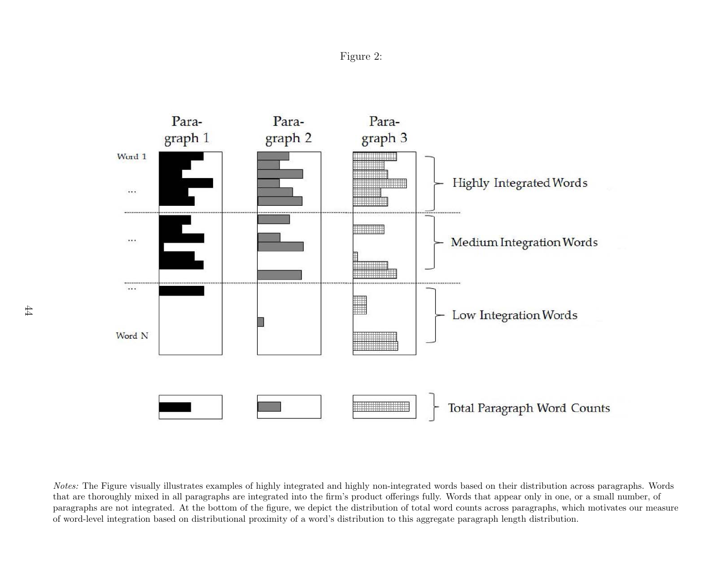Figure 2:

Para-graph 1

Para-graph 2

Para-graph 3

Word 1

...

...

...

Word N

Highly Integrated Words

Medium Integration Words

Low Integration Words

Total Paragraph Word Counts

*Notes:* The Figure visually illustrates examples of highly integrated and highly non-integrated words based on their distribution across paragraphs. Words that are thoroughly mixed in all paragraphs are integrated into the firm's product offerings fully. Words that appear only in one, or a small number, of paragraphs are not integrated. At the bottom of the figure, we depict the distribution of total word counts across paragraphs, which motivates our measure of word-level integration based on distributional proximity of a word's distribution to this aggregate paragraph length distribution.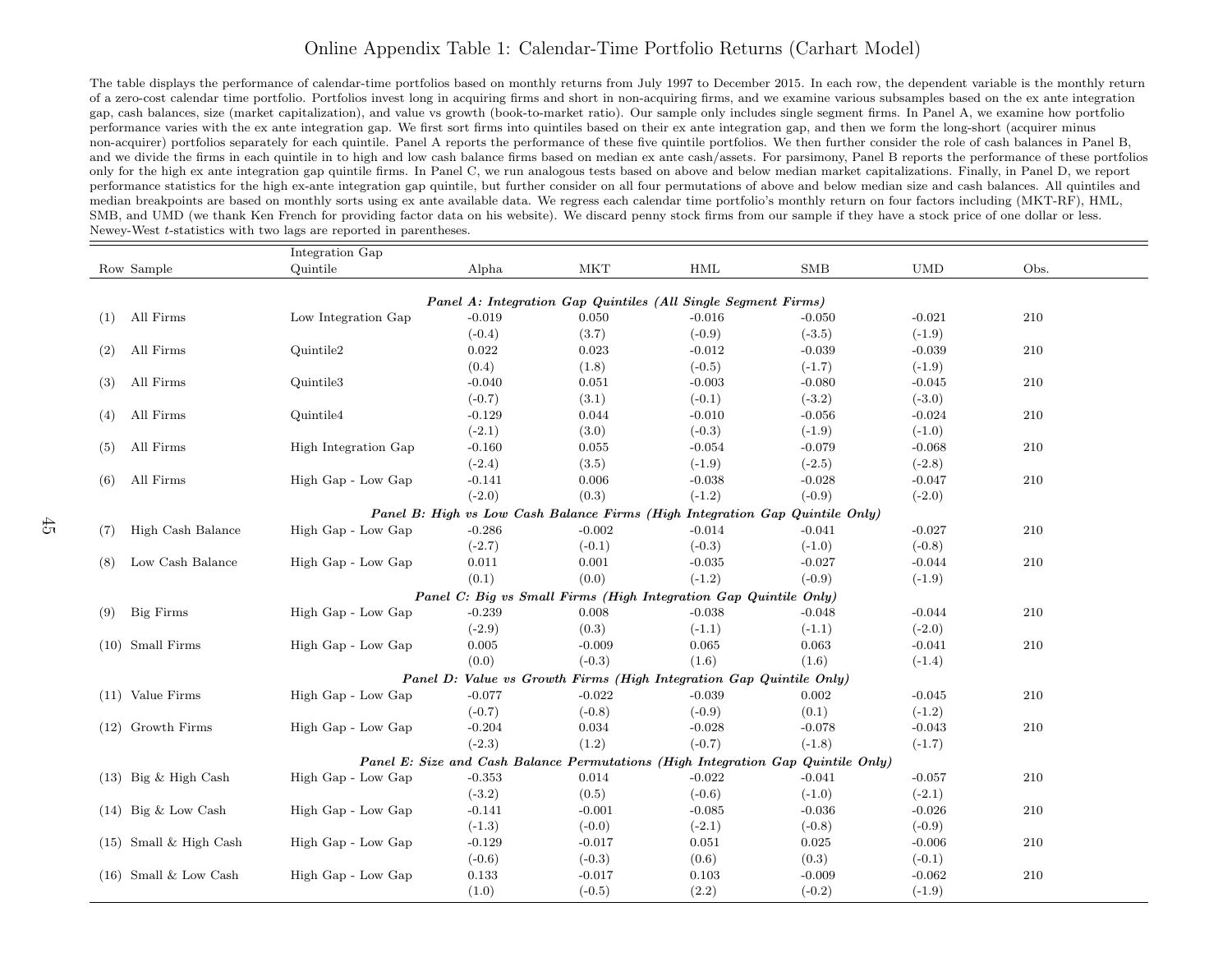# Online Appendix Table 1: Calendar-Time Portfolio Returns (Carhart Model)

The table displays the performance of calendar-time portfolios based on monthly returns from July 1997 to December 2015. In each row, the dependent variable is the monthly return of a zero-cost calendar time portfolio. Portfolios invest long in acquiring firms and short in non-acquiring firms, and we examine various subsamples based on the ex ante integration gap, cash balances, size (market capitalization), and value vs growth (book-to-market ratio). Our sample only includes single segment firms. In Panel A, we examine how portfolio performance varies with the ex ante integration gap. We first sort firms into quintiles based on their ex ante integration gap, and then we form the long-short (acquirer minus non-acquirer) portfolios separately for each quintile. Panel A reports the performance of these five quintile portfolios. We then further consider the role of cash balances in Panel B, and we divide the firms in each quintile in to high and low cash balance firms based on median ex ante cash/assets. For parsimony, Panel B reports the performance of these portfolios only for the high ex ante integration gap quintile firms. In Panel C, we run analogous tests based on above and below median market capitalizations. Finally, in Panel D, we report performance statistics for the high ex-ante integration gap quintile, but further consider on all four permutations of above and below median size and cash balances. All quintiles and median breakpoints are based on monthly sorts using ex ante available data. We regress each calendar time portfolio's monthly return on four factors including (MKT-RF), HML, SMB, and UMD (we thank Ken French for providing factor data on his website). We discard penny stock firms from our sample if they have a stock price of one dollar or less. Newey-West *t*-statistics with two lags are reported in parentheses.

| Row | Sample | Integration Gap Quintile | Alpha | MKT | HML | SMB | UMD | Obs. |
|---|---|---|---|---|---|---|---|---|
| | | ***Panel A: Integration Gap Quintiles (All Single Segment Firms)*** | | | | | | |
| (1) | All Firms | Low Integration Gap | -0.019 | 0.050 | -0.016 | -0.050 | -0.021 | 210 |
| | | | (-0.4) | (3.7) | (-0.9) | (-3.5) | (-1.9) | |
| (2) | All Firms | Quintile2 | 0.022 | 0.023 | -0.012 | -0.039 | -0.039 | 210 |
| | | | (0.4) | (1.8) | (-0.5) | (-1.7) | (-1.9) | |
| (3) | All Firms | Quintile3 | -0.040 | 0.051 | -0.003 | -0.080 | -0.045 | 210 |
| | | | (-0.7) | (3.1) | (-0.1) | (-3.2) | (-3.0) | |
| (4) | All Firms | Quintile4 | -0.129 | 0.044 | -0.010 | -0.056 | -0.024 | 210 |
| | | | (-2.1) | (3.0) | (-0.3) | (-1.9) | (-1.0) | |
| (5) | All Firms | High Integration Gap | -0.160 | 0.055 | -0.054 | -0.079 | -0.068 | 210 |
| | | | (-2.4) | (3.5) | (-1.9) | (-2.5) | (-2.8) | |
| (6) | All Firms | High Gap - Low Gap | -0.141 | 0.006 | -0.038 | -0.028 | -0.047 | 210 |
| | | | (-2.0) | (0.3) | (-1.2) | (-0.9) | (-2.0) | |
| | | ***Panel B: High vs Low Cash Balance Firms (High Integration Gap Quintile Only)*** | | | | | | |
| (7) | High Cash Balance | High Gap - Low Gap | -0.286 | -0.002 | -0.014 | -0.041 | -0.027 | 210 |
| | | | (-2.7) | (-0.1) | (-0.3) | (-1.0) | (-0.8) | |
| (8) | Low Cash Balance | High Gap - Low Gap | 0.011 | 0.001 | -0.035 | -0.027 | -0.044 | 210 |
| | | | (0.1) | (0.0) | (-1.2) | (-0.9) | (-1.9) | |
| | | ***Panel C: Big vs Small Firms (High Integration Gap Quintile Only)*** | | | | | | |
| (9) | Big Firms | High Gap - Low Gap | -0.239 | 0.008 | -0.038 | -0.048 | -0.044 | 210 |
| | | | (-2.9) | (0.3) | (-1.1) | (-1.1) | (-2.0) | |
| (10) | Small Firms | High Gap - Low Gap | 0.005 | -0.009 | 0.065 | 0.063 | -0.041 | 210 |
| | | | (0.0) | (-0.3) | (1.6) | (1.6) | (-1.4) | |
| | | ***Panel D: Value vs Growth Firms (High Integration Gap Quintile Only)*** | | | | | | |
| (11) | Value Firms | High Gap - Low Gap | -0.077 | -0.022 | -0.039 | 0.002 | -0.045 | 210 |
| | | | (-0.7) | (-0.8) | (-0.9) | (0.1) | (-1.2) | |
| (12) | Growth Firms | High Gap - Low Gap | -0.204 | 0.034 | -0.028 | -0.078 | -0.043 | 210 |
| | | | (-2.3) | (1.2) | (-0.7) | (-1.8) | (-1.7) | |
| | | ***Panel E: Size and Cash Balance Permutations (High Integration Gap Quintile Only)*** | | | | | | |
| (13) | Big & High Cash | High Gap - Low Gap | -0.353 | 0.014 | -0.022 | -0.041 | -0.057 | 210 |
| | | | (-3.2) | (0.5) | (-0.6) | (-1.0) | (-2.1) | |
| (14) | Big & Low Cash | High Gap - Low Gap | -0.141 | -0.001 | -0.085 | -0.036 | -0.026 | 210 |
| | | | (-1.3) | (-0.0) | (-2.1) | (-0.8) | (-0.9) | |
| (15) | Small & High Cash | High Gap - Low Gap | -0.129 | -0.017 | 0.051 | 0.025 | -0.006 | 210 |
| | | | (-0.6) | (-0.3) | (0.6) | (0.3) | (-0.1) | |
| (16) | Small & Low Cash | High Gap - Low Gap | 0.133 | -0.017 | 0.103 | -0.009 | -0.062 | 210 |
| | | | (1.0) | (-0.5) | (2.2) | (-0.2) | (-1.9) | |